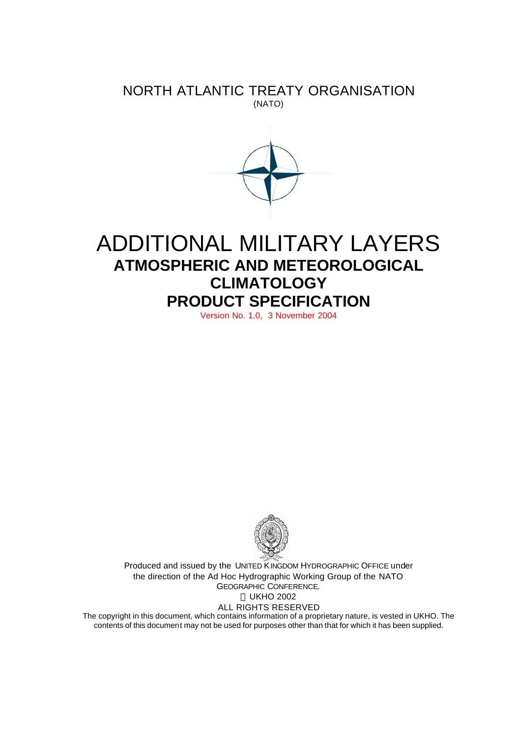NORTH ATLANTIC TREATY ORGANISATION

(NATO)

# ADDITIONAL MILITARY LAYERS

## ATMOSPHERIC AND METEOROLOGICAL CLIMATOLOGY

## PRODUCT SPECIFICATION

Version No. 1.0, 3 November 2004

Produced and issued by the UNITED KINGDOM HYDROGRAPHIC OFFICE under the direction of the Ad Hoc Hydrographic Working Group of the NATO GEOGRAPHIC CONFERENCE.

© UKHO 2002

ALL RIGHTS RESERVED

The copyright in this document, which contains information of a proprietary nature, is vested in UKHO. The contents of this document may not be used for purposes other than that for which it has been supplied.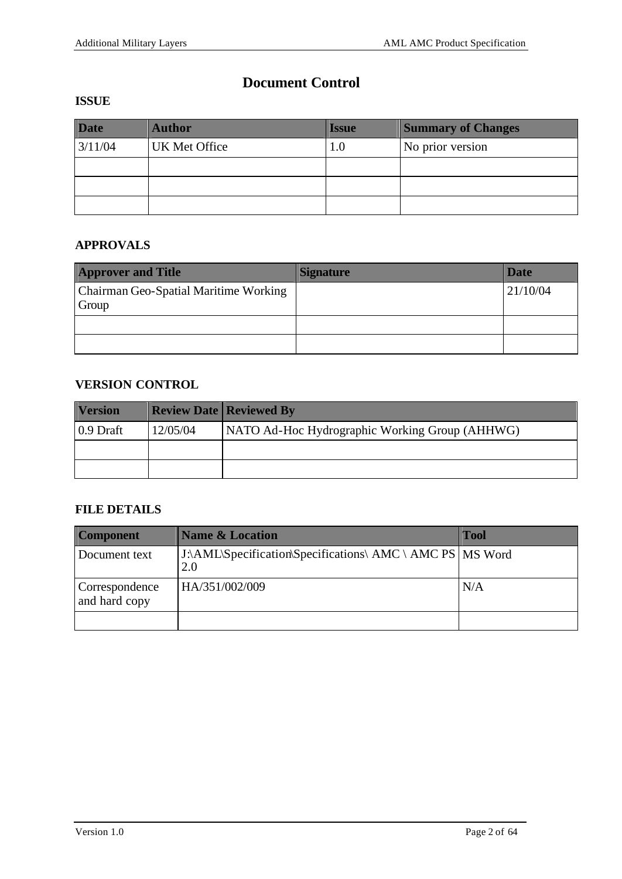# Document Control

## ISSUE

| Date | Author | Issue | Summary of Changes |
|---|---|---|---|
| 3/11/04 | UK Met Office | 1.0 | No prior version |
| | | | |
| | | | |
| | | | |

## APPROVALS

| Approver and Title | Signature | Date |
|---|---|---|
| Chairman Geo-Spatial Maritime Working Group | | 21/10/04 |
| | | |
| | | |

## VERSION CONTROL

| Version | Review Date | Reviewed By |
|---|---|---|
| 0.9 Draft | 12/05/04 | NATO Ad-Hoc Hydrographic Working Group (AHHWG) |
| | | |
| | | |

## FILE DETAILS

| Component | Name & Location | Tool |
|---|---|---|
| Document text | J:\AML\Specification\Specifications\ AMC \ AMC PS 2.0 | MS Word |
| Correspondence and hard copy | HA/351/002/009 | N/A |
| | | |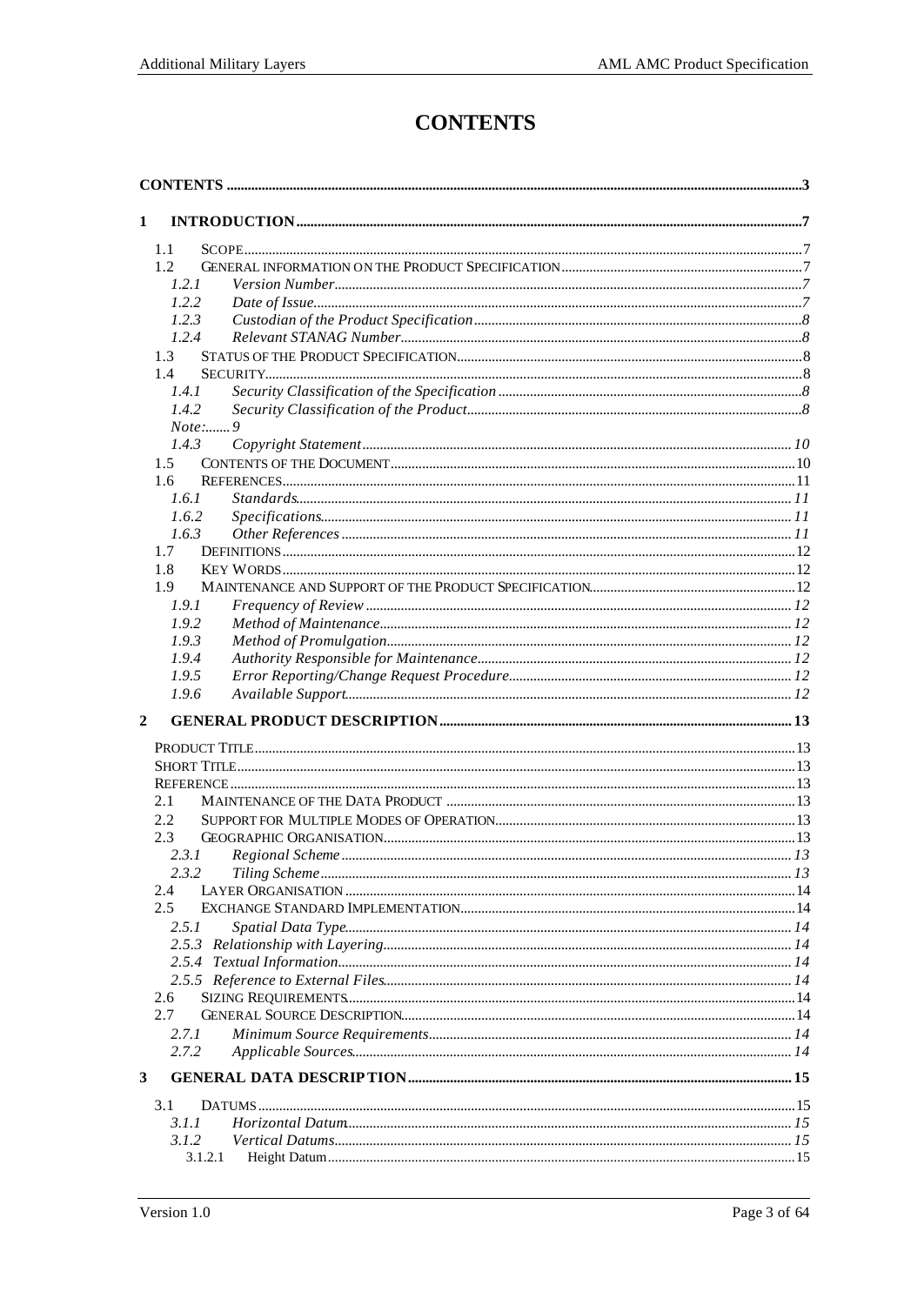# CONTENTS

**CONTENTS** ........ 3

**1 INTRODUCTION** ........ 7

- 1.1 SCOPE ........ 7
- 1.2 GENERAL INFORMATION ON THE PRODUCT SPECIFICATION ........ 7
  - *1.2.1 Version Number* ........ 7
  - *1.2.2 Date of Issue* ........ 7
  - *1.2.3 Custodian of the Product Specification* ........ 8
  - *1.2.4 Relevant STANAG Number* ........ 8
- 1.3 STATUS OF THE PRODUCT SPECIFICATION ........ 8
- 1.4 SECURITY ........ 8
  - *1.4.1 Security Classification of the Specification* ........ 8
  - *1.4.2 Security Classification of the Product* ........ 8
  - *Note:* ........ 9
  - *1.4.3 Copyright Statement* ........ 10
- 1.5 CONTENTS OF THE DOCUMENT ........ 10
- 1.6 REFERENCES ........ 11
  - *1.6.1 Standards* ........ 11
  - *1.6.2 Specifications* ........ 11
  - *1.6.3 Other References* ........ 11
- 1.7 DEFINITIONS ........ 12
- 1.8 KEY WORDS ........ 12
- 1.9 MAINTENANCE AND SUPPORT OF THE PRODUCT SPECIFICATION ........ 12
  - *1.9.1 Frequency of Review* ........ 12
  - *1.9.2 Method of Maintenance* ........ 12
  - *1.9.3 Method of Promulgation* ........ 12
  - *1.9.4 Authority Responsible for Maintenance* ........ 12
  - *1.9.5 Error Reporting/Change Request Procedure* ........ 12
  - *1.9.6 Available Support* ........ 12

**2 GENERAL PRODUCT DESCRIPTION** ........ 13

- PRODUCT TITLE ........ 13
- SHORT TITLE ........ 13
- REFERENCE ........ 13
- 2.1 MAINTENANCE OF THE DATA PRODUCT ........ 13
- 2.2 SUPPORT FOR MULTIPLE MODES OF OPERATION ........ 13
- 2.3 GEOGRAPHIC ORGANISATION ........ 13
  - *2.3.1 Regional Scheme* ........ 13
  - *2.3.2 Tiling Scheme* ........ 13
- 2.4 LAYER ORGANISATION ........ 14
- 2.5 EXCHANGE STANDARD IMPLEMENTATION ........ 14
  - *2.5.1 Spatial Data Type* ........ 14
  - *2.5.3 Relationship with Layering* ........ 14
  - *2.5.4 Textual Information* ........ 14
  - *2.5.5 Reference to External Files* ........ 14
- 2.6 SIZING REQUIREMENTS ........ 14
- 2.7 GENERAL SOURCE DESCRIPTION ........ 14
  - *2.7.1 Minimum Source Requirements* ........ 14
  - *2.7.2 Applicable Sources* ........ 14

**3 GENERAL DATA DESCRIPTION** ........ 15

- 3.1 DATUMS ........ 15
  - *3.1.1 Horizontal Datum* ........ 15
  - *3.1.2 Vertical Datums* ........ 15
    - 3.1.2.1 Height Datum ........ 15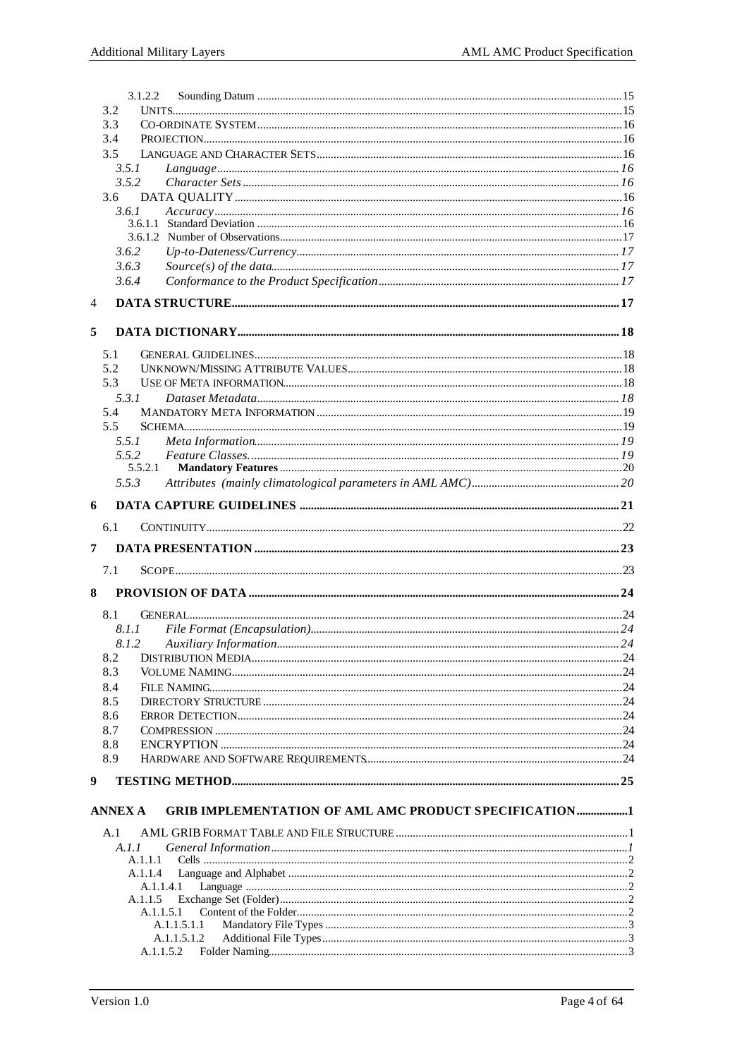3.1.2.2 Sounding Datum ........ 15
3.2 UNITS ........ 15
3.3 CO-ORDINATE SYSTEM ........ 16
3.4 PROJECTION ........ 16
3.5 LANGUAGE AND CHARACTER SETS ........ 16
*3.5.1 Language ........ 16*
*3.5.2 Character Sets ........ 16*
3.6 DATA QUALITY ........ 16
*3.6.1 Accuracy ........ 16*
3.6.1.1 Standard Deviation ........ 16
3.6.1.2 Number of Observations ........ 17
*3.6.2 Up-to-Dateness/Currency ........ 17*
*3.6.3 Source(s) of the data ........ 17*
*3.6.4 Conformance to the Product Specification ........ 17*

**4 DATA STRUCTURE ........ 17**

**5 DATA DICTIONARY ........ 18**

5.1 GENERAL GUIDELINES ........ 18
5.2 UNKNOWN/MISSING ATTRIBUTE VALUES ........ 18
5.3 USE OF META INFORMATION ........ 18
*5.3.1 Dataset Metadata ........ 18*
5.4 MANDATORY META INFORMATION ........ 19
5.5 SCHEMA ........ 19
*5.5.1 Meta Information ........ 19*
*5.5.2 Feature Classes. ........ 19*
5.5.2.1 **Mandatory Features** ........ 20
*5.5.3 Attributes (mainly climatological parameters in AML AMC) ........ 20*

**6 DATA CAPTURE GUIDELINES ........ 21**

6.1 CONTINUITY ........ 22

**7 DATA PRESENTATION ........ 23**

7.1 SCOPE ........ 23

**8 PROVISION OF DATA ........ 24**

8.1 GENERAL ........ 24
*8.1.1 File Format (Encapsulation) ........ 24*
*8.1.2 Auxiliary Information ........ 24*
8.2 DISTRIBUTION MEDIA ........ 24
8.3 VOLUME NAMING ........ 24
8.4 FILE NAMING ........ 24
8.5 DIRECTORY STRUCTURE ........ 24
8.6 ERROR DETECTION ........ 24
8.7 COMPRESSION ........ 24
8.8 ENCRYPTION ........ 24
8.9 HARDWARE AND SOFTWARE REQUIREMENTS ........ 24

**9 TESTING METHOD ........ 25**

**ANNEX A GRIB IMPLEMENTATION OF AML AMC PRODUCT SPECIFICATION ........ 1**

A.1 AML GRIB FORMAT TABLE AND FILE STRUCTURE ........ 1
*A.1.1 General Information ........ 1*
A.1.1.1 Cells ........ 2
A.1.1.4 Language and Alphabet ........ 2
A.1.1.4.1 Language ........ 2
A.1.1.5 Exchange Set (Folder) ........ 2
A.1.1.5.1 Content of the Folder ........ 2
A.1.1.5.1.1 Mandatory File Types ........ 3
A.1.1.5.1.2 Additional File Types ........ 3
A.1.1.5.2 Folder Naming ........ 3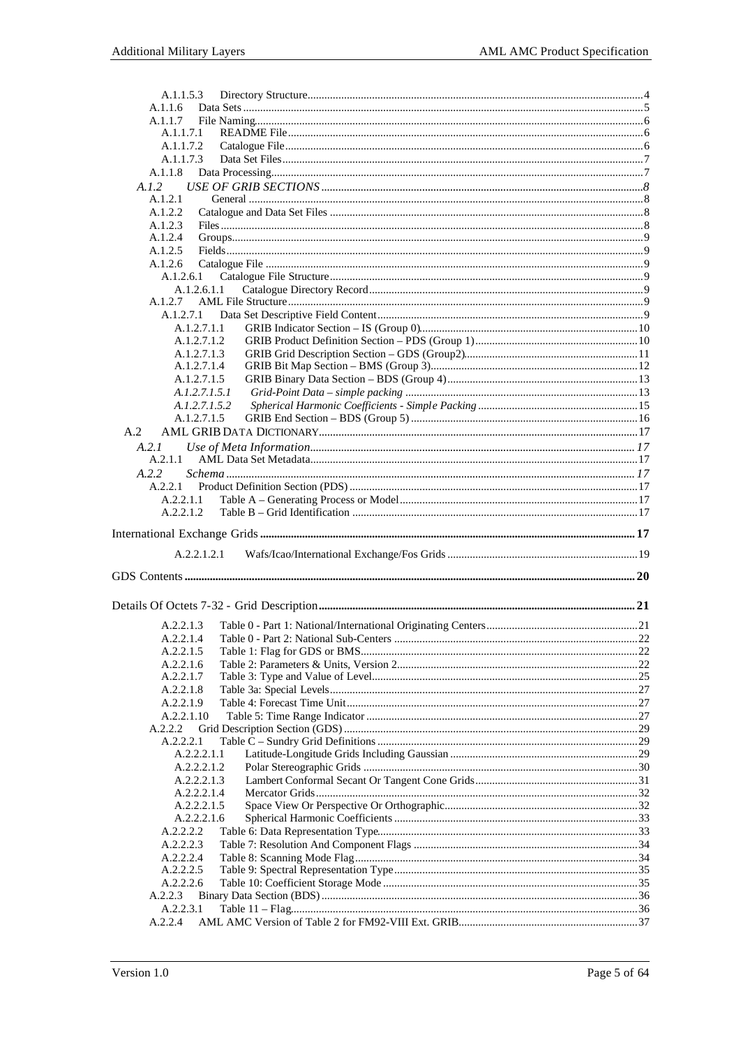A.1.1.5.3 Directory Structure....4
A.1.1.6 Data Sets....5
A.1.1.7 File Naming....6
A.1.1.7.1 README File....6
A.1.1.7.2 Catalogue File....6
A.1.1.7.3 Data Set Files....7
A.1.1.8 Data Processing....7
*A.1.2 USE OF GRIB SECTIONS....8*
A.1.2.1 General....8
A.1.2.2 Catalogue and Data Set Files....8
A.1.2.3 Files....8
A.1.2.4 Groups....9
A.1.2.5 Fields....9
A.1.2.6 Catalogue File....9
A.1.2.6.1 Catalogue File Structure....9
A.1.2.6.1.1 Catalogue Directory Record....9
A.1.2.7 AML File Structure....9
A.1.2.7.1 Data Set Descriptive Field Content....9
A.1.2.7.1.1 GRIB Indicator Section – IS (Group 0)....10
A.1.2.7.1.2 GRIB Product Definition Section – PDS (Group 1)....10
A.1.2.7.1.3 GRIB Grid Description Section – GDS (Group2)....11
A.1.2.7.1.4 GRIB Bit Map Section – BMS (Group 3)....12
A.1.2.7.1.5 GRIB Binary Data Section – BDS (Group 4)....13
*A.1.2.7.1.5.1 Grid-Point Data – simple packing....13*
*A.1.2.7.1.5.2 Spherical Harmonic Coefficients - Simple Packing....15*
A.1.2.7.1.5 GRIB End Section – BDS (Group 5)....16
A.2 AML GRIB DATA DICTIONARY....17
*A.2.1 Use of Meta Information....17*
A.2.1.1 AML Data Set Metadata....17
*A.2.2 Schema....17*
A.2.2.1 Product Definition Section (PDS)....17
A.2.2.1.1 Table A – Generating Process or Model....17
A.2.2.1.2 Table B – Grid Identification....17

**International Exchange Grids....17**

A.2.2.1.2.1 Wafs/Icao/International Exchange/Fos Grids....19

**GDS Contents....20**

**Details Of Octets 7-32 - Grid Description....21**

A.2.2.1.3 Table 0 - Part 1: National/International Originating Centers....21
A.2.2.1.4 Table 0 - Part 2: National Sub-Centers....22
A.2.2.1.5 Table 1: Flag for GDS or BMS....22
A.2.2.1.6 Table 2: Parameters & Units, Version 2....22
A.2.2.1.7 Table 3: Type and Value of Level....25
A.2.2.1.8 Table 3a: Special Levels....27
A.2.2.1.9 Table 4: Forecast Time Unit....27
A.2.2.1.10 Table 5: Time Range Indicator....27
A.2.2.2 Grid Description Section (GDS)....29
A.2.2.2.1 Table C – Sundry Grid Definitions....29
A.2.2.2.1.1 Latitude-Longitude Grids Including Gaussian....29
A.2.2.2.1.2 Polar Stereographic Grids....30
A.2.2.2.1.3 Lambert Conformal Secant Or Tangent Cone Grids....31
A.2.2.2.1.4 Mercator Grids....32
A.2.2.2.1.5 Space View Or Perspective Or Orthographic....32
A.2.2.2.1.6 Spherical Harmonic Coefficients....33
A.2.2.2.2 Table 6: Data Representation Type....33
A.2.2.2.3 Table 7: Resolution And Component Flags....34
A.2.2.2.4 Table 8: Scanning Mode Flag....34
A.2.2.2.5 Table 9: Spectral Representation Type....35
A.2.2.2.6 Table 10: Coefficient Storage Mode....35
A.2.2.3 Binary Data Section (BDS)....36
A.2.2.3.1 Table 11 – Flag....36
A.2.2.4 AML AMC Version of Table 2 for FM92-VIII Ext. GRIB....37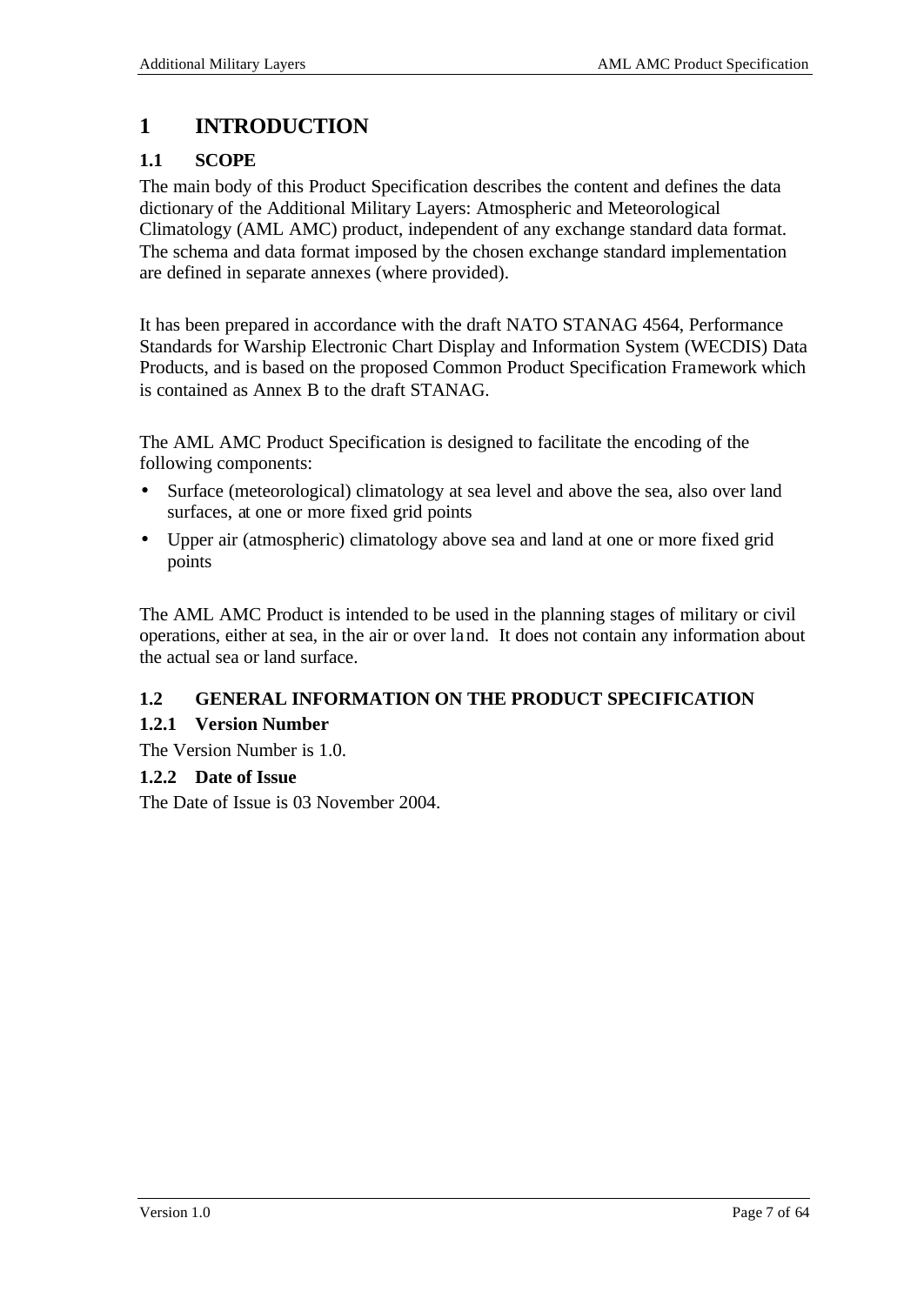# 1 INTRODUCTION

## 1.1 SCOPE

The main body of this Product Specification describes the content and defines the data dictionary of the Additional Military Layers: Atmospheric and Meteorological Climatology (AML AMC) product, independent of any exchange standard data format. The schema and data format imposed by the chosen exchange standard implementation are defined in separate annexes (where provided).

It has been prepared in accordance with the draft NATO STANAG 4564, Performance Standards for Warship Electronic Chart Display and Information System (WECDIS) Data Products, and is based on the proposed Common Product Specification Framework which is contained as Annex B to the draft STANAG.

The AML AMC Product Specification is designed to facilitate the encoding of the following components:

- Surface (meteorological) climatology at sea level and above the sea, also over land surfaces, at one or more fixed grid points
- Upper air (atmospheric) climatology above sea and land at one or more fixed grid points

The AML AMC Product is intended to be used in the planning stages of military or civil operations, either at sea, in the air or over land. It does not contain any information about the actual sea or land surface.

## 1.2 GENERAL INFORMATION ON THE PRODUCT SPECIFICATION

### 1.2.1 Version Number

The Version Number is 1.0.

### 1.2.2 Date of Issue

The Date of Issue is 03 November 2004.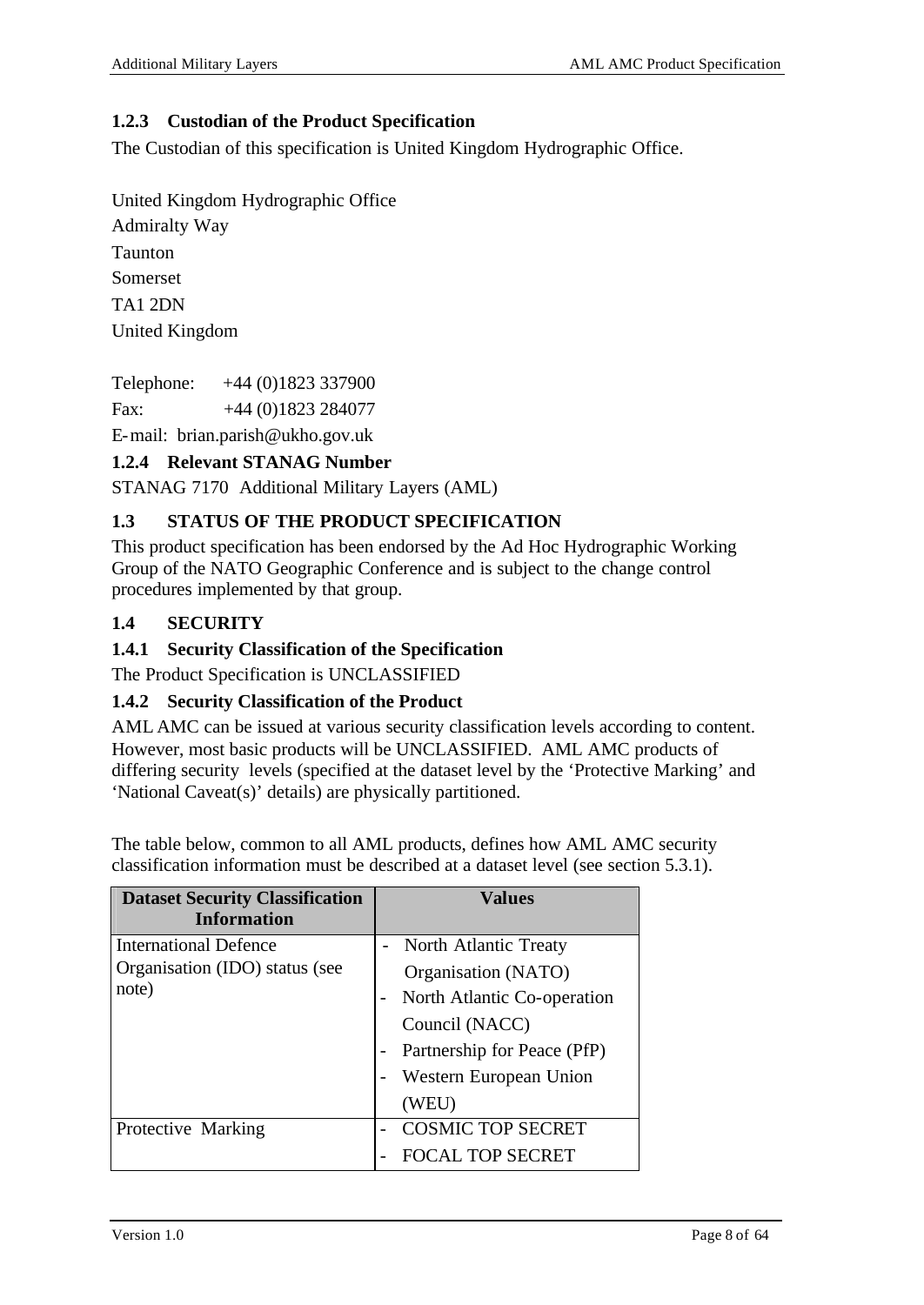### 1.2.3 Custodian of the Product Specification

The Custodian of this specification is United Kingdom Hydrographic Office.

United Kingdom Hydrographic Office
Admiralty Way
Taunton
Somerset
TA1 2DN
United Kingdom

Telephone: +44 (0)1823 337900
Fax: +44 (0)1823 284077
E-mail: brian.parish@ukho.gov.uk

### 1.2.4 Relevant STANAG Number

STANAG 7170 Additional Military Layers (AML)

## 1.3 STATUS OF THE PRODUCT SPECIFICATION

This product specification has been endorsed by the Ad Hoc Hydrographic Working Group of the NATO Geographic Conference and is subject to the change control procedures implemented by that group.

## 1.4 SECURITY

### 1.4.1 Security Classification of the Specification

The Product Specification is UNCLASSIFIED

### 1.4.2 Security Classification of the Product

AML AMC can be issued at various security classification levels according to content. However, most basic products will be UNCLASSIFIED. AML AMC products of differing security levels (specified at the dataset level by the 'Protective Marking' and 'National Caveat(s)' details) are physically partitioned.

The table below, common to all AML products, defines how AML AMC security classification information must be described at a dataset level (see section 5.3.1).

| Dataset Security Classification Information | Values |
|---|---|
| International Defence Organisation (IDO) status (see note) | - North Atlantic Treaty Organisation (NATO)<br>- North Atlantic Co-operation Council (NACC)<br>- Partnership for Peace (PfP)<br>- Western European Union (WEU) |
| Protective Marking | - COSMIC TOP SECRET<br>- FOCAL TOP SECRET |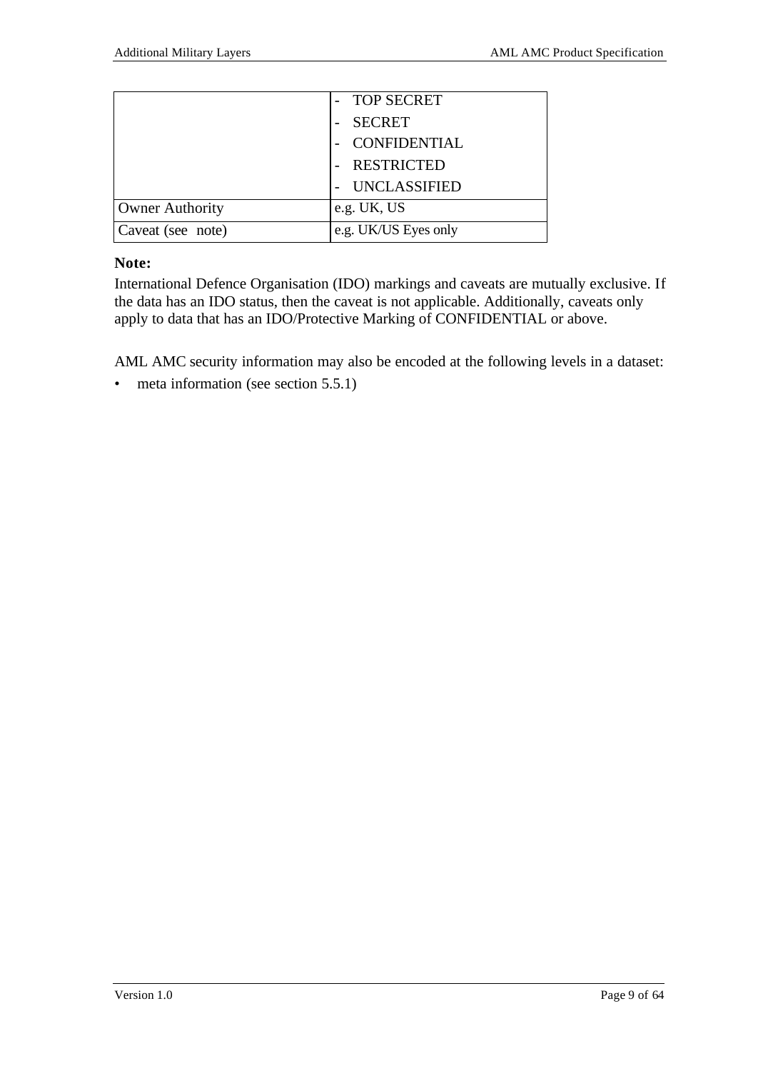| | |
|---|---|
| | - TOP SECRET<br>- SECRET<br>- CONFIDENTIAL<br>- RESTRICTED<br>- UNCLASSIFIED |
| Owner Authority | e.g. UK, US |
| Caveat (see note) | e.g. UK/US Eyes only |

**Note:**

International Defence Organisation (IDO) markings and caveats are mutually exclusive. If the data has an IDO status, then the caveat is not applicable. Additionally, caveats only apply to data that has an IDO/Protective Marking of CONFIDENTIAL or above.

AML AMC security information may also be encoded at the following levels in a dataset:

- meta information (see section 5.5.1)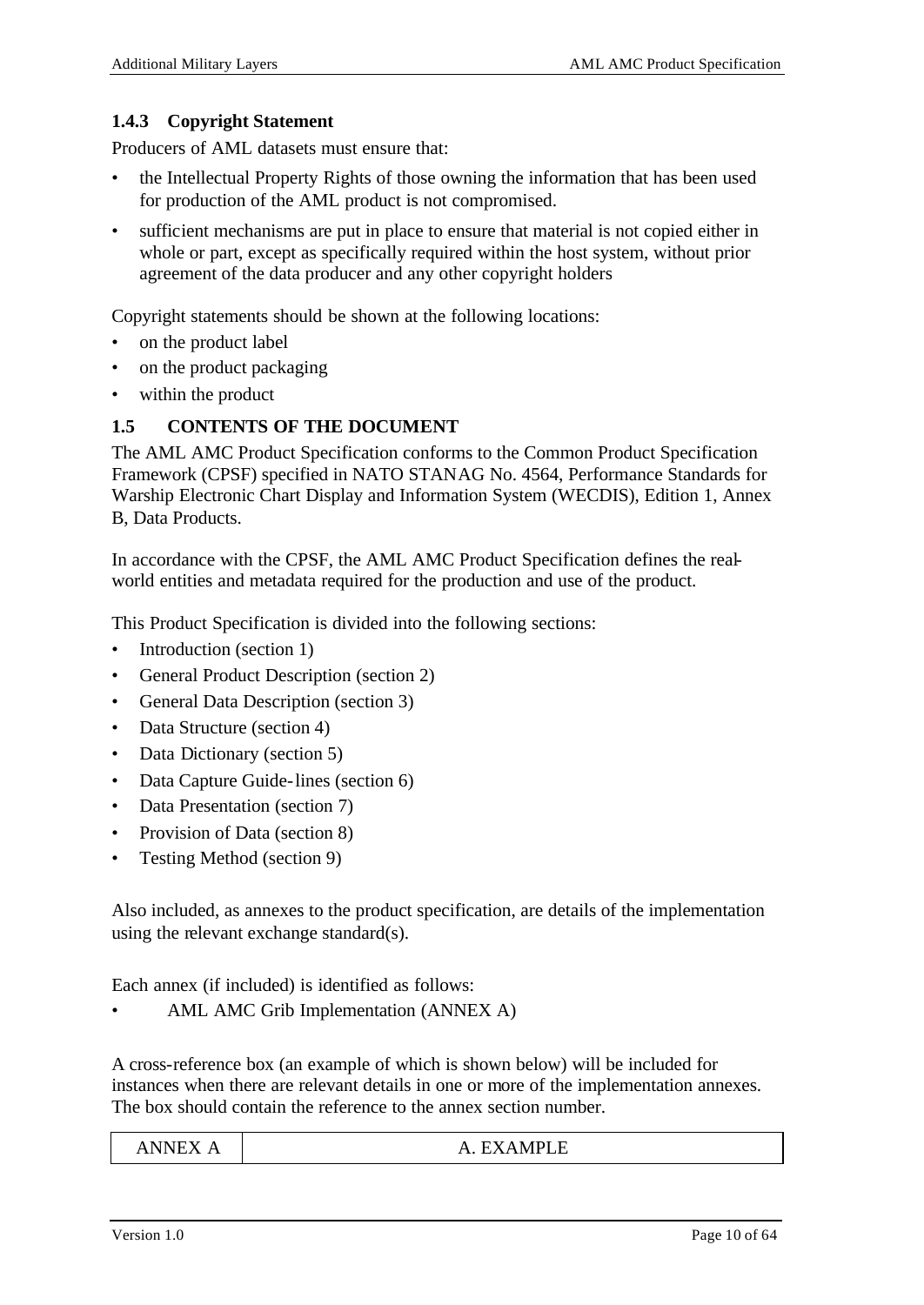### 1.4.3 Copyright Statement

Producers of AML datasets must ensure that:

- the Intellectual Property Rights of those owning the information that has been used for production of the AML product is not compromised.
- sufficient mechanisms are put in place to ensure that material is not copied either in whole or part, except as specifically required within the host system, without prior agreement of the data producer and any other copyright holders

Copyright statements should be shown at the following locations:

- on the product label
- on the product packaging
- within the product

## 1.5 CONTENTS OF THE DOCUMENT

The AML AMC Product Specification conforms to the Common Product Specification Framework (CPSF) specified in NATO STANAG No. 4564, Performance Standards for Warship Electronic Chart Display and Information System (WECDIS), Edition 1, Annex B, Data Products.

In accordance with the CPSF, the AML AMC Product Specification defines the real-world entities and metadata required for the production and use of the product.

This Product Specification is divided into the following sections:

- Introduction (section 1)
- General Product Description (section 2)
- General Data Description (section 3)
- Data Structure (section 4)
- Data Dictionary (section 5)
- Data Capture Guide-lines (section 6)
- Data Presentation (section 7)
- Provision of Data (section 8)
- Testing Method (section 9)

Also included, as annexes to the product specification, are details of the implementation using the relevant exchange standard(s).

Each annex (if included) is identified as follows:

- AML AMC Grib Implementation (ANNEX A)

A cross-reference box (an example of which is shown below) will be included for instances when there are relevant details in one or more of the implementation annexes. The box should contain the reference to the annex section number.

| ANNEX A | A. EXAMPLE |
|---|---|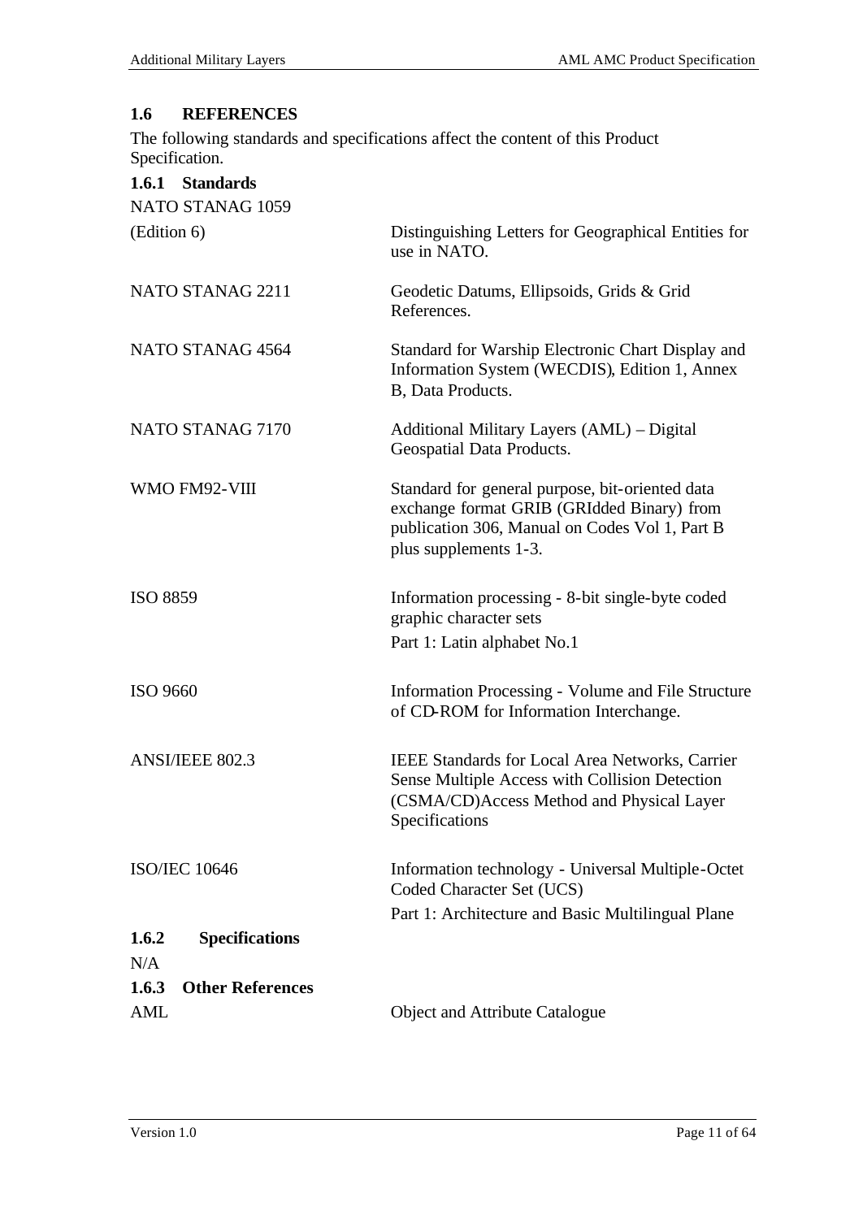## 1.6 REFERENCES

The following standards and specifications affect the content of this Product Specification.

### 1.6.1 Standards

| | |
|---|---|
| NATO STANAG 1059 (Edition 6) | Distinguishing Letters for Geographical Entities for use in NATO. |
| NATO STANAG 2211 | Geodetic Datums, Ellipsoids, Grids & Grid References. |
| NATO STANAG 4564 | Standard for Warship Electronic Chart Display and Information System (WECDIS), Edition 1, Annex B, Data Products. |
| NATO STANAG 7170 | Additional Military Layers (AML) – Digital Geospatial Data Products. |
| WMO FM92-VIII | Standard for general purpose, bit-oriented data exchange format GRIB (GRIdded Binary) from publication 306, Manual on Codes Vol 1, Part B plus supplements 1-3. |
| ISO 8859 | Information processing - 8-bit single-byte coded graphic character sets<br>Part 1: Latin alphabet No.1 |
| ISO 9660 | Information Processing - Volume and File Structure of CD-ROM for Information Interchange. |
| ANSI/IEEE 802.3 | IEEE Standards for Local Area Networks, Carrier Sense Multiple Access with Collision Detection (CSMA/CD)Access Method and Physical Layer Specifications |
| ISO/IEC 10646 | Information technology - Universal Multiple-Octet Coded Character Set (UCS)<br>Part 1: Architecture and Basic Multilingual Plane |

### 1.6.2 Specifications

N/A

### 1.6.3 Other References

| | |
|---|---|
| AML | Object and Attribute Catalogue |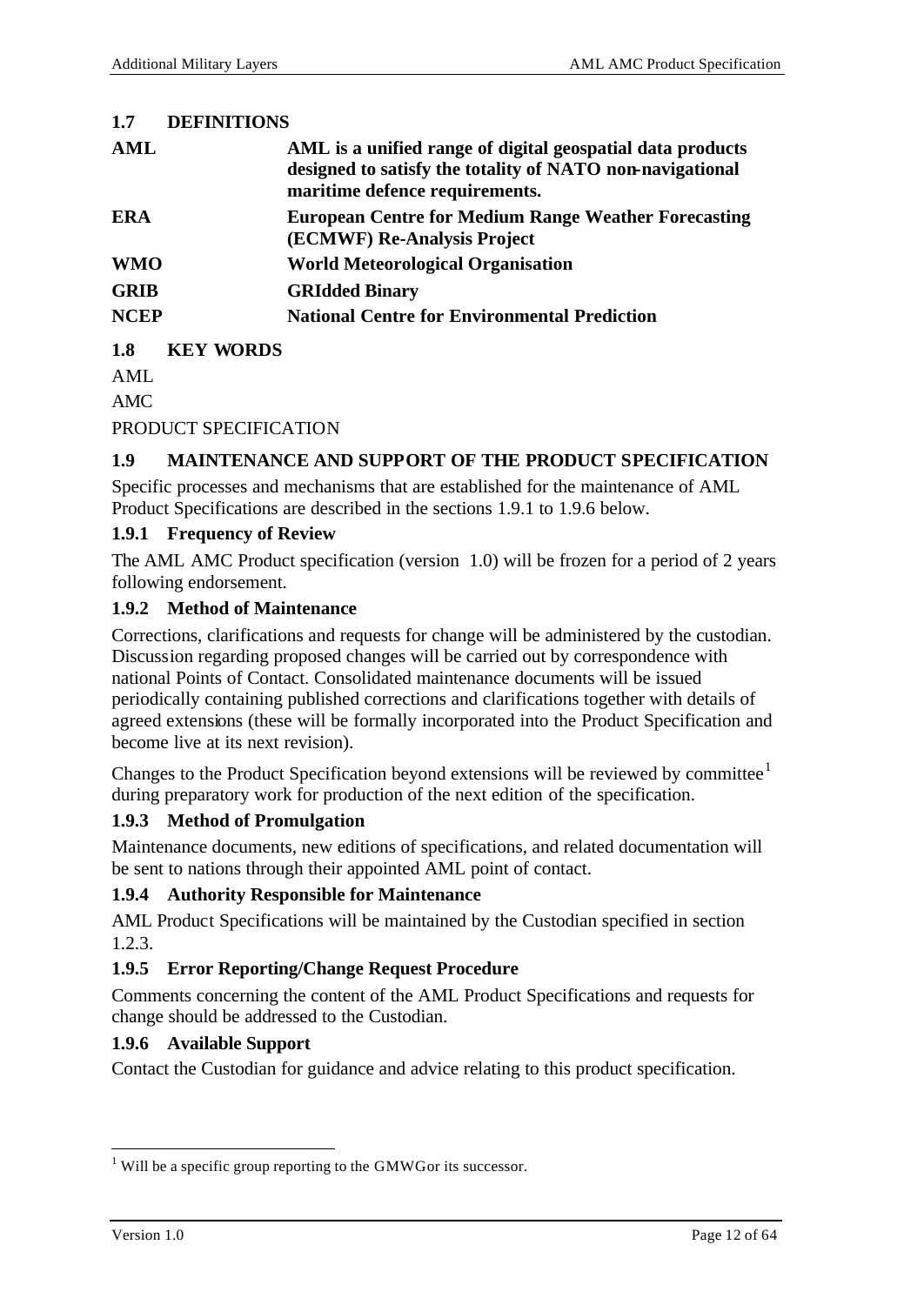## 1.7 DEFINITIONS

| | |
|---|---|
| **AML** | **AML is a unified range of digital geospatial data products designed to satisfy the totality of NATO non-navigational maritime defence requirements.** |
| **ERA** | **European Centre for Medium Range Weather Forecasting (ECMWF) Re-Analysis Project** |
| **WMO** | **World Meteorological Organisation** |
| **GRIB** | **GRIdded Binary** |
| **NCEP** | **National Centre for Environmental Prediction** |

## 1.8 KEY WORDS

AML

AMC

PRODUCT SPECIFICATION

## 1.9 MAINTENANCE AND SUPPORT OF THE PRODUCT SPECIFICATION

Specific processes and mechanisms that are established for the maintenance of AML Product Specifications are described in the sections 1.9.1 to 1.9.6 below.

### 1.9.1 Frequency of Review

The AML AMC Product specification (version 1.0) will be frozen for a period of 2 years following endorsement.

### 1.9.2 Method of Maintenance

Corrections, clarifications and requests for change will be administered by the custodian. Discussion regarding proposed changes will be carried out by correspondence with national Points of Contact. Consolidated maintenance documents will be issued periodically containing published corrections and clarifications together with details of agreed extensions (these will be formally incorporated into the Product Specification and become live at its next revision).

Changes to the Product Specification beyond extensions will be reviewed by committee[1] during preparatory work for production of the next edition of the specification.

### 1.9.3 Method of Promulgation

Maintenance documents, new editions of specifications, and related documentation will be sent to nations through their appointed AML point of contact.

### 1.9.4 Authority Responsible for Maintenance

AML Product Specifications will be maintained by the Custodian specified in section 1.2.3.

### 1.9.5 Error Reporting/Change Request Procedure

Comments concerning the content of the AML Product Specifications and requests for change should be addressed to the Custodian.

### 1.9.6 Available Support

Contact the Custodian for guidance and advice relating to this product specification.

---

[1] Will be a specific group reporting to the GMWGor its successor.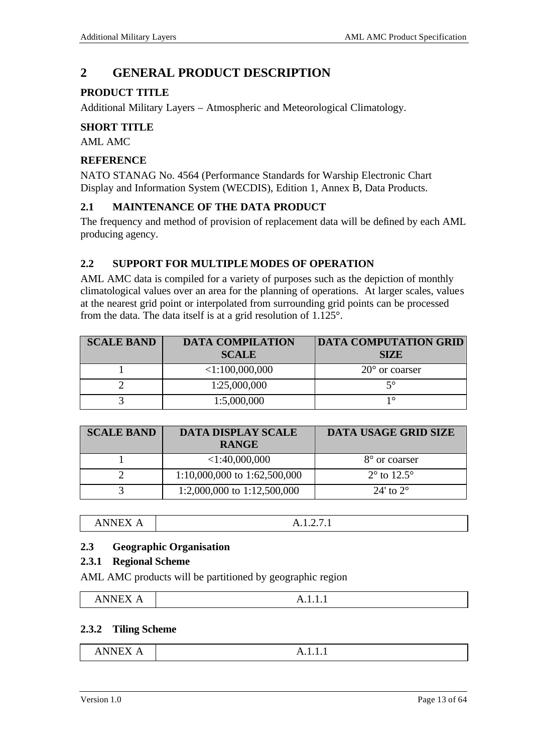# 2 GENERAL PRODUCT DESCRIPTION

**PRODUCT TITLE**

Additional Military Layers – Atmospheric and Meteorological Climatology.

**SHORT TITLE**

AML AMC

**REFERENCE**

NATO STANAG No. 4564 (Performance Standards for Warship Electronic Chart Display and Information System (WECDIS), Edition 1, Annex B, Data Products.

## 2.1 MAINTENANCE OF THE DATA PRODUCT

The frequency and method of provision of replacement data will be defined by each AML producing agency.

## 2.2 SUPPORT FOR MULTIPLE MODES OF OPERATION

AML AMC data is compiled for a variety of purposes such as the depiction of monthly climatological values over an area for the planning of operations. At larger scales, values at the nearest grid point or interpolated from surrounding grid points can be processed from the data. The data itself is at a grid resolution of 1.125°.

| SCALE BAND | DATA COMPILATION SCALE | DATA COMPUTATION GRID SIZE |
|---|---|---|
| 1 | <1:100,000,000 | 20° or coarser |
| 2 | 1:25,000,000 | 5° |
| 3 | 1:5,000,000 | 1° |

| SCALE BAND | DATA DISPLAY SCALE RANGE | DATA USAGE GRID SIZE |
|---|---|---|
| 1 | <1:40,000,000 | 8° or coarser |
| 2 | 1:10,000,000 to 1:62,500,000 | 2° to 12.5° |
| 3 | 1:2,000,000 to 1:12,500,000 | 24' to 2° |

| ANNEX A | A.1.2.7.1 |
|---|---|

## 2.3 Geographic Organisation

### 2.3.1 Regional Scheme

AML AMC products will be partitioned by geographic region

| ANNEX A | A.1.1.1 |
|---|---|

### 2.3.2 Tiling Scheme

| ANNEX A | A.1.1.1 |
|---|---|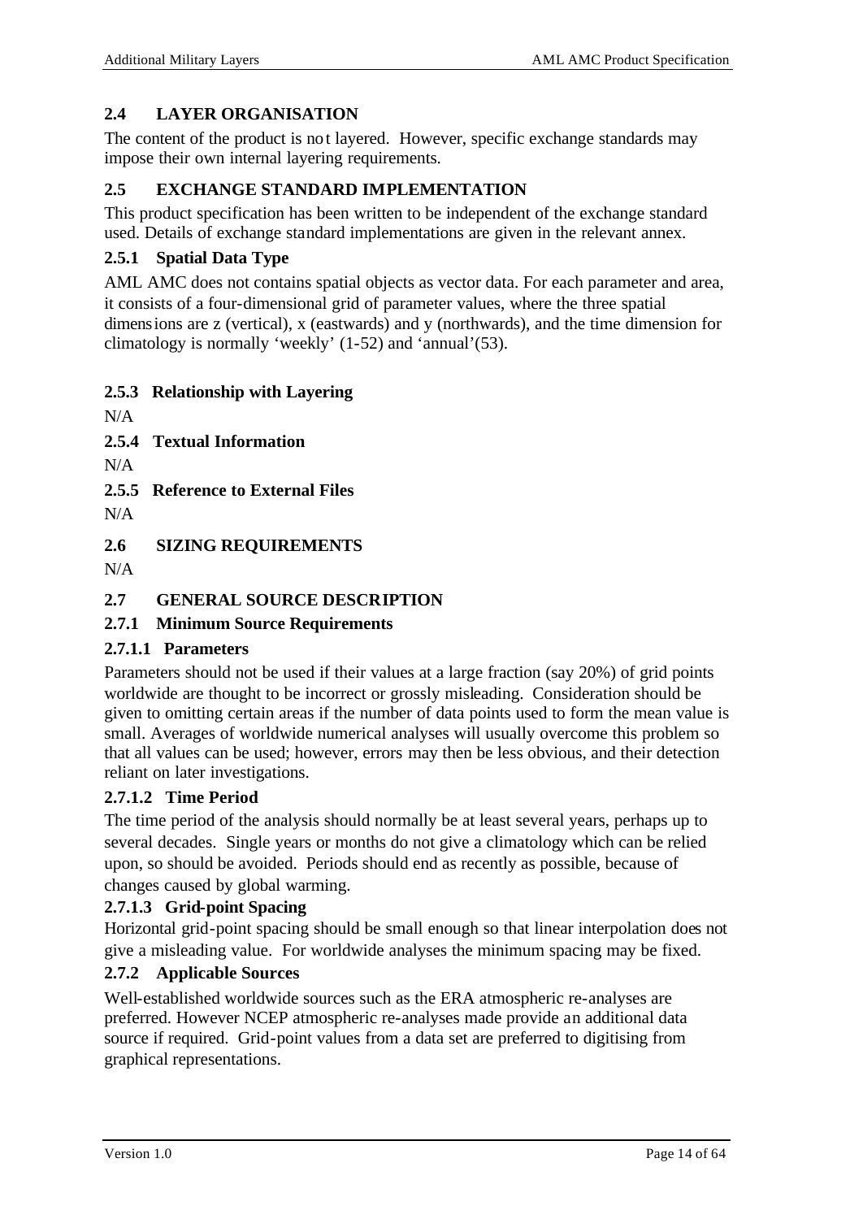## 2.4 LAYER ORGANISATION

The content of the product is not layered. However, specific exchange standards may impose their own internal layering requirements.

## 2.5 EXCHANGE STANDARD IMPLEMENTATION

This product specification has been written to be independent of the exchange standard used. Details of exchange standard implementations are given in the relevant annex.

### 2.5.1 Spatial Data Type

AML AMC does not contains spatial objects as vector data. For each parameter and area, it consists of a four-dimensional grid of parameter values, where the three spatial dimensions are z (vertical), x (eastwards) and y (northwards), and the time dimension for climatology is normally 'weekly' (1-52) and 'annual'(53).

### 2.5.3 Relationship with Layering

N/A

### 2.5.4 Textual Information

N/A

### 2.5.5 Reference to External Files

N/A

## 2.6 SIZING REQUIREMENTS

N/A

## 2.7 GENERAL SOURCE DESCRIPTION

### 2.7.1 Minimum Source Requirements

#### 2.7.1.1 Parameters

Parameters should not be used if their values at a large fraction (say 20%) of grid points worldwide are thought to be incorrect or grossly misleading. Consideration should be given to omitting certain areas if the number of data points used to form the mean value is small. Averages of worldwide numerical analyses will usually overcome this problem so that all values can be used; however, errors may then be less obvious, and their detection reliant on later investigations.

#### 2.7.1.2 Time Period

The time period of the analysis should normally be at least several years, perhaps up to several decades. Single years or months do not give a climatology which can be relied upon, so should be avoided. Periods should end as recently as possible, because of changes caused by global warming.

#### 2.7.1.3 Grid-point Spacing

Horizontal grid-point spacing should be small enough so that linear interpolation does not give a misleading value. For worldwide analyses the minimum spacing may be fixed.

### 2.7.2 Applicable Sources

Well-established worldwide sources such as the ERA atmospheric re-analyses are preferred. However NCEP atmospheric re-analyses made provide an additional data source if required. Grid-point values from a data set are preferred to digitising from graphical representations.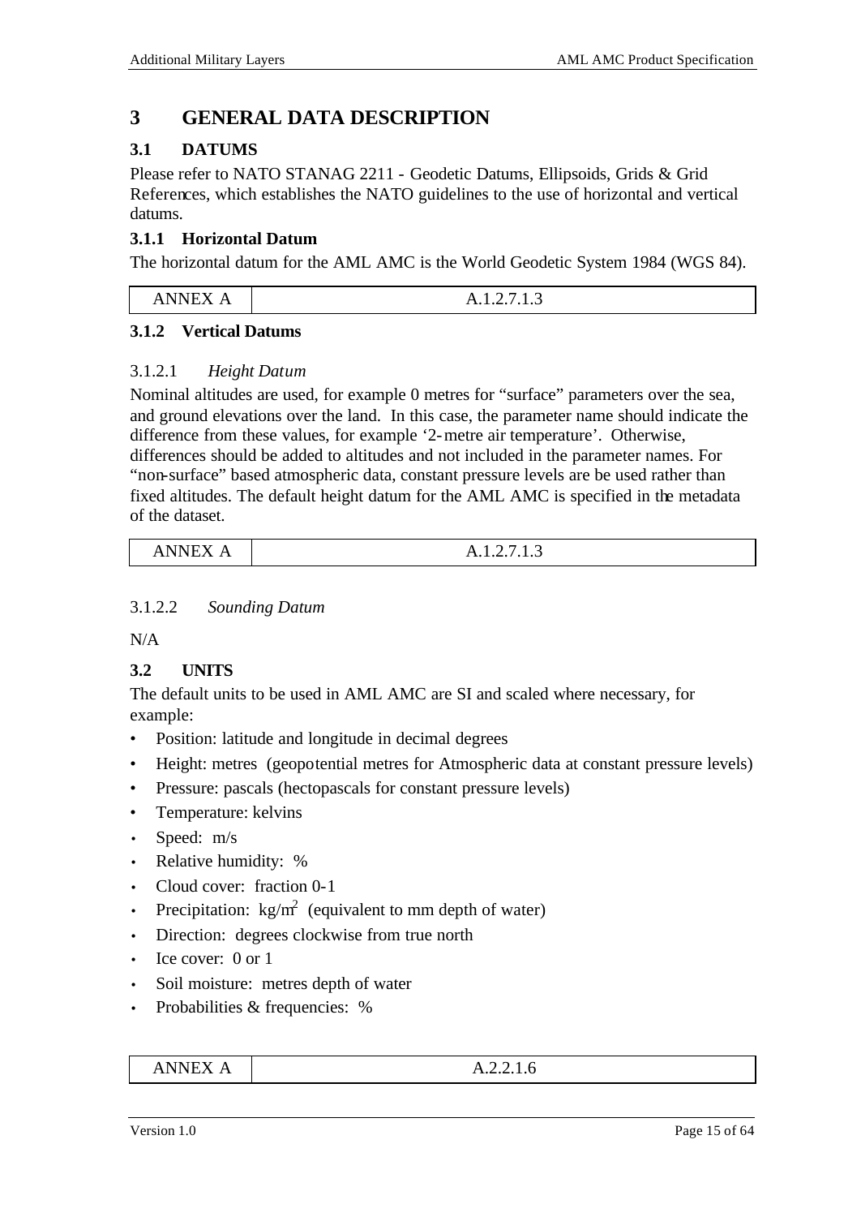# 3 GENERAL DATA DESCRIPTION

## 3.1 DATUMS

Please refer to NATO STANAG 2211 - Geodetic Datums, Ellipsoids, Grids & Grid References, which establishes the NATO guidelines to the use of horizontal and vertical datums.

### 3.1.1 Horizontal Datum

The horizontal datum for the AML AMC is the World Geodetic System 1984 (WGS 84).

| ANNEX A | A.1.2.7.1.3 |
|---|---|

### 3.1.2 Vertical Datums

#### 3.1.2.1 *Height Datum*

Nominal altitudes are used, for example 0 metres for "surface" parameters over the sea, and ground elevations over the land. In this case, the parameter name should indicate the difference from these values, for example '2-metre air temperature'. Otherwise, differences should be added to altitudes and not included in the parameter names. For "non-surface" based atmospheric data, constant pressure levels are be used rather than fixed altitudes. The default height datum for the AML AMC is specified in the metadata of the dataset.

| ANNEX A | A.1.2.7.1.3 |
|---|---|

#### 3.1.2.2 *Sounding Datum*

N/A

## 3.2 UNITS

The default units to be used in AML AMC are SI and scaled where necessary, for example:

- Position: latitude and longitude in decimal degrees
- Height: metres (geopotential metres for Atmospheric data at constant pressure levels)
- Pressure: pascals (hectopascals for constant pressure levels)
- Temperature: kelvins
- Speed: m/s
- Relative humidity: %
- Cloud cover: fraction 0-1
- Precipitation: $kg/m^2$ (equivalent to mm depth of water)
- Direction: degrees clockwise from true north
- Ice cover: 0 or 1
- Soil moisture: metres depth of water
- Probabilities & frequencies: %

| ANNEX A | A.2.2.1.6 |
|---|---|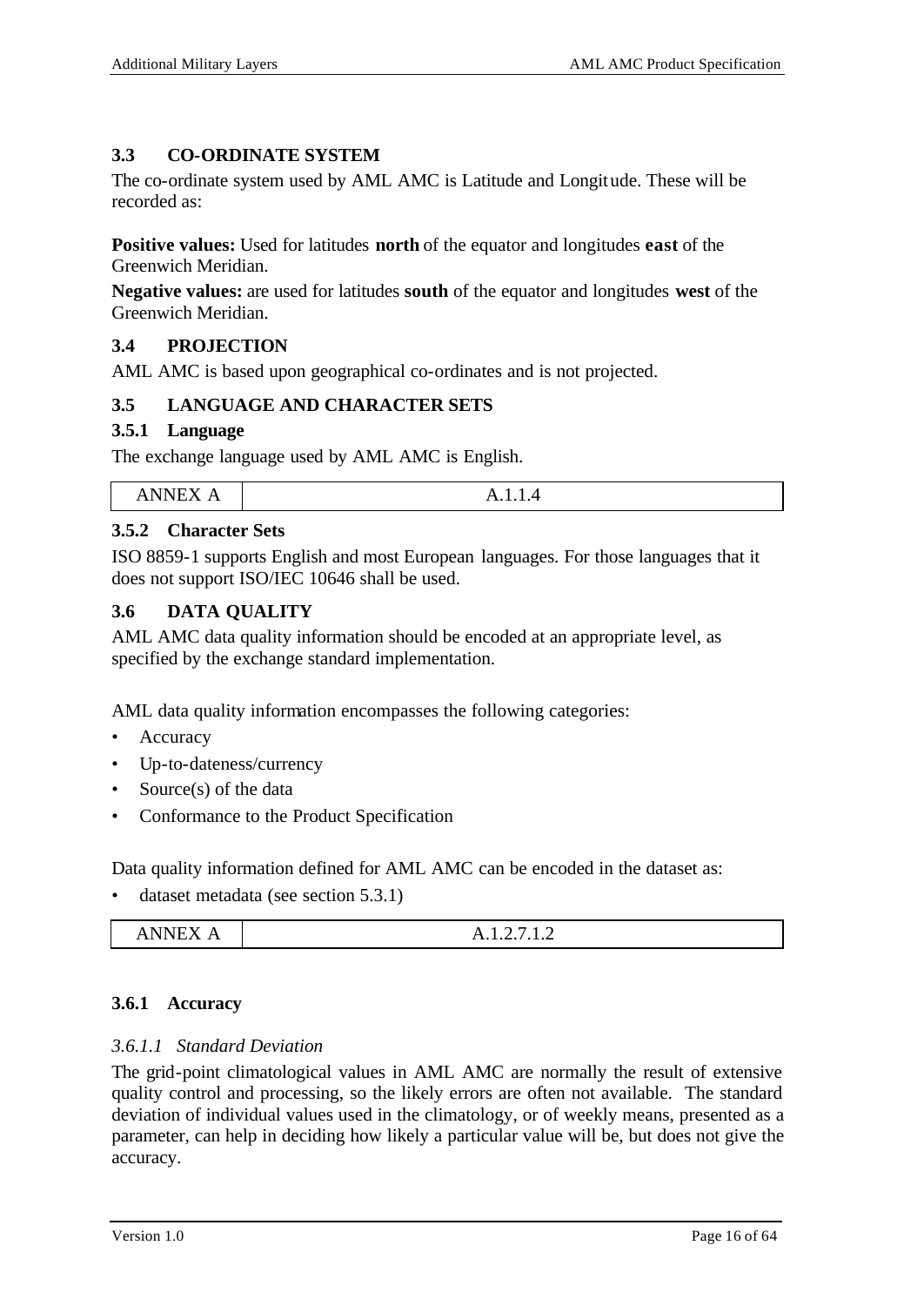## 3.3 CO-ORDINATE SYSTEM

The co-ordinate system used by AML AMC is Latitude and Longitude. These will be recorded as:

**Positive values:** Used for latitudes **north** of the equator and longitudes **east** of the Greenwich Meridian.

**Negative values:** are used for latitudes **south** of the equator and longitudes **west** of the Greenwich Meridian.

## 3.4 PROJECTION

AML AMC is based upon geographical co-ordinates and is not projected.

## 3.5 LANGUAGE AND CHARACTER SETS

### 3.5.1 Language

The exchange language used by AML AMC is English.

| ANNEX A | A.1.1.4 |
|---|---|

### 3.5.2 Character Sets

ISO 8859-1 supports English and most European languages. For those languages that it does not support ISO/IEC 10646 shall be used.

## 3.6 DATA QUALITY

AML AMC data quality information should be encoded at an appropriate level, as specified by the exchange standard implementation.

AML data quality information encompasses the following categories:

- Accuracy
- Up-to-dateness/currency
- Source(s) of the data
- Conformance to the Product Specification

Data quality information defined for AML AMC can be encoded in the dataset as:

- dataset metadata (see section 5.3.1)

| ANNEX A | A.1.2.7.1.2 |
|---|---|

### 3.6.1 Accuracy

#### *3.6.1.1 Standard Deviation*

The grid-point climatological values in AML AMC are normally the result of extensive quality control and processing, so the likely errors are often not available. The standard deviation of individual values used in the climatology, or of weekly means, presented as a parameter, can help in deciding how likely a particular value will be, but does not give the accuracy.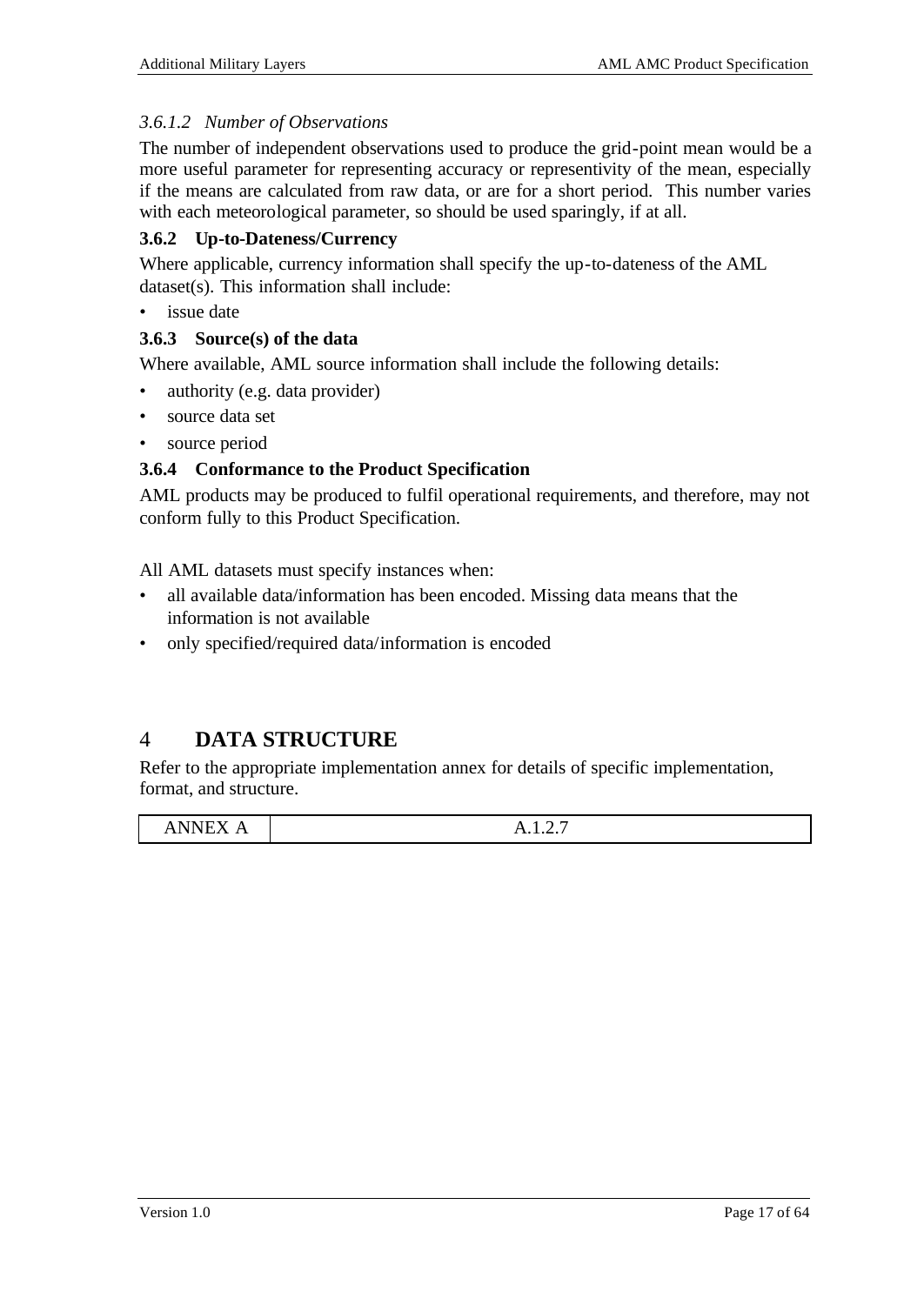#### *3.6.1.2 Number of Observations*

The number of independent observations used to produce the grid-point mean would be a more useful parameter for representing accuracy or representivity of the mean, especially if the means are calculated from raw data, or are for a short period. This number varies with each meteorological parameter, so should be used sparingly, if at all.

### 3.6.2 Up-to-Dateness/Currency

Where applicable, currency information shall specify the up-to-dateness of the AML dataset(s). This information shall include:

- issue date

### 3.6.3 Source(s) of the data

Where available, AML source information shall include the following details:

- authority (e.g. data provider)
- source data set
- source period

### 3.6.4 Conformance to the Product Specification

AML products may be produced to fulfil operational requirements, and therefore, may not conform fully to this Product Specification.

All AML datasets must specify instances when:

- all available data/information has been encoded. Missing data means that the information is not available
- only specified/required data/information is encoded

# 4 DATA STRUCTURE

Refer to the appropriate implementation annex for details of specific implementation, format, and structure.

| ANNEX A | A.1.2.7 |
|---|---|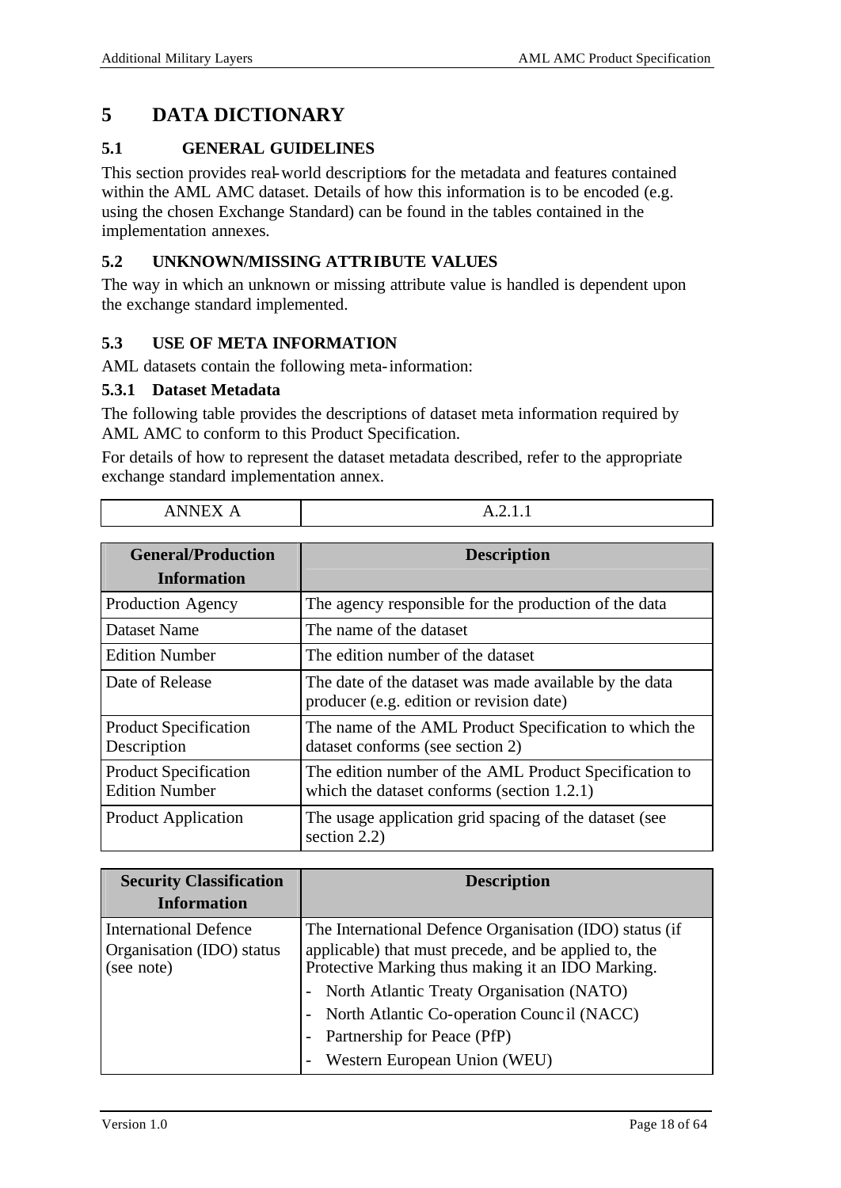# 5 DATA DICTIONARY

## 5.1 GENERAL GUIDELINES

This section provides real-world descriptions for the metadata and features contained within the AML AMC dataset. Details of how this information is to be encoded (e.g. using the chosen Exchange Standard) can be found in the tables contained in the implementation annexes.

## 5.2 UNKNOWN/MISSING ATTRIBUTE VALUES

The way in which an unknown or missing attribute value is handled is dependent upon the exchange standard implemented.

## 5.3 USE OF META INFORMATION

AML datasets contain the following meta-information:

### 5.3.1 Dataset Metadata

The following table provides the descriptions of dataset meta information required by AML AMC to conform to this Product Specification.

For details of how to represent the dataset metadata described, refer to the appropriate exchange standard implementation annex.

| ANNEX A | A.2.1.1 |
|---|---|

| General/Production Information | Description |
|---|---|
| Production Agency | The agency responsible for the production of the data |
| Dataset Name | The name of the dataset |
| Edition Number | The edition number of the dataset |
| Date of Release | The date of the dataset was made available by the data producer (e.g. edition or revision date) |
| Product Specification Description | The name of the AML Product Specification to which the dataset conforms (see section 2) |
| Product Specification Edition Number | The edition number of the AML Product Specification to which the dataset conforms (section 1.2.1) |
| Product Application | The usage application grid spacing of the dataset (see section 2.2) |

| Security Classification Information | Description |
|---|---|
| International Defence Organisation (IDO) status (see note) | The International Defence Organisation (IDO) status (if applicable) that must precede, and be applied to, the Protective Marking thus making it an IDO Marking.<br>- North Atlantic Treaty Organisation (NATO)<br>- North Atlantic Co-operation Council (NACC)<br>- Partnership for Peace (PfP)<br>- Western European Union (WEU) |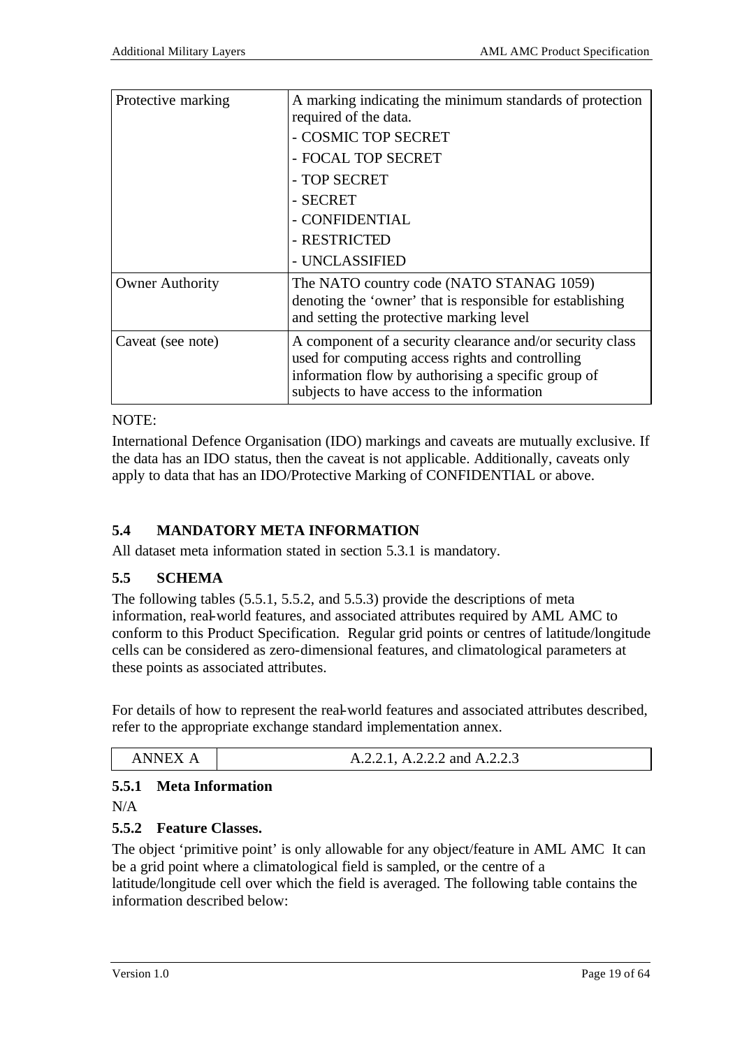| Protective marking | A marking indicating the minimum standards of protection required of the data.<br>- COSMIC TOP SECRET<br>- FOCAL TOP SECRET<br>- TOP SECRET<br>- SECRET<br>- CONFIDENTIAL<br>- RESTRICTED<br>- UNCLASSIFIED |
|---|---|
| Owner Authority | The NATO country code (NATO STANAG 1059) denoting the 'owner' that is responsible for establishing and setting the protective marking level |
| Caveat (see note) | A component of a security clearance and/or security class used for computing access rights and controlling information flow by authorising a specific group of subjects to have access to the information |

NOTE:

International Defence Organisation (IDO) markings and caveats are mutually exclusive. If the data has an IDO status, then the caveat is not applicable. Additionally, caveats only apply to data that has an IDO/Protective Marking of CONFIDENTIAL or above.

## 5.4 MANDATORY META INFORMATION

All dataset meta information stated in section 5.3.1 is mandatory.

## 5.5 SCHEMA

The following tables (5.5.1, 5.5.2, and 5.5.3) provide the descriptions of meta information, real-world features, and associated attributes required by AML AMC to conform to this Product Specification. Regular grid points or centres of latitude/longitude cells can be considered as zero-dimensional features, and climatological parameters at these points as associated attributes.

For details of how to represent the real-world features and associated attributes described, refer to the appropriate exchange standard implementation annex.

| ANNEX A | A.2.2.1, A.2.2.2 and A.2.2.3 |
|---|---|

### 5.5.1 Meta Information

N/A

### 5.5.2 Feature Classes.

The object 'primitive point' is only allowable for any object/feature in AML AMC It can be a grid point where a climatological field is sampled, or the centre of a latitude/longitude cell over which the field is averaged. The following table contains the information described below: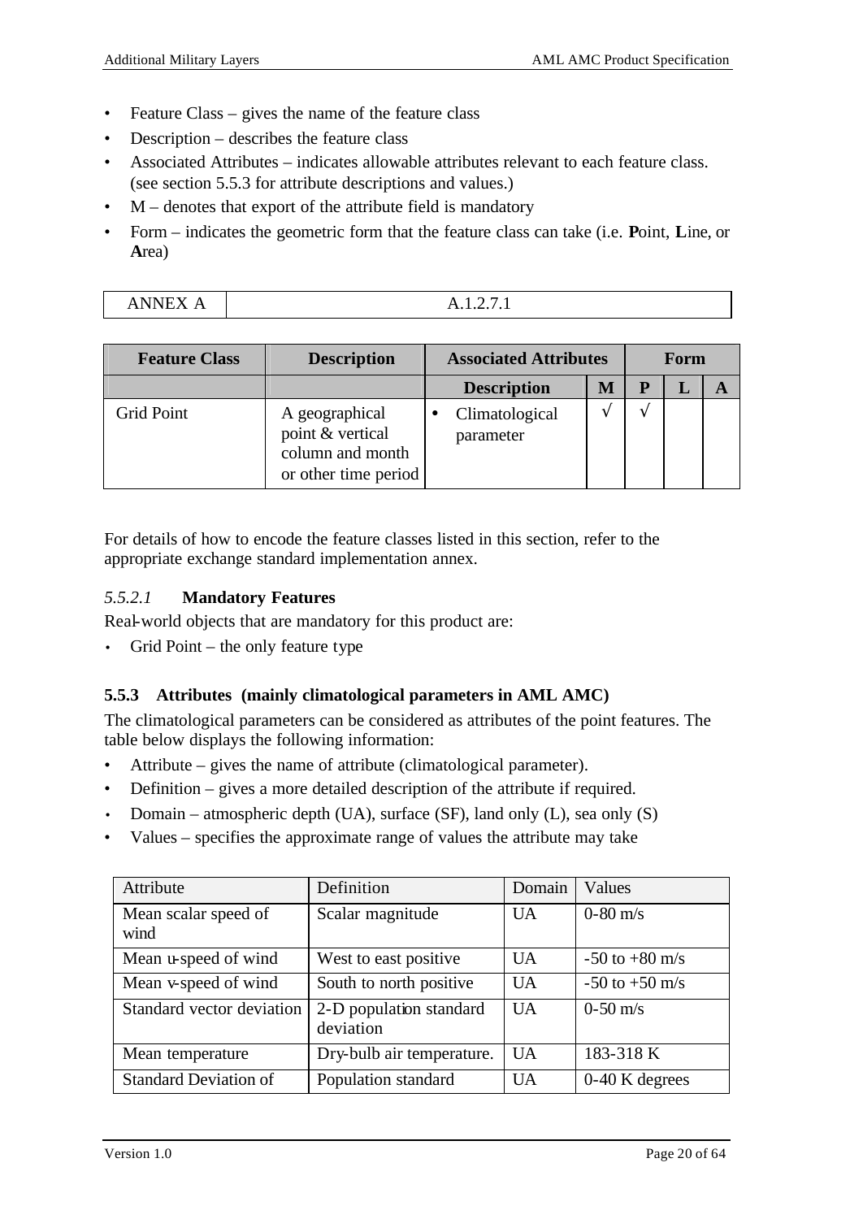- Feature Class – gives the name of the feature class
- Description – describes the feature class
- Associated Attributes – indicates allowable attributes relevant to each feature class. (see section 5.5.3 for attribute descriptions and values.)
- M – denotes that export of the attribute field is mandatory
- Form – indicates the geometric form that the feature class can take (i.e. **P**oint, **L**ine, or **A**rea)

| ANNEX A | A.1.2.7.1 |
|---|---|

| Feature Class | Description | Associated Attributes | | Form | | |
|---|---|---|---|---|---|---|
| | | Description | M | P | L | A |
| Grid Point | A geographical point & vertical column and month or other time period | • Climatological parameter | √ | √ | | |

For details of how to encode the feature classes listed in this section, refer to the appropriate exchange standard implementation annex.

#### *5.5.2.1* Mandatory Features

Real-world objects that are mandatory for this product are:

- Grid Point – the only feature type

### 5.5.3 Attributes (mainly climatological parameters in AML AMC)

The climatological parameters can be considered as attributes of the point features. The table below displays the following information:

- Attribute – gives the name of attribute (climatological parameter).
- Definition – gives a more detailed description of the attribute if required.
- Domain – atmospheric depth (UA), surface (SF), land only (L), sea only (S)
- Values – specifies the approximate range of values the attribute may take

| Attribute | Definition | Domain | Values |
|---|---|---|---|
| Mean scalar speed of wind | Scalar magnitude | UA | 0-80 m/s |
| Mean u-speed of wind | West to east positive | UA | -50 to +80 m/s |
| Mean v-speed of wind | South to north positive | UA | -50 to +50 m/s |
| Standard vector deviation | 2-D population standard deviation | UA | 0-50 m/s |
| Mean temperature | Dry-bulb air temperature. | UA | 183-318 K |
| Standard Deviation of | Population standard | UA | 0-40 K degrees |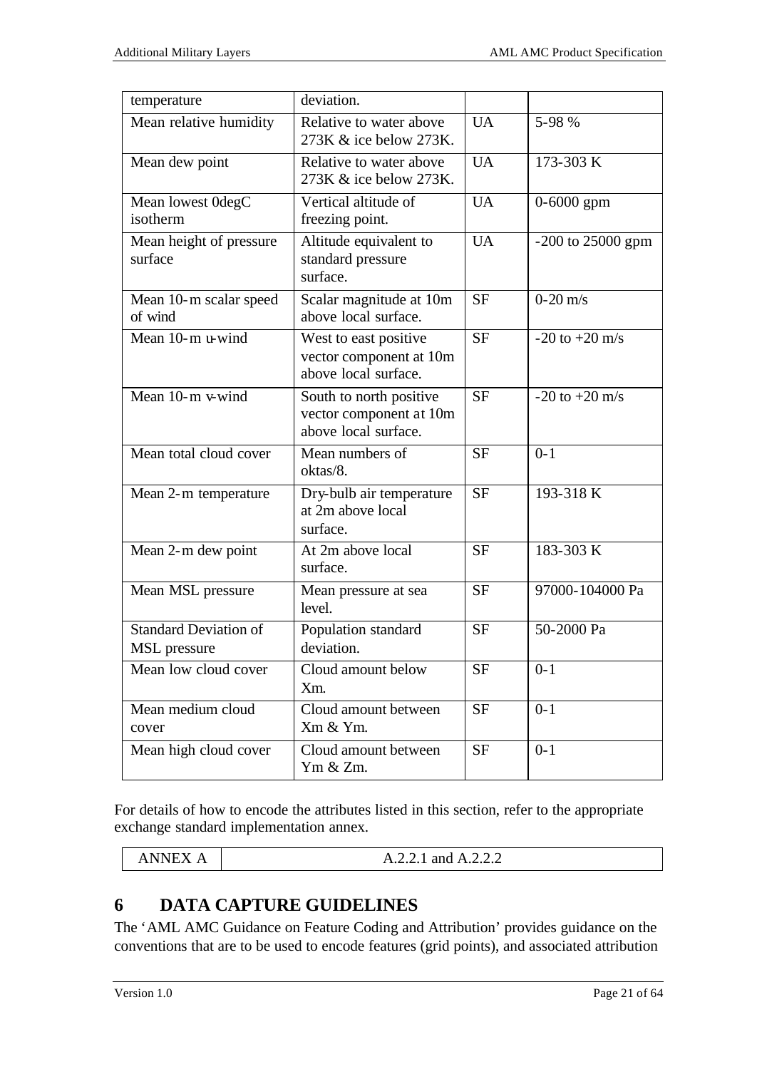| temperature | deviation. | | |
|---|---|---|---|
| Mean relative humidity | Relative to water above 273K & ice below 273K. | UA | 5-98 % |
| Mean dew point | Relative to water above 273K & ice below 273K. | UA | 173-303 K |
| Mean lowest 0degC isotherm | Vertical altitude of freezing point. | UA | 0-6000 gpm |
| Mean height of pressure surface | Altitude equivalent to standard pressure surface. | UA | -200 to 25000 gpm |
| Mean 10-m scalar speed of wind | Scalar magnitude at 10m above local surface. | SF | 0-20 m/s |
| Mean 10-m u-wind | West to east positive vector component at 10m above local surface. | SF | -20 to +20 m/s |
| Mean 10-m v-wind | South to north positive vector component at 10m above local surface. | SF | -20 to +20 m/s |
| Mean total cloud cover | Mean numbers of oktas/8. | SF | 0-1 |
| Mean 2-m temperature | Dry-bulb air temperature at 2m above local surface. | SF | 193-318 K |
| Mean 2-m dew point | At 2m above local surface. | SF | 183-303 K |
| Mean MSL pressure | Mean pressure at sea level. | SF | 97000-104000 Pa |
| Standard Deviation of MSL pressure | Population standard deviation. | SF | 50-2000 Pa |
| Mean low cloud cover | Cloud amount below Xm. | SF | 0-1 |
| Mean medium cloud cover | Cloud amount between Xm & Ym. | SF | 0-1 |
| Mean high cloud cover | Cloud amount between Ym & Zm. | SF | 0-1 |

For details of how to encode the attributes listed in this section, refer to the appropriate exchange standard implementation annex.

| ANNEX A | A.2.2.1 and A.2.2.2 |
|---|---|

# 6 DATA CAPTURE GUIDELINES

The 'AML AMC Guidance on Feature Coding and Attribution' provides guidance on the conventions that are to be used to encode features (grid points), and associated attribution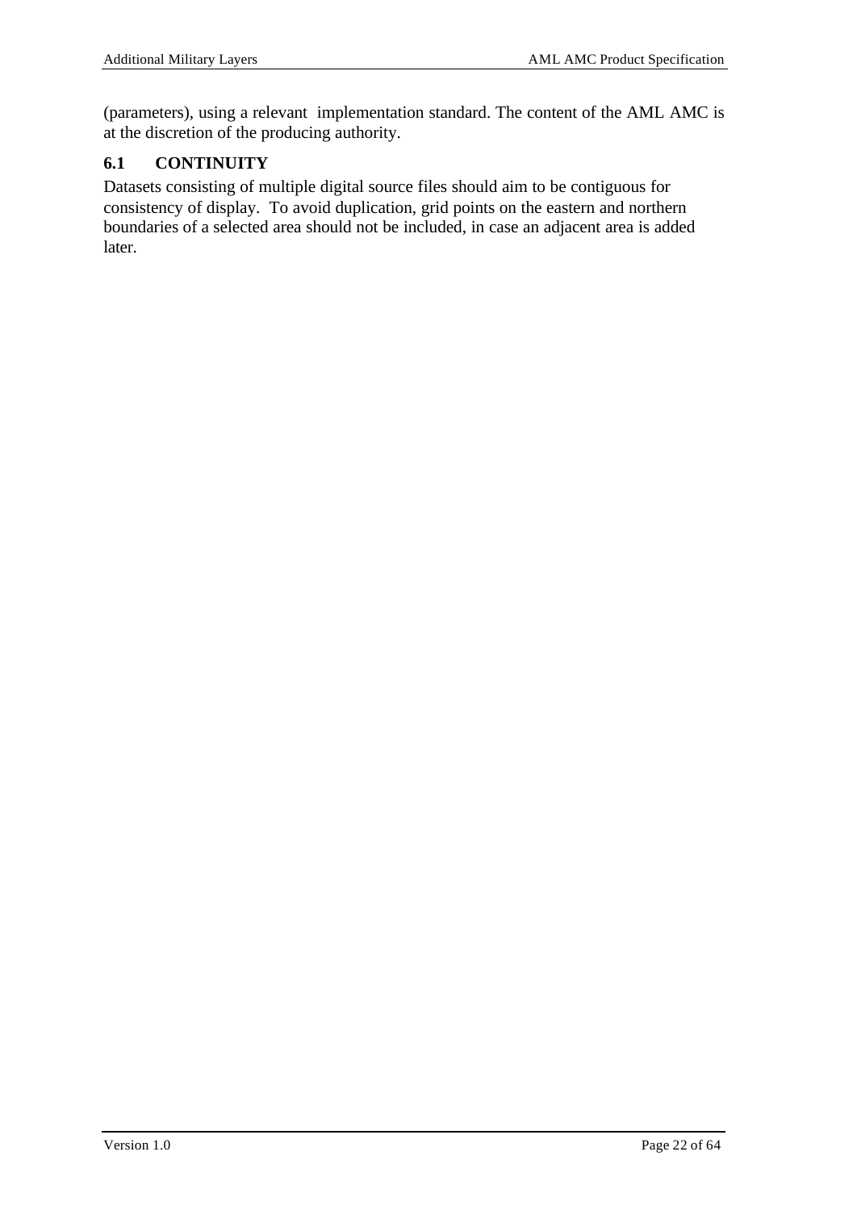(parameters), using a relevant implementation standard. The content of the AML AMC is at the discretion of the producing authority.

## 6.1 CONTINUITY

Datasets consisting of multiple digital source files should aim to be contiguous for consistency of display. To avoid duplication, grid points on the eastern and northern boundaries of a selected area should not be included, in case an adjacent area is added later.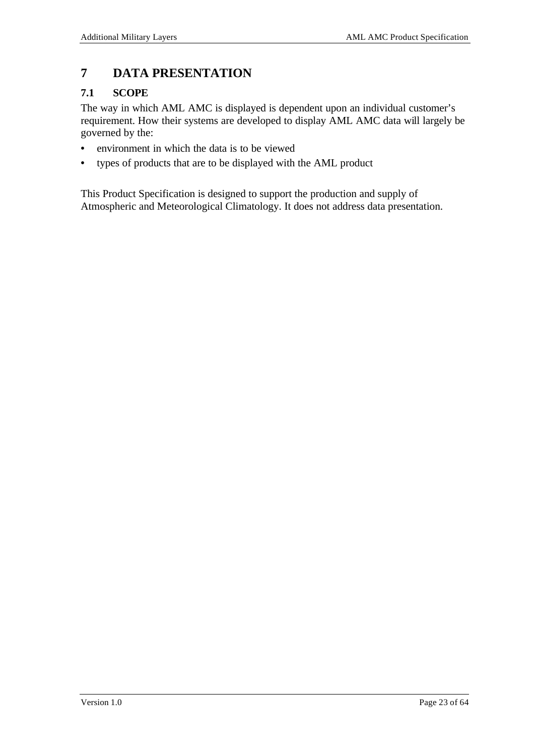# 7 DATA PRESENTATION

## 7.1 SCOPE

The way in which AML AMC is displayed is dependent upon an individual customer's requirement. How their systems are developed to display AML AMC data will largely be governed by the:

- environment in which the data is to be viewed
- types of products that are to be displayed with the AML product

This Product Specification is designed to support the production and supply of Atmospheric and Meteorological Climatology. It does not address data presentation.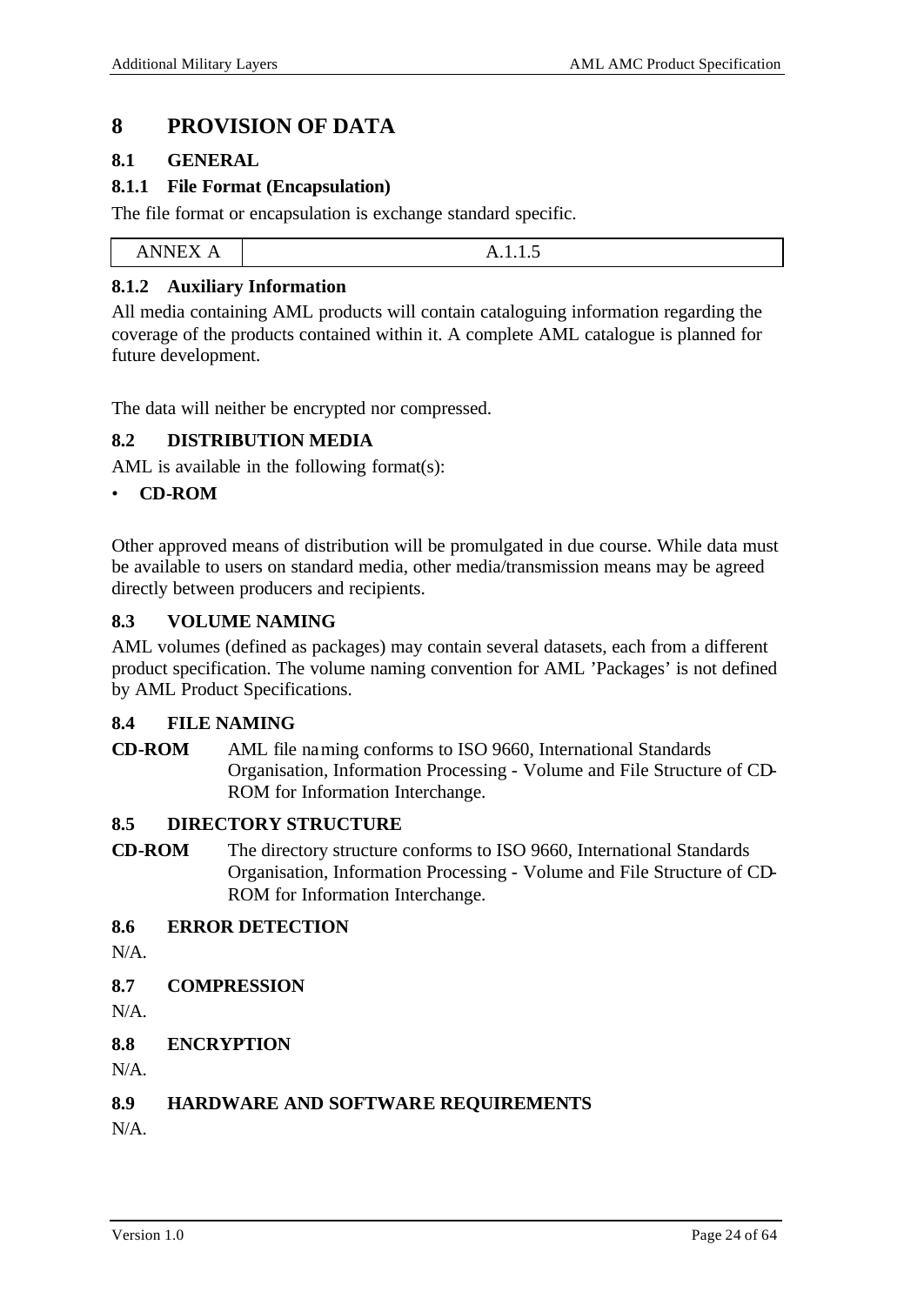# 8 PROVISION OF DATA

## 8.1 GENERAL

### 8.1.1 File Format (Encapsulation)

The file format or encapsulation is exchange standard specific.

| ANNEX A | A.1.1.5 |
|---|---|

### 8.1.2 Auxiliary Information

All media containing AML products will contain cataloguing information regarding the coverage of the products contained within it. A complete AML catalogue is planned for future development.

The data will neither be encrypted nor compressed.

## 8.2 DISTRIBUTION MEDIA

AML is available in the following format(s):

- **CD-ROM**

Other approved means of distribution will be promulgated in due course. While data must be available to users on standard media, other media/transmission means may be agreed directly between producers and recipients.

## 8.3 VOLUME NAMING

AML volumes (defined as packages) may contain several datasets, each from a different product specification. The volume naming convention for AML 'Packages' is not defined by AML Product Specifications.

## 8.4 FILE NAMING

**CD-ROM** AML file naming conforms to ISO 9660, International Standards Organisation, Information Processing - Volume and File Structure of CD-ROM for Information Interchange.

## 8.5 DIRECTORY STRUCTURE

**CD-ROM** The directory structure conforms to ISO 9660, International Standards Organisation, Information Processing - Volume and File Structure of CD-ROM for Information Interchange.

## 8.6 ERROR DETECTION

N/A.

## 8.7 COMPRESSION

N/A.

## 8.8 ENCRYPTION

N/A.

## 8.9 HARDWARE AND SOFTWARE REQUIREMENTS

N/A.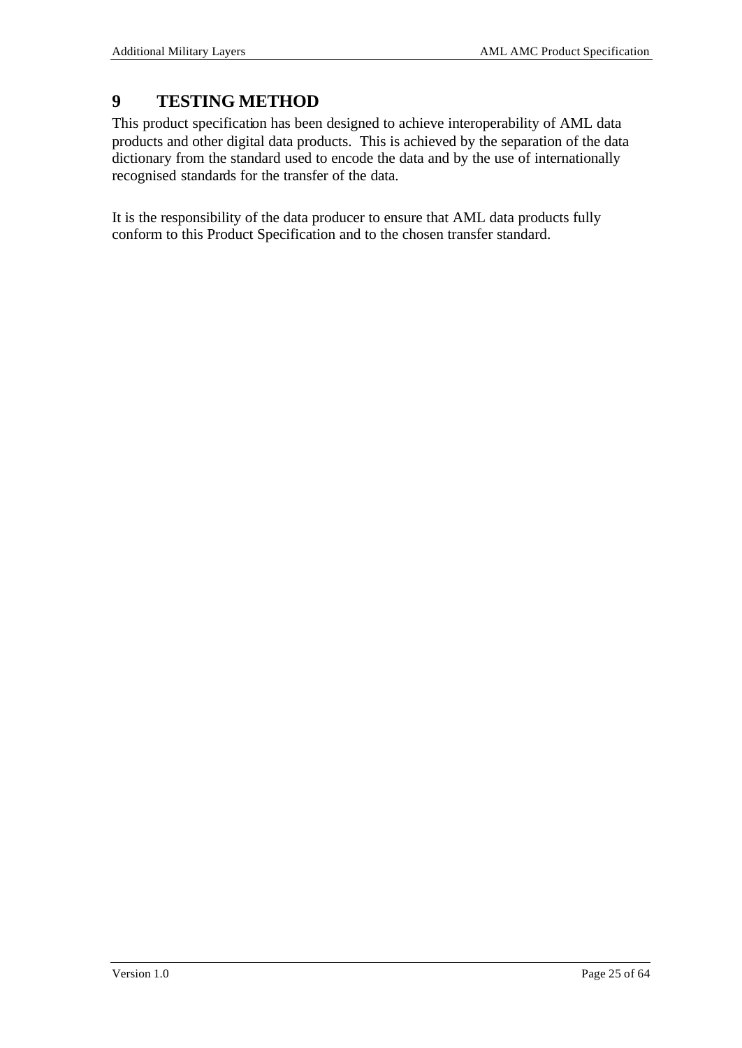# 9 TESTING METHOD

This product specification has been designed to achieve interoperability of AML data products and other digital data products. This is achieved by the separation of the data dictionary from the standard used to encode the data and by the use of internationally recognised standards for the transfer of the data.

It is the responsibility of the data producer to ensure that AML data products fully conform to this Product Specification and to the chosen transfer standard.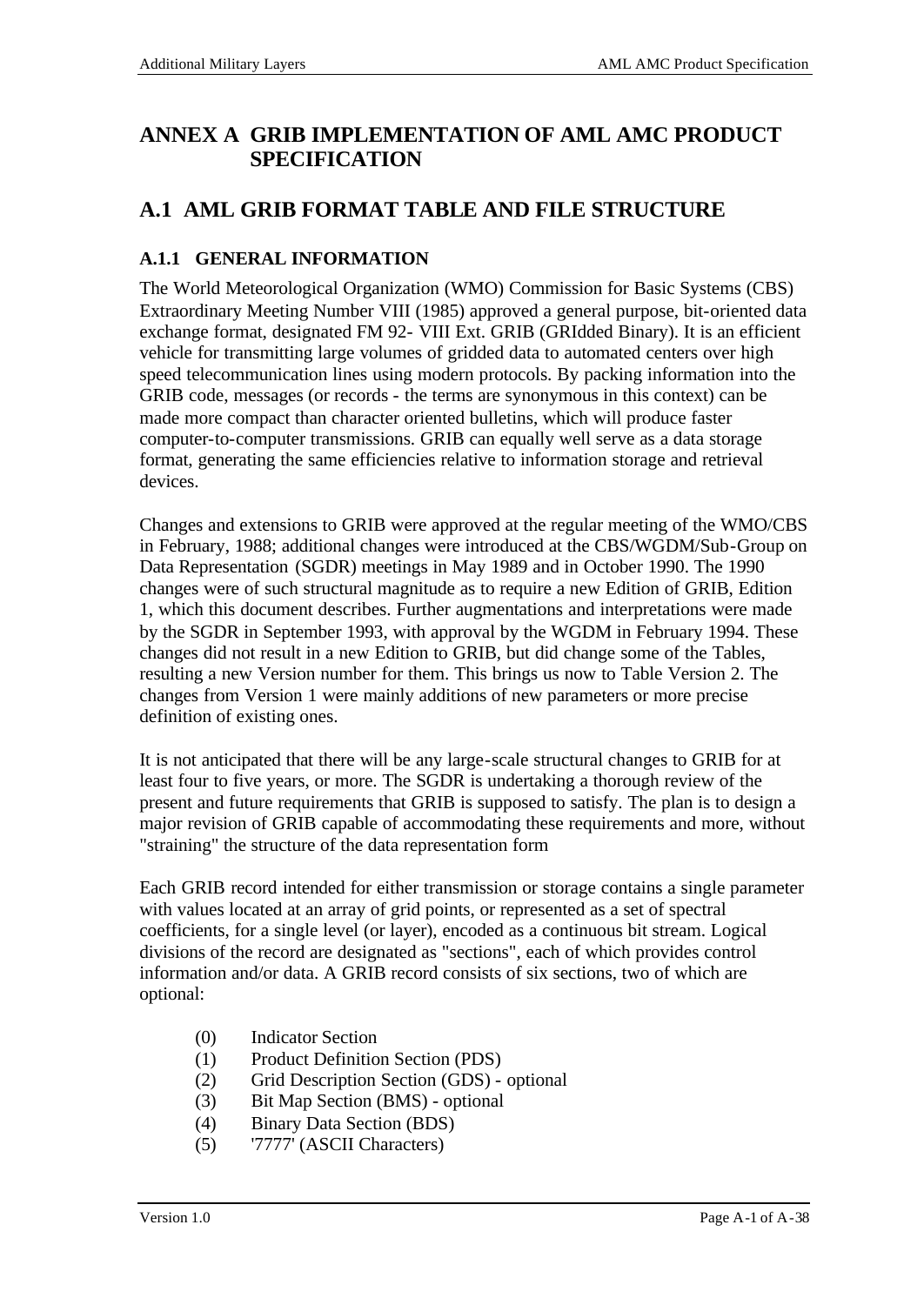# ANNEX A GRIB IMPLEMENTATION OF AML AMC PRODUCT SPECIFICATION

## A.1 AML GRIB FORMAT TABLE AND FILE STRUCTURE

### A.1.1 GENERAL INFORMATION

The World Meteorological Organization (WMO) Commission for Basic Systems (CBS) Extraordinary Meeting Number VIII (1985) approved a general purpose, bit-oriented data exchange format, designated FM 92- VIII Ext. GRIB (GRIdded Binary). It is an efficient vehicle for transmitting large volumes of gridded data to automated centers over high speed telecommunication lines using modern protocols. By packing information into the GRIB code, messages (or records - the terms are synonymous in this context) can be made more compact than character oriented bulletins, which will produce faster computer-to-computer transmissions. GRIB can equally well serve as a data storage format, generating the same efficiencies relative to information storage and retrieval devices.

Changes and extensions to GRIB were approved at the regular meeting of the WMO/CBS in February, 1988; additional changes were introduced at the CBS/WGDM/Sub-Group on Data Representation (SGDR) meetings in May 1989 and in October 1990. The 1990 changes were of such structural magnitude as to require a new Edition of GRIB, Edition 1, which this document describes. Further augmentations and interpretations were made by the SGDR in September 1993, with approval by the WGDM in February 1994. These changes did not result in a new Edition to GRIB, but did change some of the Tables, resulting a new Version number for them. This brings us now to Table Version 2. The changes from Version 1 were mainly additions of new parameters or more precise definition of existing ones.

It is not anticipated that there will be any large-scale structural changes to GRIB for at least four to five years, or more. The SGDR is undertaking a thorough review of the present and future requirements that GRIB is supposed to satisfy. The plan is to design a major revision of GRIB capable of accommodating these requirements and more, without "straining" the structure of the data representation form

Each GRIB record intended for either transmission or storage contains a single parameter with values located at an array of grid points, or represented as a set of spectral coefficients, for a single level (or layer), encoded as a continuous bit stream. Logical divisions of the record are designated as "sections", each of which provides control information and/or data. A GRIB record consists of six sections, two of which are optional:

(0) Indicator Section
(1) Product Definition Section (PDS)
(2) Grid Description Section (GDS) - optional
(3) Bit Map Section (BMS) - optional
(4) Binary Data Section (BDS)
(5) '7777' (ASCII Characters)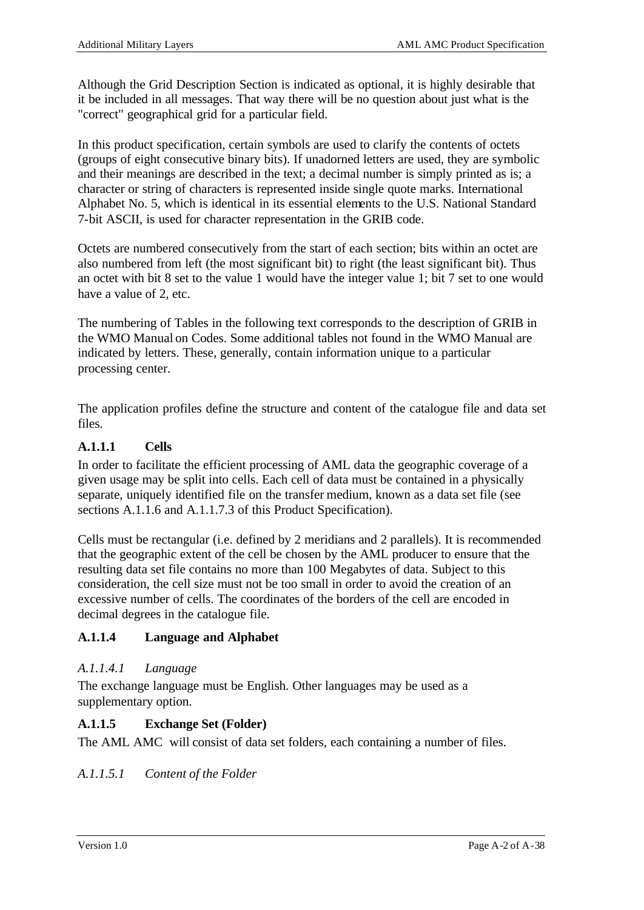Although the Grid Description Section is indicated as optional, it is highly desirable that it be included in all messages. That way there will be no question about just what is the "correct" geographical grid for a particular field.

In this product specification, certain symbols are used to clarify the contents of octets (groups of eight consecutive binary bits). If unadorned letters are used, they are symbolic and their meanings are described in the text; a decimal number is simply printed as is; a character or string of characters is represented inside single quote marks. International Alphabet No. 5, which is identical in its essential elements to the U.S. National Standard 7-bit ASCII, is used for character representation in the GRIB code.

Octets are numbered consecutively from the start of each section; bits within an octet are also numbered from left (the most significant bit) to right (the least significant bit). Thus an octet with bit 8 set to the value 1 would have the integer value 1; bit 7 set to one would have a value of 2, etc.

The numbering of Tables in the following text corresponds to the description of GRIB in the WMO Manual on Codes. Some additional tables not found in the WMO Manual are indicated by letters. These, generally, contain information unique to a particular processing center.

The application profiles define the structure and content of the catalogue file and data set files.

### A.1.1.1 Cells

In order to facilitate the efficient processing of AML data the geographic coverage of a given usage may be split into cells. Each cell of data must be contained in a physically separate, uniquely identified file on the transfer medium, known as a data set file (see sections A.1.1.6 and A.1.1.7.3 of this Product Specification).

Cells must be rectangular (i.e. defined by 2 meridians and 2 parallels). It is recommended that the geographic extent of the cell be chosen by the AML producer to ensure that the resulting data set file contains no more than 100 Megabytes of data. Subject to this consideration, the cell size must not be too small in order to avoid the creation of an excessive number of cells. The coordinates of the borders of the cell are encoded in decimal degrees in the catalogue file.

### A.1.1.4 Language and Alphabet

#### *A.1.1.4.1 Language*

The exchange language must be English. Other languages may be used as a supplementary option.

### A.1.1.5 Exchange Set (Folder)

The AML AMC will consist of data set folders, each containing a number of files.

#### *A.1.1.5.1 Content of the Folder*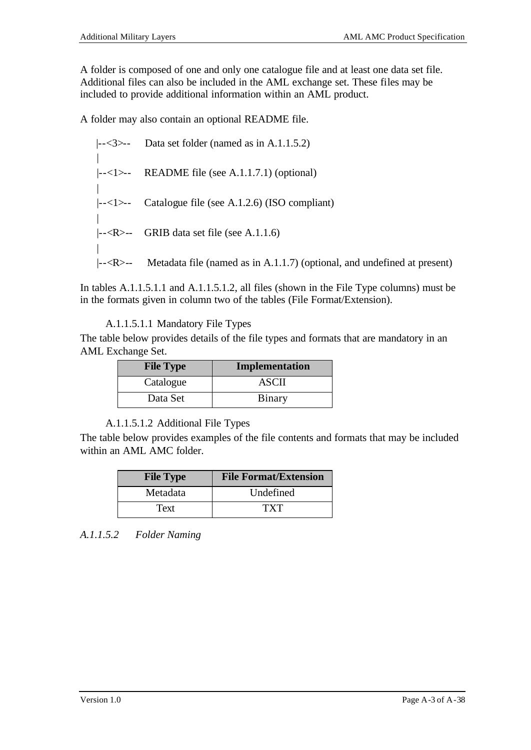A folder is composed of one and only one catalogue file and at least one data set file. Additional files can also be included in the AML exchange set. These files may be included to provide additional information within an AML product.

A folder may also contain an optional README file.

```
|--<3>--   Data set folder (named as in A.1.1.5.2)
|
|--<1>--   README file (see A.1.1.7.1) (optional)
|
|--<1>--   Catalogue file (see A.1.2.6) (ISO compliant)
|
|--<R>--   GRIB data set file (see A.1.1.6)
|
|--<R>--   Metadata file (named as in A.1.1.7) (optional, and undefined at present)
```

In tables A.1.1.5.1.1 and A.1.1.5.1.2, all files (shown in the File Type columns) must be in the formats given in column two of the tables (File Format/Extension).

A.1.1.5.1.1 Mandatory File Types

The table below provides details of the file types and formats that are mandatory in an AML Exchange Set.

| File Type | Implementation |
|---|---|
| Catalogue | ASCII |
| Data Set | Binary |

A.1.1.5.1.2 Additional File Types

The table below provides examples of the file contents and formats that may be included within an AML AMC folder.

| File Type | File Format/Extension |
|---|---|
| Metadata | Undefined |
| Text | TXT |

*A.1.1.5.2 Folder Naming*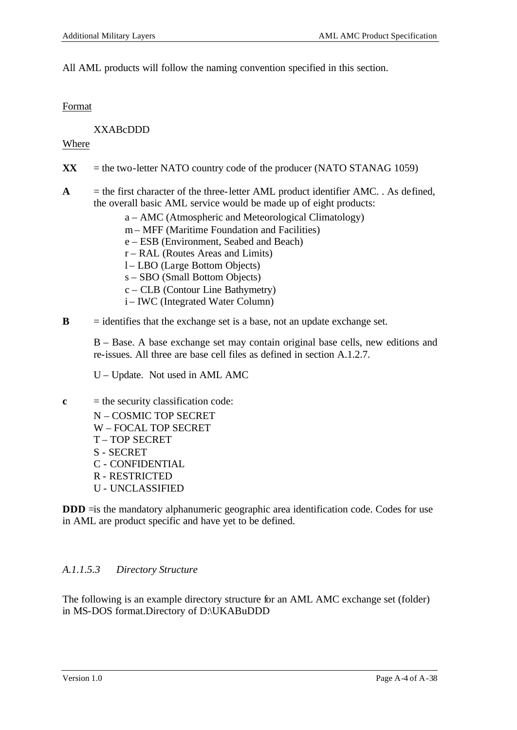All AML products will follow the naming convention specified in this section.

<u>Format</u>

XXABcDDD

<u>Where</u>

**XX** = the two-letter NATO country code of the producer (NATO STANAG 1059)

**A** = the first character of the three-letter AML product identifier AMC. . As defined, the overall basic AML service would be made up of eight products:

- a – AMC (Atmospheric and Meteorological Climatology)
- m – MFF (Maritime Foundation and Facilities)
- e – ESB (Environment, Seabed and Beach)
- r – RAL (Routes Areas and Limits)
- l – LBO (Large Bottom Objects)
- s – SBO (Small Bottom Objects)
- c – CLB (Contour Line Bathymetry)
- i – IWC (Integrated Water Column)

**B** = identifies that the exchange set is a base, not an update exchange set.

B – Base. A base exchange set may contain original base cells, new editions and re-issues. All three are base cell files as defined in section A.1.2.7.

U – Update. Not used in AML AMC

**c** = the security classification code:

N – COSMIC TOP SECRET
W – FOCAL TOP SECRET
T – TOP SECRET
S - SECRET
C - CONFIDENTIAL
R - RESTRICTED
U - UNCLASSIFIED

**DDD** =is the mandatory alphanumeric geographic area identification code. Codes for use in AML are product specific and have yet to be defined.

#### *A.1.1.5.3 Directory Structure*

The following is an example directory structure for an AML AMC exchange set (folder) in MS-DOS format.Directory of D:\UKABuDDD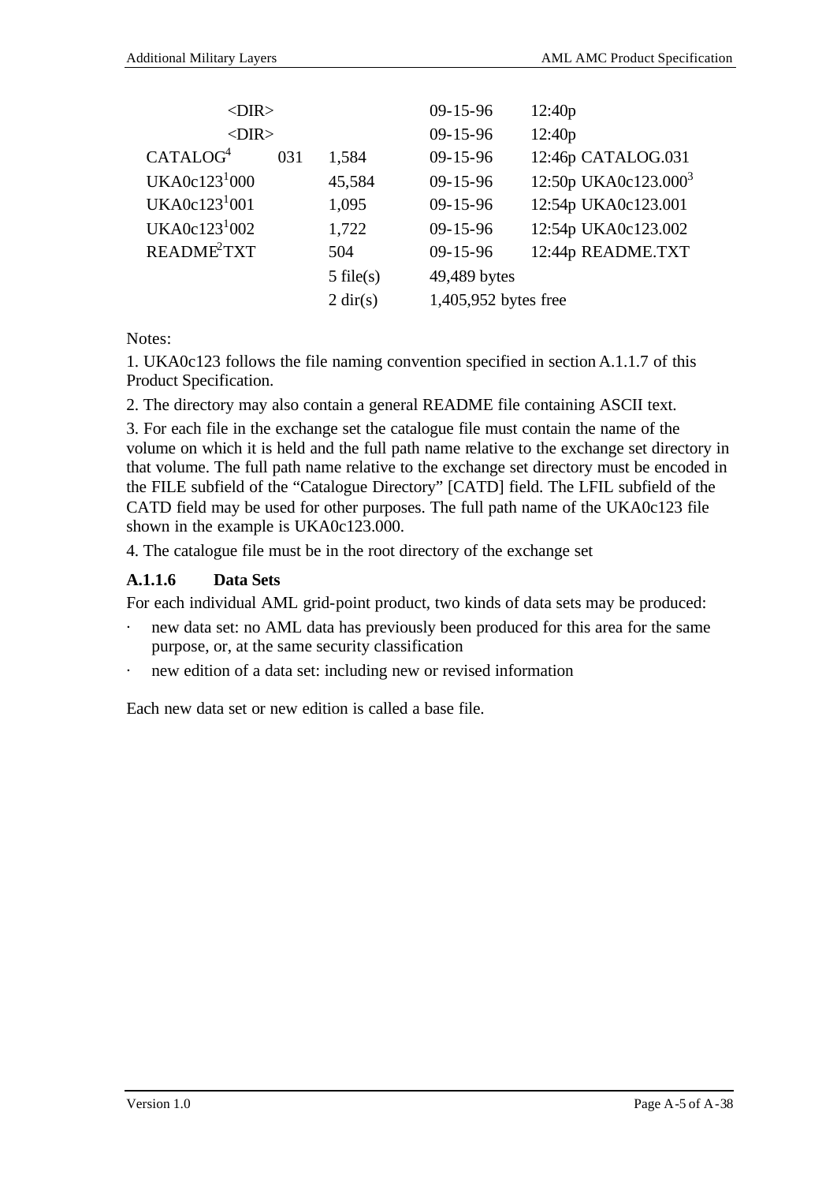| | | | | |
|---|---|---|---|---|
| <DIR> | | | 09-15-96 | 12:40p |
| <DIR> | | | 09-15-96 | 12:40p |
| CATALOG[4] | 031 | 1,584 | 09-15-96 | 12:46p CATALOG.031 |
| UKA0c123[1]000 | | 45,584 | 09-15-96 | 12:50p UKA0c123.000[3] |
| UKA0c123[1]001 | | 1,095 | 09-15-96 | 12:54p UKA0c123.001 |
| UKA0c123[1]002 | | 1,722 | 09-15-96 | 12:54p UKA0c123.002 |
| README[2]TXT | | 504 | 09-15-96 | 12:44p README.TXT |
| | | 5 file(s) | 49,489 bytes | |
| | | 2 dir(s) | 1,405,952 bytes free | |

Notes:

1. UKA0c123 follows the file naming convention specified in section A.1.1.7 of this Product Specification.

2. The directory may also contain a general README file containing ASCII text.

3. For each file in the exchange set the catalogue file must contain the name of the volume on which it is held and the full path name relative to the exchange set directory in that volume. The full path name relative to the exchange set directory must be encoded in the FILE subfield of the "Catalogue Directory" [CATD] field. The LFIL subfield of the CATD field may be used for other purposes. The full path name of the UKA0c123 file shown in the example is UKA0c123.000.

4. The catalogue file must be in the root directory of the exchange set

#### A.1.1.6 Data Sets

For each individual AML grid-point product, two kinds of data sets may be produced:

- new data set: no AML data has previously been produced for this area for the same purpose, or, at the same security classification
- new edition of a data set: including new or revised information

Each new data set or new edition is called a base file.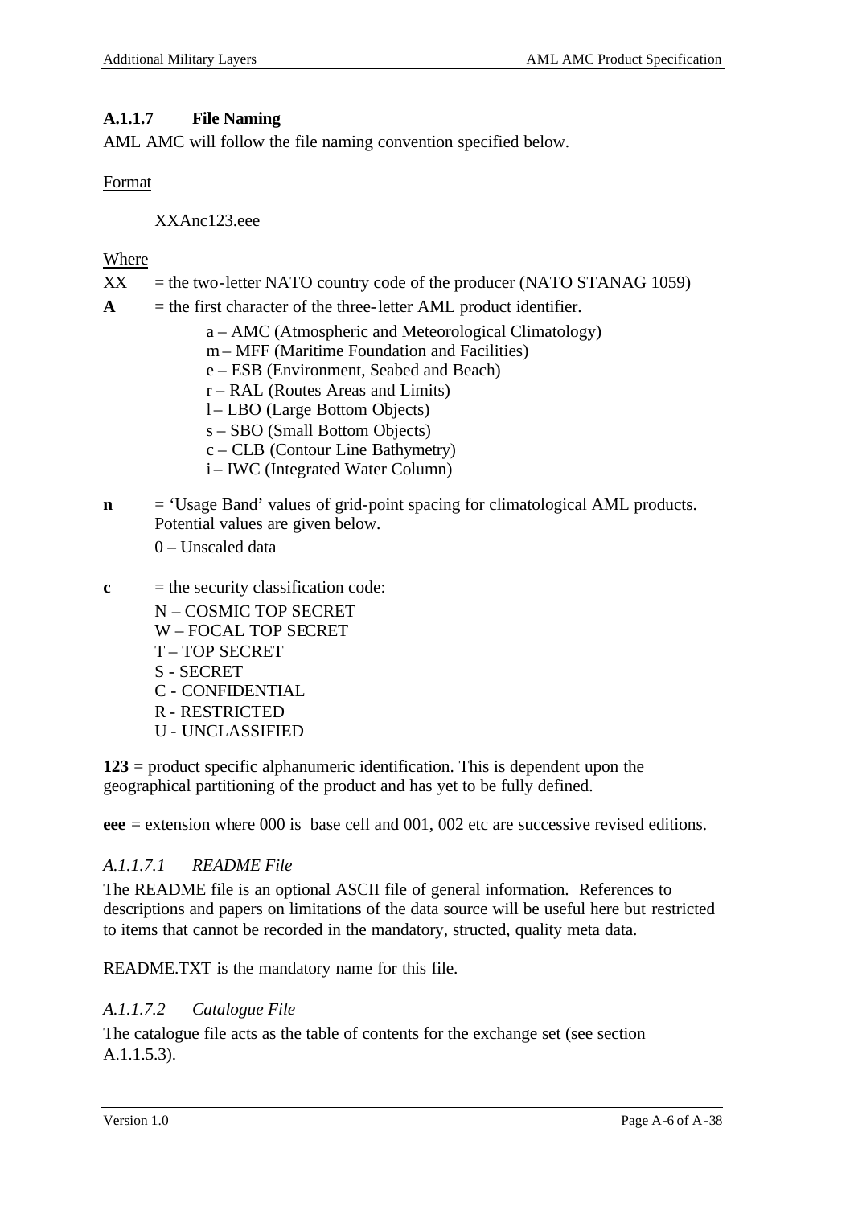### A.1.1.7 File Naming

AML AMC will follow the file naming convention specified below.

Format

XXAnc123.eee

Where

XX = the two-letter NATO country code of the producer (NATO STANAG 1059)

**A** = the first character of the three-letter AML product identifier.

a – AMC (Atmospheric and Meteorological Climatology)
m – MFF (Maritime Foundation and Facilities)
e – ESB (Environment, Seabed and Beach)
r – RAL (Routes Areas and Limits)
l – LBO (Large Bottom Objects)
s – SBO (Small Bottom Objects)
c – CLB (Contour Line Bathymetry)
i – IWC (Integrated Water Column)

**n** = 'Usage Band' values of grid-point spacing for climatological AML products. Potential values are given below.

0 – Unscaled data

**c** = the security classification code:

N – COSMIC TOP SECRET
W – FOCAL TOP SECRET
T – TOP SECRET
S - SECRET
C - CONFIDENTIAL
R - RESTRICTED
U - UNCLASSIFIED

**123** = product specific alphanumeric identification. This is dependent upon the geographical partitioning of the product and has yet to be fully defined.

**eee** = extension where 000 is base cell and 001, 002 etc are successive revised editions.

#### *A.1.1.7.1 README File*

The README file is an optional ASCII file of general information. References to descriptions and papers on limitations of the data source will be useful here but restricted to items that cannot be recorded in the mandatory, structed, quality meta data.

README.TXT is the mandatory name for this file.

#### *A.1.1.7.2 Catalogue File*

The catalogue file acts as the table of contents for the exchange set (see section A.1.1.5.3).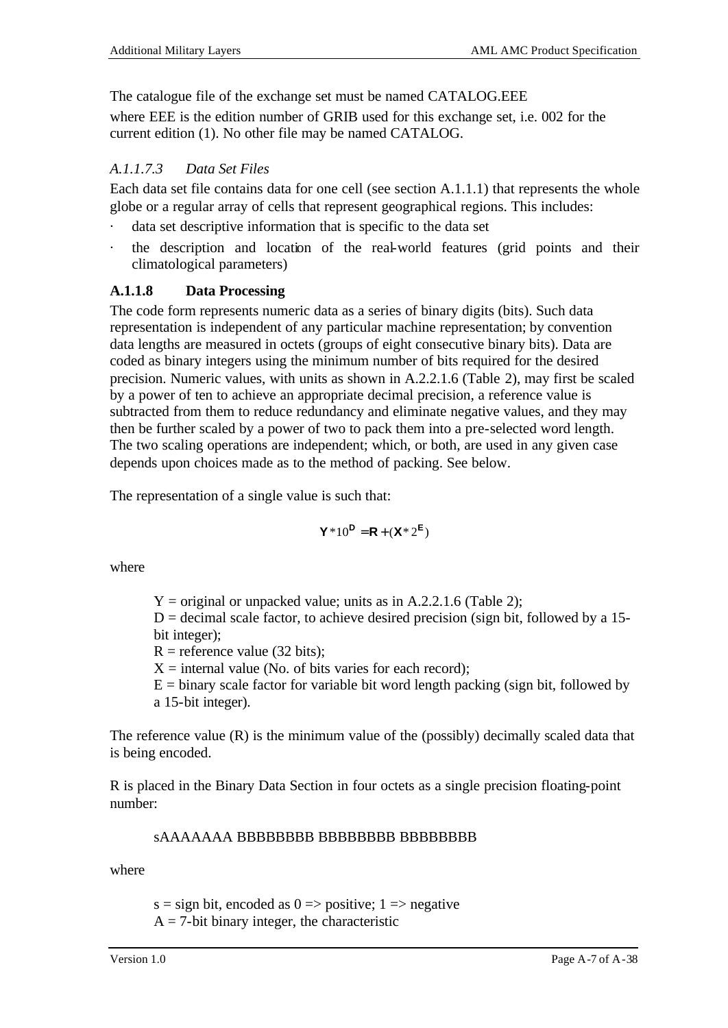The catalogue file of the exchange set must be named CATALOG.EEE

where EEE is the edition number of GRIB used for this exchange set, i.e. 002 for the current edition (1). No other file may be named CATALOG.

### *A.1.1.7.3 Data Set Files*

Each data set file contains data for one cell (see section A.1.1.1) that represents the whole globe or a regular array of cells that represent geographical regions. This includes:

- data set descriptive information that is specific to the data set
- the description and location of the real-world features (grid points and their climatological parameters)

### A.1.1.8 Data Processing

The code form represents numeric data as a series of binary digits (bits). Such data representation is independent of any particular machine representation; by convention data lengths are measured in octets (groups of eight consecutive binary bits). Data are coded as binary integers using the minimum number of bits required for the desired precision. Numeric values, with units as shown in A.2.2.1.6 (Table 2), may first be scaled by a power of ten to achieve an appropriate decimal precision, a reference value is subtracted from them to reduce redundancy and eliminate negative values, and they may then be further scaled by a power of two to pack them into a pre-selected word length. The two scaling operations are independent; which, or both, are used in any given case depends upon choices made as to the method of packing. See below.

The representation of a single value is such that:

$$\mathbf{Y} * 10^{\mathbf{D}} = \mathbf{R} + (\mathbf{X} * 2^{\mathbf{E}})$$

where

> Y = original or unpacked value; units as in A.2.2.1.6 (Table 2);
> D = decimal scale factor, to achieve desired precision (sign bit, followed by a 15-bit integer);
> R = reference value (32 bits);
> X = internal value (No. of bits varies for each record);
> E = binary scale factor for variable bit word length packing (sign bit, followed by a 15-bit integer).

The reference value (R) is the minimum value of the (possibly) decimally scaled data that is being encoded.

R is placed in the Binary Data Section in four octets as a single precision floating-point number:

> sAAAAAAA BBBBBBBB BBBBBBBB BBBBBBBB

where

> s = sign bit, encoded as 0 => positive; 1 => negative
> A = 7-bit binary integer, the characteristic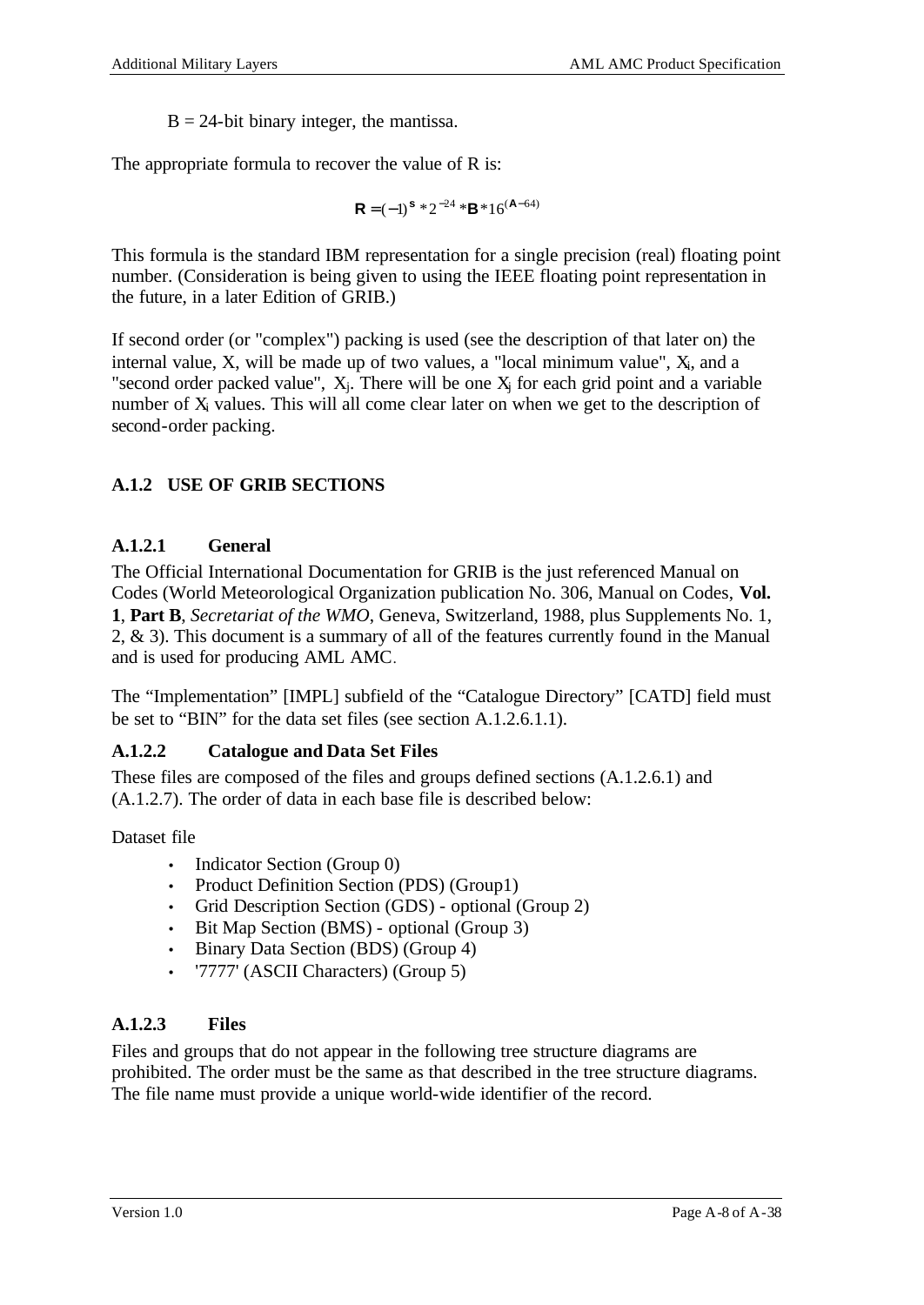B = 24-bit binary integer, the mantissa.

The appropriate formula to recover the value of R is:

$$\mathbf{R} = (-1)^{\mathbf{S}} * 2^{-24} * \mathbf{B} * 16^{(\mathbf{A}-64)}$$

This formula is the standard IBM representation for a single precision (real) floating point number. (Consideration is being given to using the IEEE floating point representation in the future, in a later Edition of GRIB.)

If second order (or "complex") packing is used (see the description of that later on) the internal value, X, will be made up of two values, a "local minimum value", $X_i$, and a "second order packed value", $X_j$. There will be one $X_j$ for each grid point and a variable number of $X_i$ values. This will all come clear later on when we get to the description of second-order packing.

### A.1.2 USE OF GRIB SECTIONS

#### A.1.2.1 General

The Official International Documentation for GRIB is the just referenced Manual on Codes (World Meteorological Organization publication No. 306, Manual on Codes, **Vol. 1**, **Part B**, *Secretariat of the WMO*, Geneva, Switzerland, 1988, plus Supplements No. 1, 2, & 3). This document is a summary of all of the features currently found in the Manual and is used for producing AML AMC.

The “Implementation” [IMPL] subfield of the “Catalogue Directory” [CATD] field must be set to “BIN” for the data set files (see section A.1.2.6.1.1).

#### A.1.2.2 Catalogue and Data Set Files

These files are composed of the files and groups defined sections (A.1.2.6.1) and (A.1.2.7). The order of data in each base file is described below:

Dataset file

- Indicator Section (Group 0)
- Product Definition Section (PDS) (Group1)
- Grid Description Section (GDS) - optional (Group 2)
- Bit Map Section (BMS) - optional (Group 3)
- Binary Data Section (BDS) (Group 4)
- '7777' (ASCII Characters) (Group 5)

#### A.1.2.3 Files

Files and groups that do not appear in the following tree structure diagrams are prohibited. The order must be the same as that described in the tree structure diagrams. The file name must provide a unique world-wide identifier of the record.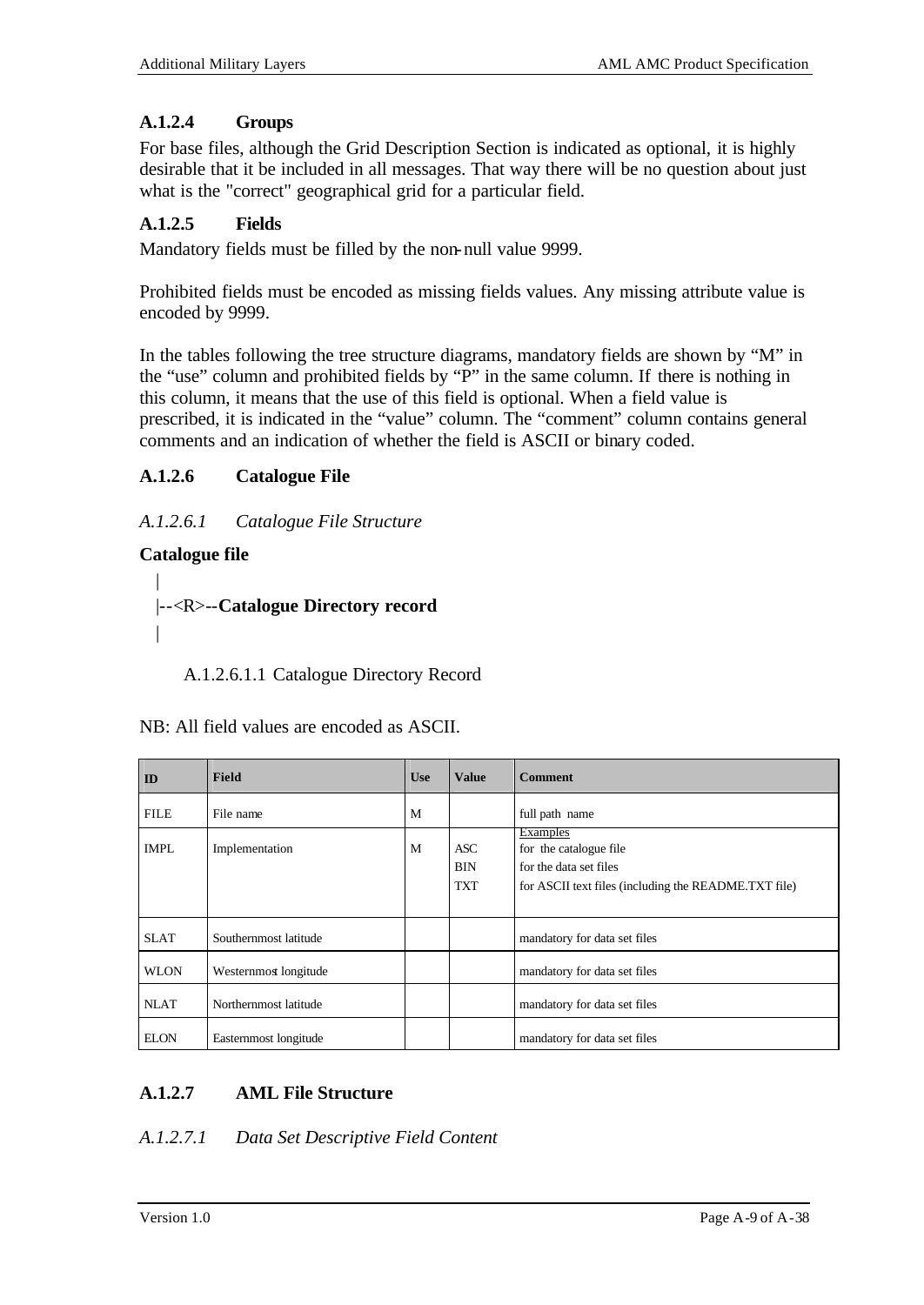### A.1.2.4 Groups

For base files, although the Grid Description Section is indicated as optional, it is highly desirable that it be included in all messages. That way there will be no question about just what is the "correct" geographical grid for a particular field.

### A.1.2.5 Fields

Mandatory fields must be filled by the non-null value 9999.

Prohibited fields must be encoded as missing fields values. Any missing attribute value is encoded by 9999.

In the tables following the tree structure diagrams, mandatory fields are shown by “M” in the “use” column and prohibited fields by “P” in the same column. If there is nothing in this column, it means that the use of this field is optional. When a field value is prescribed, it is indicated in the “value” column. The “comment” column contains general comments and an indication of whether the field is ASCII or binary coded.

### A.1.2.6 Catalogue File

#### *A.1.2.6.1 Catalogue File Structure*

**Catalogue file**

```
|
|--<R>--Catalogue Directory record
|
```

A.1.2.6.1.1 Catalogue Directory Record

NB: All field values are encoded as ASCII.

| ID | Field | Use | Value | Comment |
|---|---|---|---|---|
| FILE | File name | M | | full path name |
| IMPL | Implementation | M | ASC<br>BIN<br>TXT | Examples<br>for the catalogue file<br>for the data set files<br>for ASCII text files (including the README.TXT file) |
| SLAT | Southernmost latitude | | | mandatory for data set files |
| WLON | Westernmost longitude | | | mandatory for data set files |
| NLAT | Northernmost latitude | | | mandatory for data set files |
| ELON | Easternmost longitude | | | mandatory for data set files |

### A.1.2.7 AML File Structure

#### *A.1.2.7.1 Data Set Descriptive Field Content*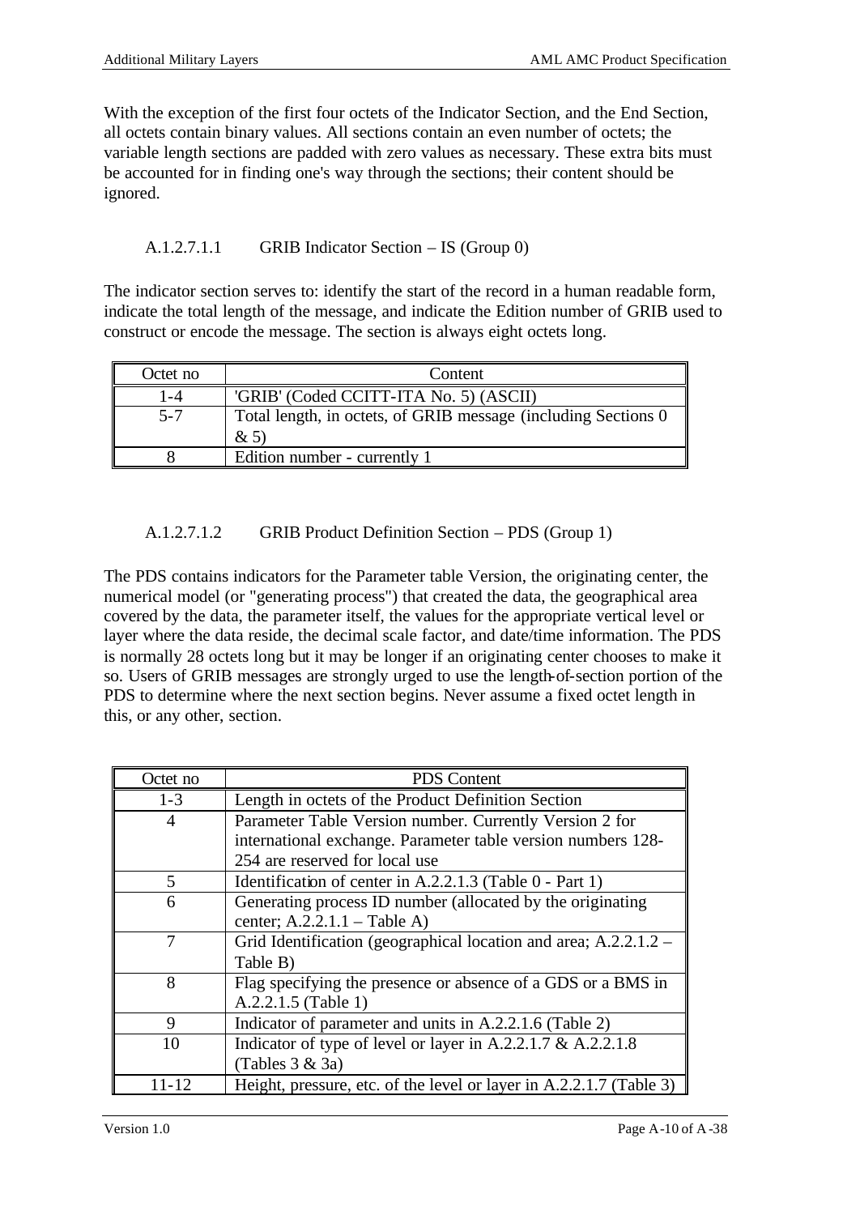With the exception of the first four octets of the Indicator Section, and the End Section, all octets contain binary values. All sections contain an even number of octets; the variable length sections are padded with zero values as necessary. These extra bits must be accounted for in finding one's way through the sections; their content should be ignored.

#### A.1.2.7.1.1 GRIB Indicator Section – IS (Group 0)

The indicator section serves to: identify the start of the record in a human readable form, indicate the total length of the message, and indicate the Edition number of GRIB used to construct or encode the message. The section is always eight octets long.

| Octet no | Content |
|---|---|
| 1-4 | 'GRIB' (Coded CCITT-ITA No. 5) (ASCII) |
| 5-7 | Total length, in octets, of GRIB message (including Sections 0 & 5) |
| 8 | Edition number - currently 1 |

#### A.1.2.7.1.2 GRIB Product Definition Section – PDS (Group 1)

The PDS contains indicators for the Parameter table Version, the originating center, the numerical model (or "generating process") that created the data, the geographical area covered by the data, the parameter itself, the values for the appropriate vertical level or layer where the data reside, the decimal scale factor, and date/time information. The PDS is normally 28 octets long but it may be longer if an originating center chooses to make it so. Users of GRIB messages are strongly urged to use the length-of-section portion of the PDS to determine where the next section begins. Never assume a fixed octet length in this, or any other, section.

| Octet no | PDS Content |
|---|---|
| 1-3 | Length in octets of the Product Definition Section |
| 4 | Parameter Table Version number. Currently Version 2 for international exchange. Parameter table version numbers 128-254 are reserved for local use |
| 5 | Identification of center in A.2.2.1.3 (Table 0 - Part 1) |
| 6 | Generating process ID number (allocated by the originating center; A.2.2.1.1 – Table A) |
| 7 | Grid Identification (geographical location and area; A.2.2.1.2 – Table B) |
| 8 | Flag specifying the presence or absence of a GDS or a BMS in A.2.2.1.5 (Table 1) |
| 9 | Indicator of parameter and units in A.2.2.1.6 (Table 2) |
| 10 | Indicator of type of level or layer in A.2.2.1.7 & A.2.2.1.8 (Tables 3 & 3a) |
| 11-12 | Height, pressure, etc. of the level or layer in A.2.2.1.7 (Table 3) |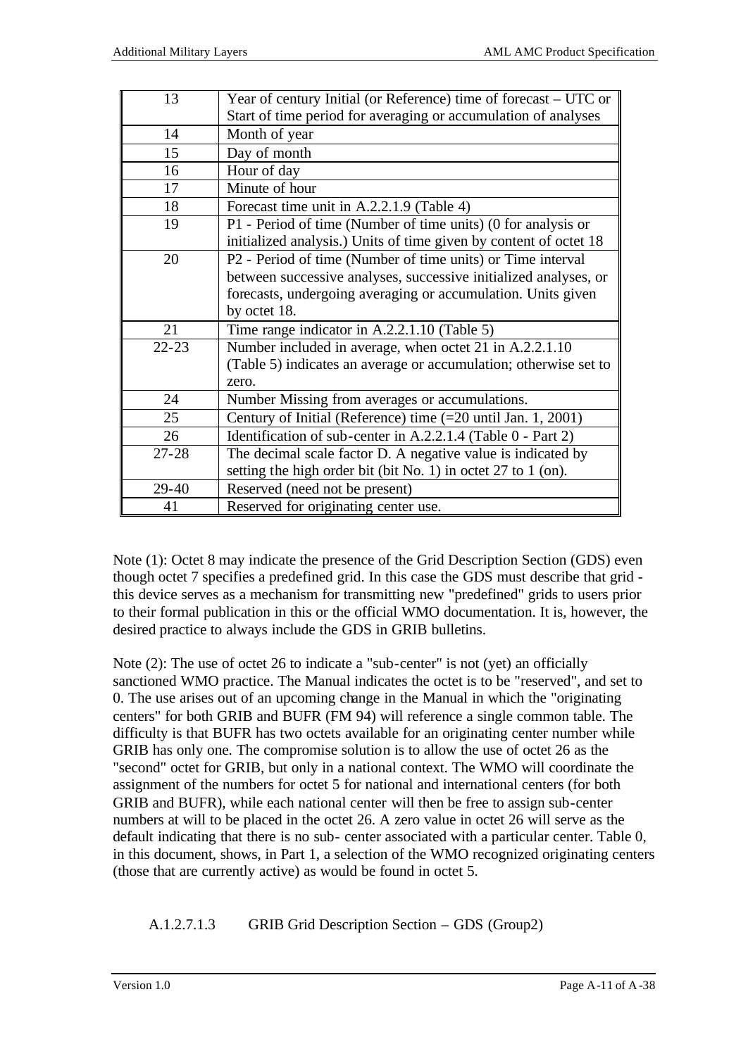| | |
|---|---|
| 13 | Year of century Initial (or Reference) time of forecast – UTC or Start of time period for averaging or accumulation of analyses |
| 14 | Month of year |
| 15 | Day of month |
| 16 | Hour of day |
| 17 | Minute of hour |
| 18 | Forecast time unit in A.2.2.1.9 (Table 4) |
| 19 | P1 - Period of time (Number of time units) (0 for analysis or initialized analysis.) Units of time given by content of octet 18 |
| 20 | P2 - Period of time (Number of time units) or Time interval between successive analyses, successive initialized analyses, or forecasts, undergoing averaging or accumulation. Units given by octet 18. |
| 21 | Time range indicator in A.2.2.1.10 (Table 5) |
| 22-23 | Number included in average, when octet 21 in A.2.2.1.10 (Table 5) indicates an average or accumulation; otherwise set to zero. |
| 24 | Number Missing from averages or accumulations. |
| 25 | Century of Initial (Reference) time (=20 until Jan. 1, 2001) |
| 26 | Identification of sub-center in A.2.2.1.4 (Table 0 - Part 2) |
| 27-28 | The decimal scale factor D. A negative value is indicated by setting the high order bit (bit No. 1) in octet 27 to 1 (on). |
| 29-40 | Reserved (need not be present) |
| 41 | Reserved for originating center use. |

Note (1): Octet 8 may indicate the presence of the Grid Description Section (GDS) even though octet 7 specifies a predefined grid. In this case the GDS must describe that grid - this device serves as a mechanism for transmitting new "predefined" grids to users prior to their formal publication in this or the official WMO documentation. It is, however, the desired practice to always include the GDS in GRIB bulletins.

Note (2): The use of octet 26 to indicate a "sub-center" is not (yet) an officially sanctioned WMO practice. The Manual indicates the octet is to be "reserved", and set to 0. The use arises out of an upcoming change in the Manual in which the "originating centers" for both GRIB and BUFR (FM 94) will reference a single common table. The difficulty is that BUFR has two octets available for an originating center number while GRIB has only one. The compromise solution is to allow the use of octet 26 as the "second" octet for GRIB, but only in a national context. The WMO will coordinate the assignment of the numbers for octet 5 for national and international centers (for both GRIB and BUFR), while each national center will then be free to assign sub-center numbers at will to be placed in the octet 26. A zero value in octet 26 will serve as the default indicating that there is no sub- center associated with a particular center. Table 0, in this document, shows, in Part 1, a selection of the WMO recognized originating centers (those that are currently active) as would be found in octet 5.

#### A.1.2.7.1.3 GRIB Grid Description Section – GDS (Group2)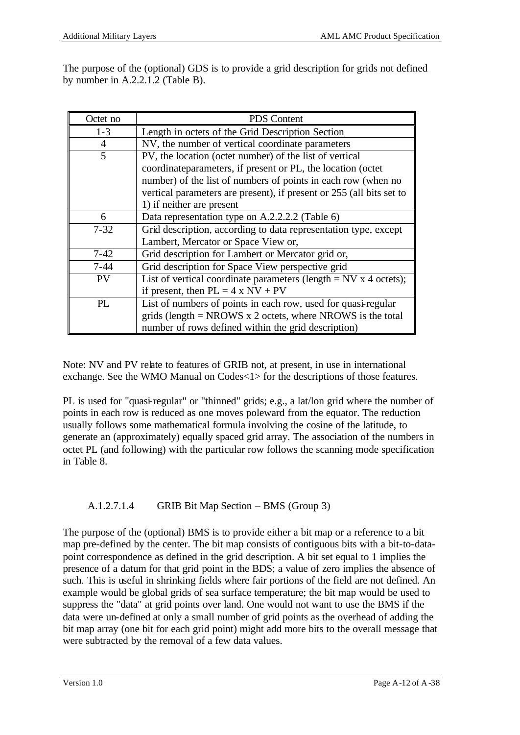The purpose of the (optional) GDS is to provide a grid description for grids not defined by number in A.2.2.1.2 (Table B).

| Octet no | PDS Content |
|---|---|
| 1-3 | Length in octets of the Grid Description Section |
| 4 | NV, the number of vertical coordinate parameters |
| 5 | PV, the location (octet number) of the list of vertical coordinateparameters, if present or PL, the location (octet number) of the list of numbers of points in each row (when no vertical parameters are present), if present or 255 (all bits set to 1) if neither are present |
| 6 | Data representation type on A.2.2.2.2 (Table 6) |
| 7-32 | Grid description, according to data representation type, except Lambert, Mercator or Space View or, |
| 7-42 | Grid description for Lambert or Mercator grid or, |
| 7-44 | Grid description for Space View perspective grid |
| PV | List of vertical coordinate parameters (length = NV x 4 octets); if present, then PL = 4 x NV + PV |
| PL | List of numbers of points in each row, used for quasi-regular grids (length = NROWS x 2 octets, where NROWS is the total number of rows defined within the grid description) |

Note: NV and PV relate to features of GRIB not, at present, in use in international exchange. See the WMO Manual on Codes<1> for the descriptions of those features.

PL is used for "quasi-regular" or "thinned" grids; e.g., a lat/lon grid where the number of points in each row is reduced as one moves poleward from the equator. The reduction usually follows some mathematical formula involving the cosine of the latitude, to generate an (approximately) equally spaced grid array. The association of the numbers in octet PL (and following) with the particular row follows the scanning mode specification in Table 8.

#### A.1.2.7.1.4 GRIB Bit Map Section – BMS (Group 3)

The purpose of the (optional) BMS is to provide either a bit map or a reference to a bit map pre-defined by the center. The bit map consists of contiguous bits with a bit-to-data-point correspondence as defined in the grid description. A bit set equal to 1 implies the presence of a datum for that grid point in the BDS; a value of zero implies the absence of such. This is useful in shrinking fields where fair portions of the field are not defined. An example would be global grids of sea surface temperature; the bit map would be used to suppress the "data" at grid points over land. One would not want to use the BMS if the data were un-defined at only a small number of grid points as the overhead of adding the bit map array (one bit for each grid point) might add more bits to the overall message that were subtracted by the removal of a few data values.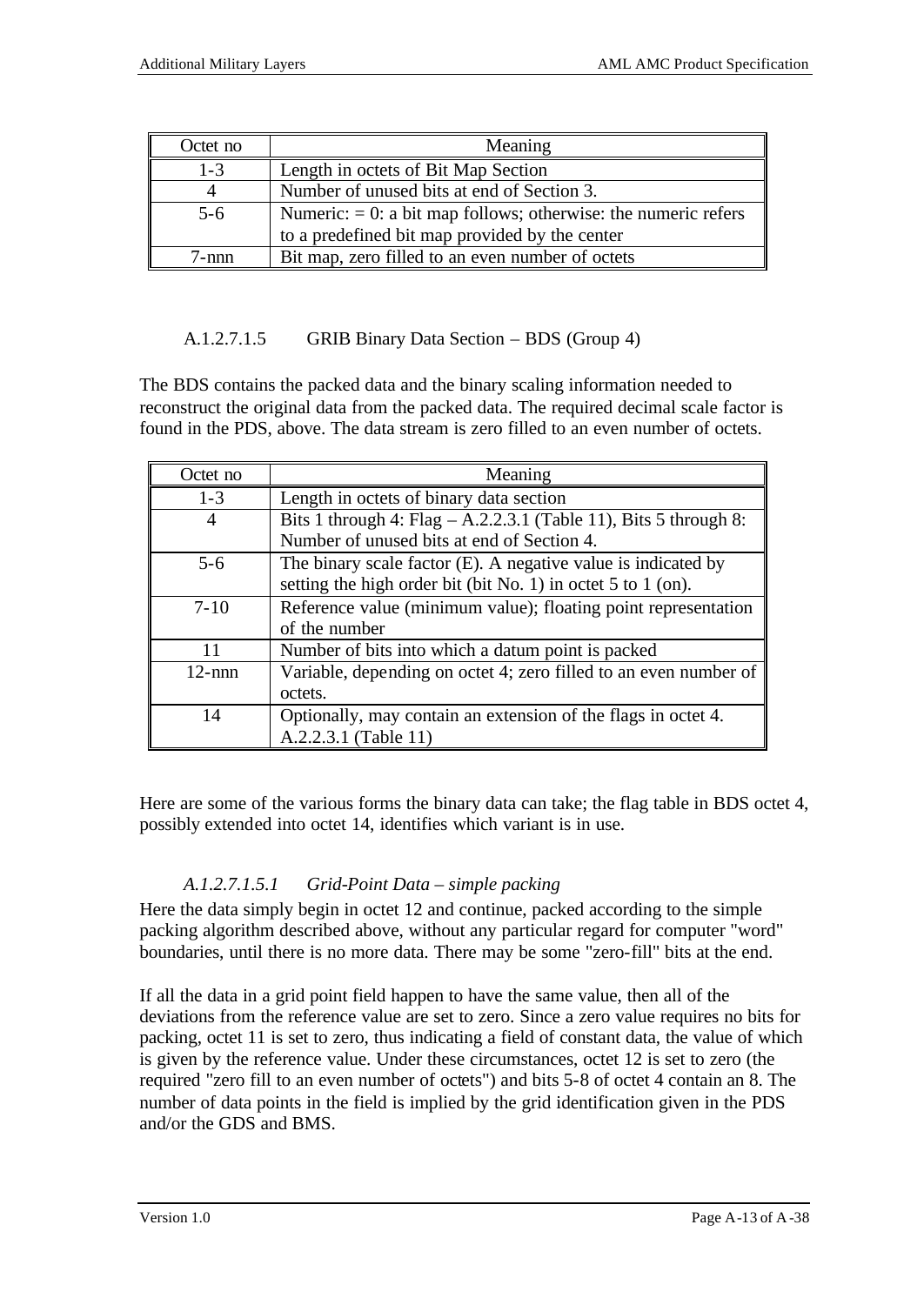| Octet no | Meaning |
|---|---|
| 1-3 | Length in octets of Bit Map Section |
| 4 | Number of unused bits at end of Section 3. |
| 5-6 | Numeric: = 0: a bit map follows; otherwise: the numeric refers to a predefined bit map provided by the center |
| 7-nnn | Bit map, zero filled to an even number of octets |

#### A.1.2.7.1.5 GRIB Binary Data Section – BDS (Group 4)

The BDS contains the packed data and the binary scaling information needed to reconstruct the original data from the packed data. The required decimal scale factor is found in the PDS, above. The data stream is zero filled to an even number of octets.

| Octet no | Meaning |
|---|---|
| 1-3 | Length in octets of binary data section |
| 4 | Bits 1 through 4: Flag – A.2.2.3.1 (Table 11), Bits 5 through 8: Number of unused bits at end of Section 4. |
| 5-6 | The binary scale factor (E). A negative value is indicated by setting the high order bit (bit No. 1) in octet 5 to 1 (on). |
| 7-10 | Reference value (minimum value); floating point representation of the number |
| 11 | Number of bits into which a datum point is packed |
| 12-nnn | Variable, depending on octet 4; zero filled to an even number of octets. |
| 14 | Optionally, may contain an extension of the flags in octet 4. A.2.2.3.1 (Table 11) |

Here are some of the various forms the binary data can take; the flag table in BDS octet 4, possibly extended into octet 14, identifies which variant is in use.

##### *A.1.2.7.1.5.1 Grid-Point Data – simple packing*

Here the data simply begin in octet 12 and continue, packed according to the simple packing algorithm described above, without any particular regard for computer "word" boundaries, until there is no more data. There may be some "zero-fill" bits at the end.

If all the data in a grid point field happen to have the same value, then all of the deviations from the reference value are set to zero. Since a zero value requires no bits for packing, octet 11 is set to zero, thus indicating a field of constant data, the value of which is given by the reference value. Under these circumstances, octet 12 is set to zero (the required "zero fill to an even number of octets") and bits 5-8 of octet 4 contain an 8. The number of data points in the field is implied by the grid identification given in the PDS and/or the GDS and BMS.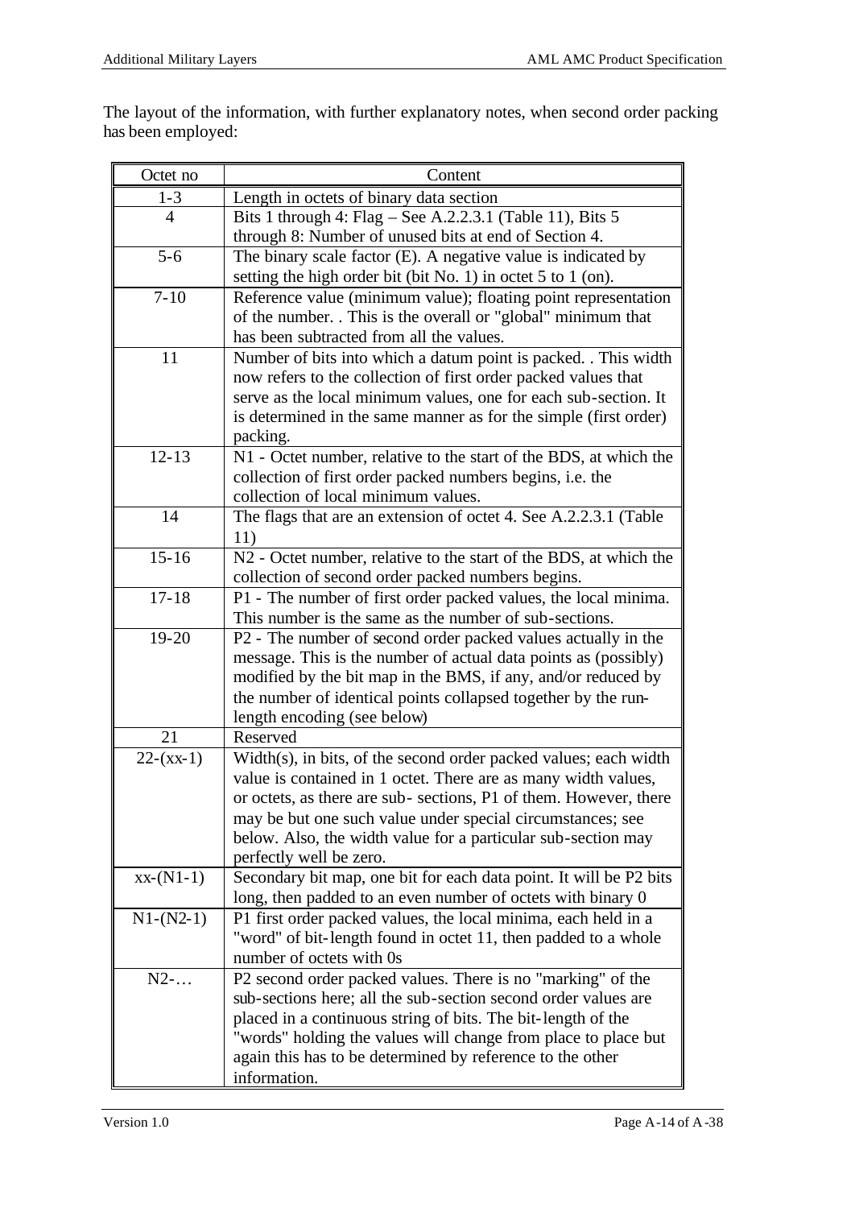The layout of the information, with further explanatory notes, when second order packing has been employed:

| Octet no | Content |
|---|---|
| 1-3 | Length in octets of binary data section |
| 4 | Bits 1 through 4: Flag – See A.2.2.3.1 (Table 11), Bits 5 through 8: Number of unused bits at end of Section 4. |
| 5-6 | The binary scale factor (E). A negative value is indicated by setting the high order bit (bit No. 1) in octet 5 to 1 (on). |
| 7-10 | Reference value (minimum value); floating point representation of the number. . This is the overall or "global" minimum that has been subtracted from all the values. |
| 11 | Number of bits into which a datum point is packed. . This width now refers to the collection of first order packed values that serve as the local minimum values, one for each sub-section. It is determined in the same manner as for the simple (first order) packing. |
| 12-13 | N1 - Octet number, relative to the start of the BDS, at which the collection of first order packed numbers begins, i.e. the collection of local minimum values. |
| 14 | The flags that are an extension of octet 4. See A.2.2.3.1 (Table 11) |
| 15-16 | N2 - Octet number, relative to the start of the BDS, at which the collection of second order packed numbers begins. |
| 17-18 | P1 - The number of first order packed values, the local minima. This number is the same as the number of sub-sections. |
| 19-20 | P2 - The number of second order packed values actually in the message. This is the number of actual data points as (possibly) modified by the bit map in the BMS, if any, and/or reduced by the number of identical points collapsed together by the run-length encoding (see below) |
| 21 | Reserved |
| 22-(xx-1) | Width(s), in bits, of the second order packed values; each width value is contained in 1 octet. There are as many width values, or octets, as there are sub- sections, P1 of them. However, there may be but one such value under special circumstances; see below. Also, the width value for a particular sub-section may perfectly well be zero. |
| xx-(N1-1) | Secondary bit map, one bit for each data point. It will be P2 bits long, then padded to an even number of octets with binary 0 |
| N1-(N2-1) | P1 first order packed values, the local minima, each held in a "word" of bit-length found in octet 11, then padded to a whole number of octets with 0s |
| N2-… | P2 second order packed values. There is no "marking" of the sub-sections here; all the sub-section second order values are placed in a continuous string of bits. The bit-length of the "words" holding the values will change from place to place but again this has to be determined by reference to the other information. |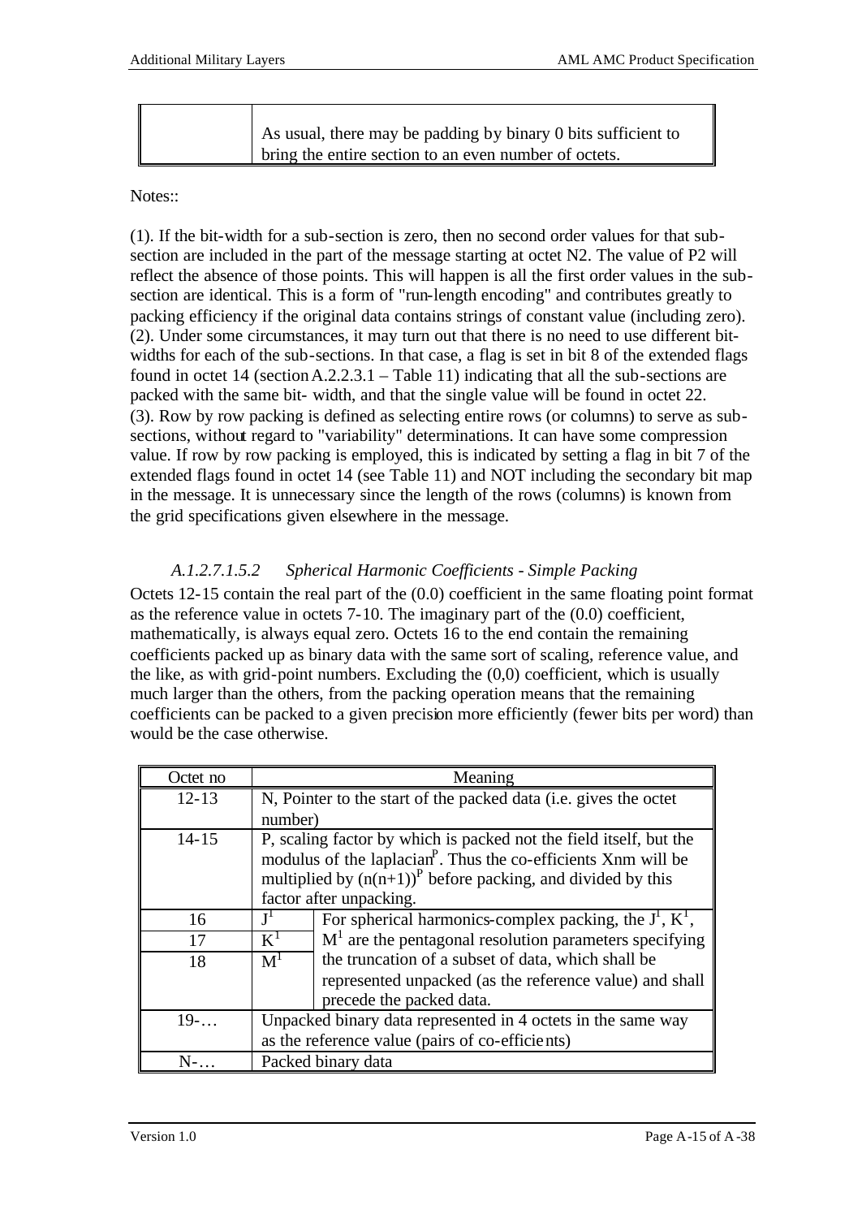| | |
|---|---|
| | As usual, there may be padding by binary 0 bits sufficient to bring the entire section to an even number of octets. |

Notes::

(1). If the bit-width for a sub-section is zero, then no second order values for that sub-section are included in the part of the message starting at octet N2. The value of P2 will reflect the absence of those points. This will happen is all the first order values in the sub-section are identical. This is a form of "run-length encoding" and contributes greatly to packing efficiency if the original data contains strings of constant value (including zero).
(2). Under some circumstances, it may turn out that there is no need to use different bit-widths for each of the sub-sections. In that case, a flag is set in bit 8 of the extended flags found in octet 14 (section A.2.2.3.1 – Table 11) indicating that all the sub-sections are packed with the same bit- width, and that the single value will be found in octet 22.
(3). Row by row packing is defined as selecting entire rows (or columns) to serve as sub-sections, without regard to "variability" determinations. It can have some compression value. If row by row packing is employed, this is indicated by setting a flag in bit 7 of the extended flags found in octet 14 (see Table 11) and NOT including the secondary bit map in the message. It is unnecessary since the length of the rows (columns) is known from the grid specifications given elsewhere in the message.

#### *A.1.2.7.1.5.2 Spherical Harmonic Coefficients - Simple Packing*

Octets 12-15 contain the real part of the (0.0) coefficient in the same floating point format as the reference value in octets 7-10. The imaginary part of the (0.0) coefficient, mathematically, is always equal zero. Octets 16 to the end contain the remaining coefficients packed up as binary data with the same sort of scaling, reference value, and the like, as with grid-point numbers. Excluding the (0,0) coefficient, which is usually much larger than the others, from the packing operation means that the remaining coefficients can be packed to a given precision more efficiently (fewer bits per word) than would be the case otherwise.

| Octet no | Meaning | |
|---|---|---|
| 12-13 | N, Pointer to the start of the packed data (i.e. gives the octet number) | |
| 14-15 | P, scaling factor by which is packed not the field itself, but the modulus of the laplacian$^P$. Thus the co-efficients Xnm will be multiplied by $(n(n+1))^P$ before packing, and divided by this factor after unpacking. | |
| 16 | $J^1$ | For spherical harmonics-complex packing, the $J^1$, $K^1$, $M^1$ are the pentagonal resolution parameters specifying the truncation of a subset of data, which shall be represented unpacked (as the reference value) and shall precede the packed data. |
| 17 | $K^1$ | |
| 18 | $M^1$ | |
| 19-… | Unpacked binary data represented in 4 octets in the same way as the reference value (pairs of co-efficients) | |
| N-… | Packed binary data | |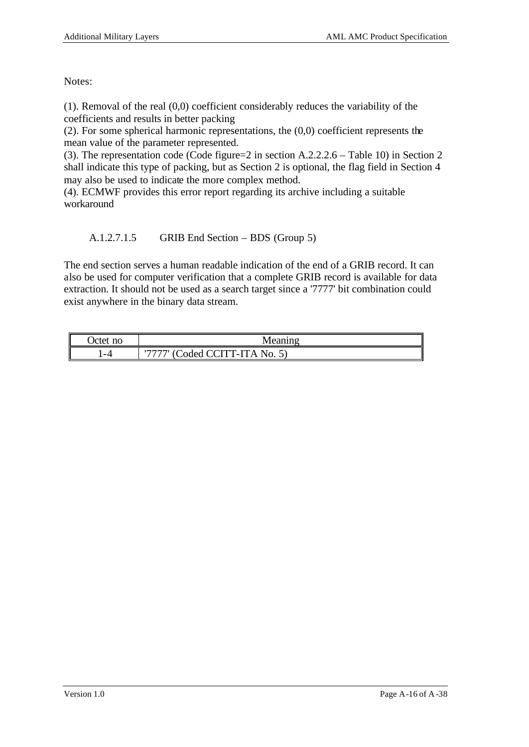Notes:

(1). Removal of the real (0,0) coefficient considerably reduces the variability of the coefficients and results in better packing
(2). For some spherical harmonic representations, the (0,0) coefficient represents the mean value of the parameter represented.
(3). The representation code (Code figure=2 in section A.2.2.2.6 – Table 10) in Section 2 shall indicate this type of packing, but as Section 2 is optional, the flag field in Section 4 may also be used to indicate the more complex method.
(4). ECMWF provides this error report regarding its archive including a suitable workaround

### A.1.2.7.1.5 GRIB End Section – BDS (Group 5)

The end section serves a human readable indication of the end of a GRIB record. It can also be used for computer verification that a complete GRIB record is available for data extraction. It should not be used as a search target since a '7777' bit combination could exist anywhere in the binary data stream.

| Octet no | Meaning |
|---|---|
| 1-4 | '7777' (Coded CCITT-ITA No. 5) |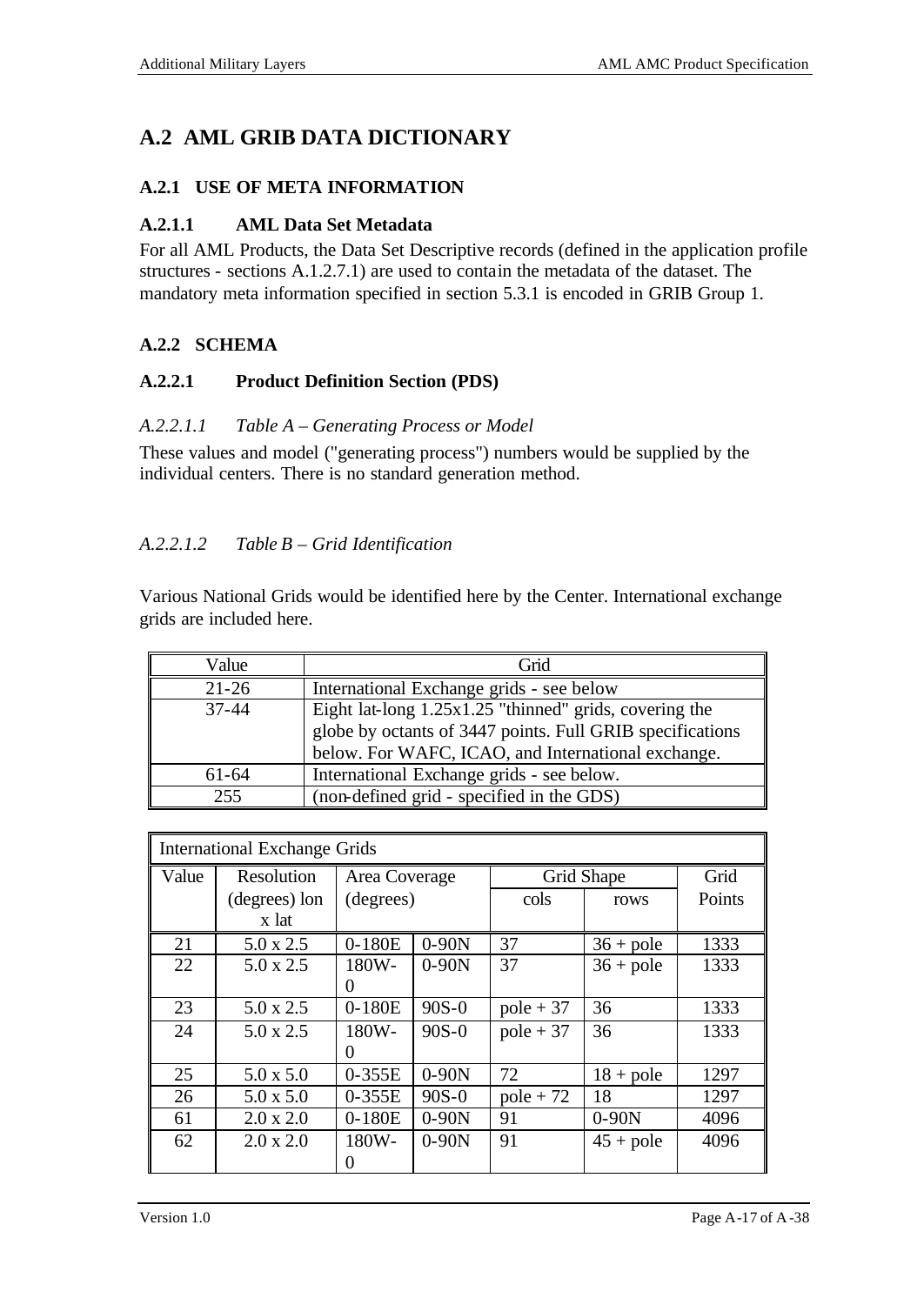## A.2 AML GRIB DATA DICTIONARY

### A.2.1 USE OF META INFORMATION

#### A.2.1.1 AML Data Set Metadata

For all AML Products, the Data Set Descriptive records (defined in the application profile structures - sections A.1.2.7.1) are used to contain the metadata of the dataset. The mandatory meta information specified in section 5.3.1 is encoded in GRIB Group 1.

### A.2.2 SCHEMA

#### A.2.2.1 Product Definition Section (PDS)

*A.2.2.1.1 Table A – Generating Process or Model*

These values and model ("generating process") numbers would be supplied by the individual centers. There is no standard generation method.

*A.2.2.1.2 Table B – Grid Identification*

Various National Grids would be identified here by the Center. International exchange grids are included here.

| Value | Grid |
|---|---|
| 21-26 | International Exchange grids - see below |
| 37-44 | Eight lat-long 1.25x1.25 "thinned" grids, covering the globe by octants of 3447 points. Full GRIB specifications below. For WAFC, ICAO, and International exchange. |
| 61-64 | International Exchange grids - see below. |
| 255 | (non-defined grid - specified in the GDS) |

| International Exchange Grids | | | | | | |
|---|---|---|---|---|---|---|
| Value | Resolution (degrees) lon x lat | Area Coverage (degrees) | | Grid Shape | | Grid Points |
| | | | | cols | rows | |
| 21 | 5.0 x 2.5 | 0-180E | 0-90N | 37 | 36 + pole | 1333 |
| 22 | 5.0 x 2.5 | 180W-0 | 0-90N | 37 | 36 + pole | 1333 |
| 23 | 5.0 x 2.5 | 0-180E | 90S-0 | pole + 37 | 36 | 1333 |
| 24 | 5.0 x 2.5 | 180W-0 | 90S-0 | pole + 37 | 36 | 1333 |
| 25 | 5.0 x 5.0 | 0-355E | 0-90N | 72 | 18 + pole | 1297 |
| 26 | 5.0 x 5.0 | 0-355E | 90S-0 | pole + 72 | 18 | 1297 |
| 61 | 2.0 x 2.0 | 0-180E | 0-90N | 91 | 0-90N | 4096 |
| 62 | 2.0 x 2.0 | 180W-0 | 0-90N | 91 | 45 + pole | 4096 |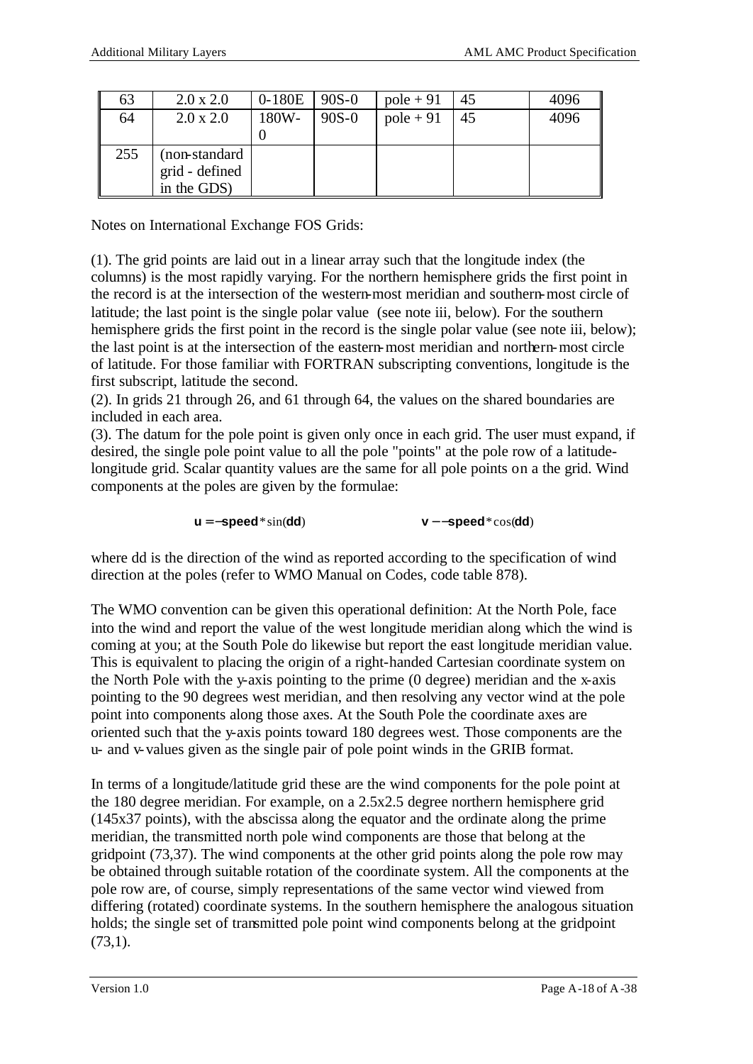| 63 | 2.0 x 2.0 | 0-180E | 90S-0 | pole + 91 | 45 | 4096 |
|---|---|---|---|---|---|---|
| 64 | 2.0 x 2.0 | 180W-0 | 90S-0 | pole + 91 | 45 | 4096 |
| 255 | (non-standard grid - defined in the GDS) | | | | | |

Notes on International Exchange FOS Grids:

(1). The grid points are laid out in a linear array such that the longitude index (the columns) is the most rapidly varying. For the northern hemisphere grids the first point in the record is at the intersection of the western-most meridian and southern-most circle of latitude; the last point is the single polar value (see note iii, below). For the southern hemisphere grids the first point in the record is the single polar value (see note iii, below); the last point is at the intersection of the eastern-most meridian and northern-most circle of latitude. For those familiar with FORTRAN subscripting conventions, longitude is the first subscript, latitude the second.
(2). In grids 21 through 26, and 61 through 64, the values on the shared boundaries are included in each area.
(3). The datum for the pole point is given only once in each grid. The user must expand, if desired, the single pole point value to all the pole "points" at the pole row of a latitude-longitude grid. Scalar quantity values are the same for all pole points on a the grid. Wind components at the poles are given by the formulae:

$$\mathbf{u} = -\mathbf{speed} * \sin(\mathbf{dd}) \qquad\qquad \mathbf{v} - -\mathbf{speed} * \cos(\mathbf{dd})$$

where dd is the direction of the wind as reported according to the specification of wind direction at the poles (refer to WMO Manual on Codes, code table 878).

The WMO convention can be given this operational definition: At the North Pole, face into the wind and report the value of the west longitude meridian along which the wind is coming at you; at the South Pole do likewise but report the east longitude meridian value. This is equivalent to placing the origin of a right-handed Cartesian coordinate system on the North Pole with the y-axis pointing to the prime (0 degree) meridian and the x-axis pointing to the 90 degrees west meridian, and then resolving any vector wind at the pole point into components along those axes. At the South Pole the coordinate axes are oriented such that the y-axis points toward 180 degrees west. Those components are the u- and v-values given as the single pair of pole point winds in the GRIB format.

In terms of a longitude/latitude grid these are the wind components for the pole point at the 180 degree meridian. For example, on a 2.5x2.5 degree northern hemisphere grid (145x37 points), with the abscissa along the equator and the ordinate along the prime meridian, the transmitted north pole wind components are those that belong at the gridpoint (73,37). The wind components at the other grid points along the pole row may be obtained through suitable rotation of the coordinate system. All the components at the pole row are, of course, simply representations of the same vector wind viewed from differing (rotated) coordinate systems. In the southern hemisphere the analogous situation holds; the single set of transmitted pole point wind components belong at the gridpoint (73,1).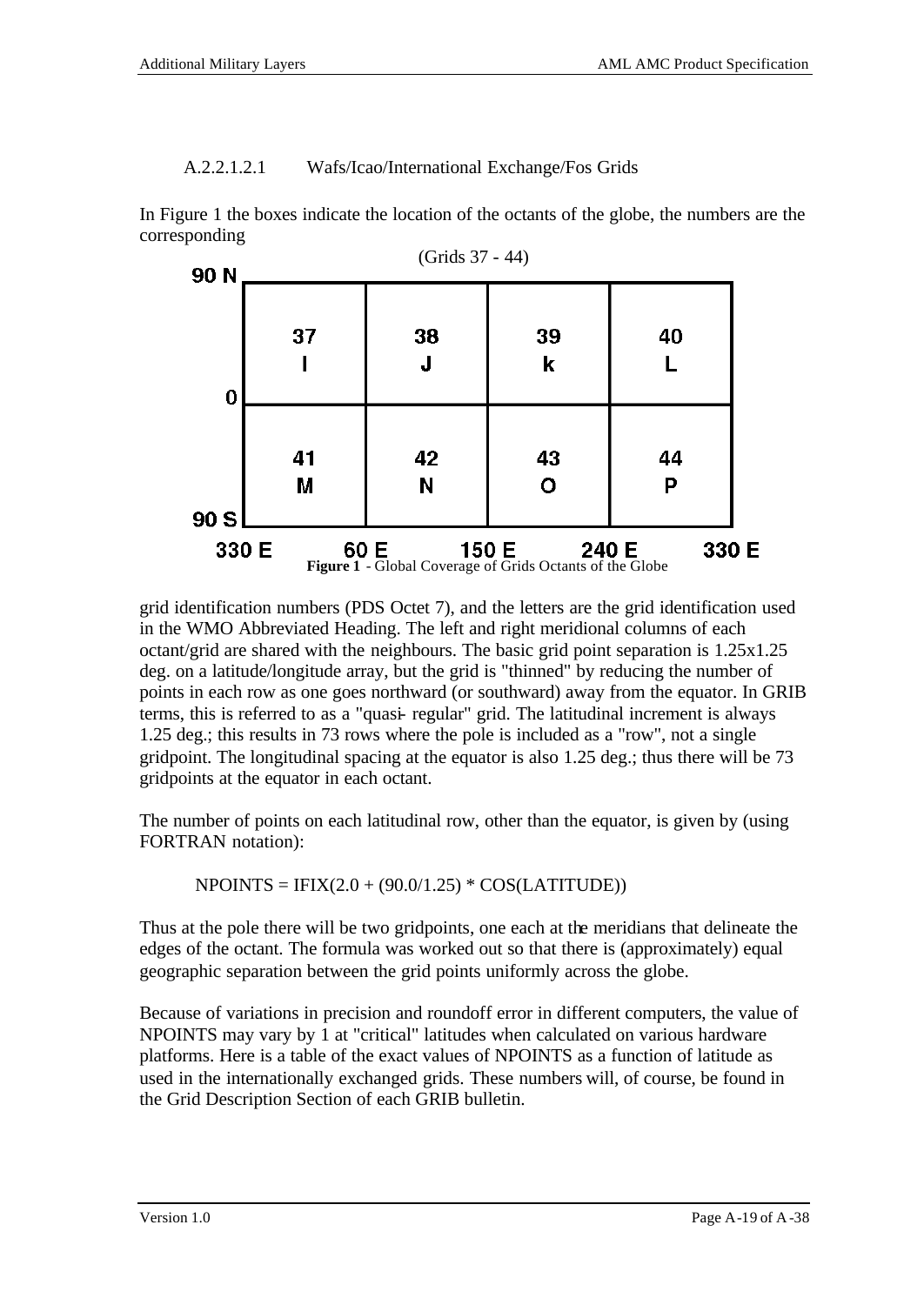A.2.2.1.2.1 Wafs/Icao/International Exchange/Fos Grids

In Figure 1 the boxes indicate the location of the octants of the globe, the numbers are the corresponding

(Grids 37 - 44)

| | 330 E – 60 E | 60 E – 150 E | 150 E – 240 E | 240 E – 330 E |
|---|---|---|---|---|
| 90 N – 0 | 37 I | 38 J | 39 k | 40 L |
| 0 – 90 S | 41 M | 42 N | 43 O | 44 P |

**Figure 1** - Global Coverage of Grids Octants of the Globe

grid identification numbers (PDS Octet 7), and the letters are the grid identification used in the WMO Abbreviated Heading. The left and right meridional columns of each octant/grid are shared with the neighbours. The basic grid point separation is 1.25x1.25 deg. on a latitude/longitude array, but the grid is "thinned" by reducing the number of points in each row as one goes northward (or southward) away from the equator. In GRIB terms, this is referred to as a "quasi- regular" grid. The latitudinal increment is always 1.25 deg.; this results in 73 rows where the pole is included as a "row", not a single gridpoint. The longitudinal spacing at the equator is also 1.25 deg.; thus there will be 73 gridpoints at the equator in each octant.

The number of points on each latitudinal row, other than the equator, is given by (using FORTRAN notation):

```
NPOINTS = IFIX(2.0 + (90.0/1.25) * COS(LATITUDE))
```

Thus at the pole there will be two gridpoints, one each at the meridians that delineate the edges of the octant. The formula was worked out so that there is (approximately) equal geographic separation between the grid points uniformly across the globe.

Because of variations in precision and roundoff error in different computers, the value of NPOINTS may vary by 1 at "critical" latitudes when calculated on various hardware platforms. Here is a table of the exact values of NPOINTS as a function of latitude as used in the internationally exchanged grids. These numbers will, of course, be found in the Grid Description Section of each GRIB bulletin.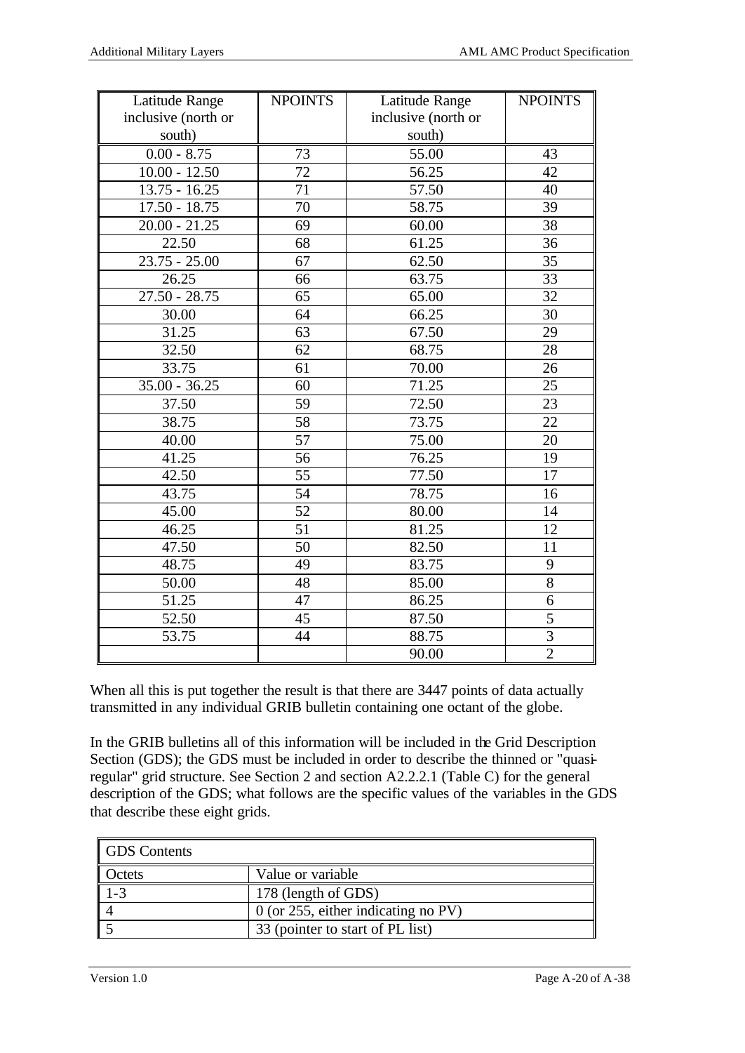| Latitude Range inclusive (north or south) | NPOINTS | Latitude Range inclusive (north or south) | NPOINTS |
|---|---|---|---|
| 0.00 - 8.75 | 73 | 55.00 | 43 |
| 10.00 - 12.50 | 72 | 56.25 | 42 |
| 13.75 - 16.25 | 71 | 57.50 | 40 |
| 17.50 - 18.75 | 70 | 58.75 | 39 |
| 20.00 - 21.25 | 69 | 60.00 | 38 |
| 22.50 | 68 | 61.25 | 36 |
| 23.75 - 25.00 | 67 | 62.50 | 35 |
| 26.25 | 66 | 63.75 | 33 |
| 27.50 - 28.75 | 65 | 65.00 | 32 |
| 30.00 | 64 | 66.25 | 30 |
| 31.25 | 63 | 67.50 | 29 |
| 32.50 | 62 | 68.75 | 28 |
| 33.75 | 61 | 70.00 | 26 |
| 35.00 - 36.25 | 60 | 71.25 | 25 |
| 37.50 | 59 | 72.50 | 23 |
| 38.75 | 58 | 73.75 | 22 |
| 40.00 | 57 | 75.00 | 20 |
| 41.25 | 56 | 76.25 | 19 |
| 42.50 | 55 | 77.50 | 17 |
| 43.75 | 54 | 78.75 | 16 |
| 45.00 | 52 | 80.00 | 14 |
| 46.25 | 51 | 81.25 | 12 |
| 47.50 | 50 | 82.50 | 11 |
| 48.75 | 49 | 83.75 | 9 |
| 50.00 | 48 | 85.00 | 8 |
| 51.25 | 47 | 86.25 | 6 |
| 52.50 | 45 | 87.50 | 5 |
| 53.75 | 44 | 88.75 | 3 |
| | | 90.00 | 2 |

When all this is put together the result is that there are 3447 points of data actually transmitted in any individual GRIB bulletin containing one octant of the globe.

In the GRIB bulletins all of this information will be included in the Grid Description Section (GDS); the GDS must be included in order to describe the thinned or "quasi-regular" grid structure. See Section 2 and section A2.2.2.1 (Table C) for the general description of the GDS; what follows are the specific values of the variables in the GDS that describe these eight grids.

| GDS Contents | |
|---|---|
| Octets | Value or variable |
| 1-3 | 178 (length of GDS) |
| 4 | 0 (or 255, either indicating no PV) |
| 5 | 33 (pointer to start of PL list) |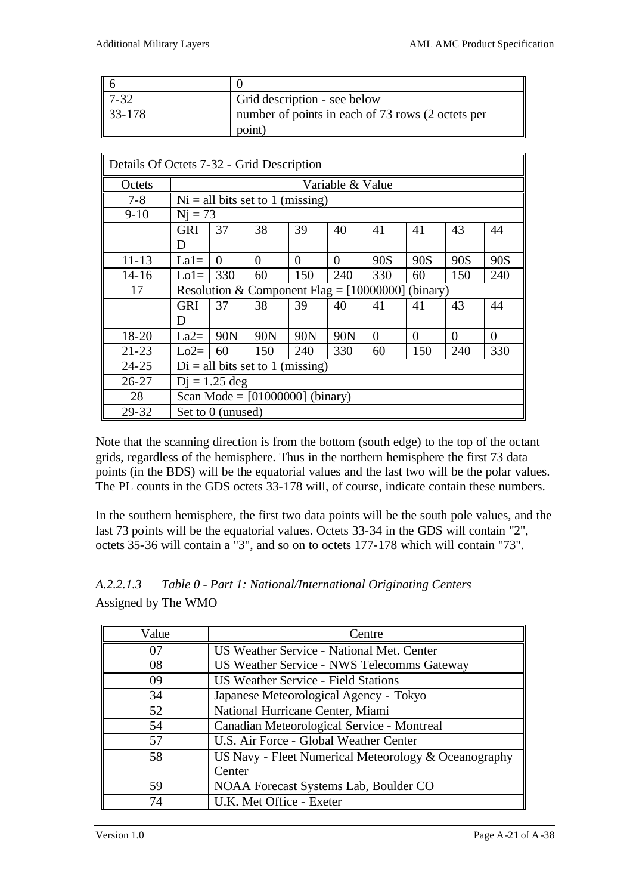| | |
|---|---|
| 6 | 0 |
| 7-32 | Grid description - see below |
| 33-178 | number of points in each of 73 rows (2 octets per point) |

| Details Of Octets 7-32 - Grid Description | | | | | | | | | |
|---|---|---|---|---|---|---|---|---|---|
| Octets | Variable & Value | | | | | | | | |
| 7-8 | Ni = all bits set to 1 (missing) | | | | | | | | |
| 9-10 | Nj = 73 | | | | | | | | |
| | GRID | 37 | 38 | 39 | 40 | 41 | 41 | 43 | 44 |
| 11-13 | La1= | 0 | 0 | 0 | 0 | 90S | 90S | 90S | 90S |
| 14-16 | Lo1= | 330 | 60 | 150 | 240 | 330 | 60 | 150 | 240 |
| 17 | Resolution & Component Flag = [10000000] (binary) | | | | | | | | |
| | GRID | 37 | 38 | 39 | 40 | 41 | 41 | 43 | 44 |
| 18-20 | La2= | 90N | 90N | 90N | 90N | 0 | 0 | 0 | 0 |
| 21-23 | Lo2= | 60 | 150 | 240 | 330 | 60 | 150 | 240 | 330 |
| 24-25 | Di = all bits set to 1 (missing) | | | | | | | | |
| 26-27 | Dj = 1.25 deg | | | | | | | | |
| 28 | Scan Mode = [01000000] (binary) | | | | | | | | |
| 29-32 | Set to 0 (unused) | | | | | | | | |

Note that the scanning direction is from the bottom (south edge) to the top of the octant grids, regardless of the hemisphere. Thus in the northern hemisphere the first 73 data points (in the BDS) will be the equatorial values and the last two will be the polar values. The PL counts in the GDS octets 33-178 will, of course, indicate contain these numbers.

In the southern hemisphere, the first two data points will be the south pole values, and the last 73 points will be the equatorial values. Octets 33-34 in the GDS will contain "2", octets 35-36 will contain a "3", and so on to octets 177-178 which will contain "73".

#### *A.2.2.1.3 Table 0 - Part 1: National/International Originating Centers*

Assigned by The WMO

| Value | Centre |
|---|---|
| 07 | US Weather Service - National Met. Center |
| 08 | US Weather Service - NWS Telecomms Gateway |
| 09 | US Weather Service - Field Stations |
| 34 | Japanese Meteorological Agency - Tokyo |
| 52 | National Hurricane Center, Miami |
| 54 | Canadian Meteorological Service - Montreal |
| 57 | U.S. Air Force - Global Weather Center |
| 58 | US Navy - Fleet Numerical Meteorology & Oceanography Center |
| 59 | NOAA Forecast Systems Lab, Boulder CO |
| 74 | U.K. Met Office - Exeter |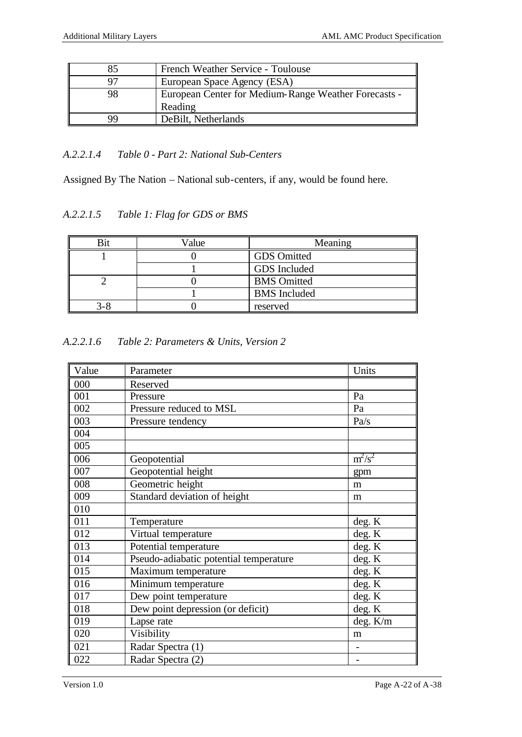| 85 | French Weather Service - Toulouse |
|---|---|
| 97 | European Space Agency (ESA) |
| 98 | European Center for Medium-Range Weather Forecasts - Reading |
| 99 | DeBilt, Netherlands |

### *A.2.2.1.4 Table 0 - Part 2: National Sub-Centers*

Assigned By The Nation – National sub-centers, if any, would be found here.

### *A.2.2.1.5 Table 1: Flag for GDS or BMS*

| Bit | Value | Meaning |
|---|---|---|
| 1 | 0 | GDS Omitted |
| | 1 | GDS Included |
| 2 | 0 | BMS Omitted |
| | 1 | BMS Included |
| 3-8 | 0 | reserved |

### *A.2.2.1.6 Table 2: Parameters & Units, Version 2*

| Value | Parameter | Units |
|---|---|---|
| 000 | Reserved | |
| 001 | Pressure | Pa |
| 002 | Pressure reduced to MSL | Pa |
| 003 | Pressure tendency | Pa/s |
| 004 | | |
| 005 | | |
| 006 | Geopotential | $m^2/s^2$ |
| 007 | Geopotential height | gpm |
| 008 | Geometric height | m |
| 009 | Standard deviation of height | m |
| 010 | | |
| 011 | Temperature | deg. K |
| 012 | Virtual temperature | deg. K |
| 013 | Potential temperature | deg. K |
| 014 | Pseudo-adiabatic potential temperature | deg. K |
| 015 | Maximum temperature | deg. K |
| 016 | Minimum temperature | deg. K |
| 017 | Dew point temperature | deg. K |
| 018 | Dew point depression (or deficit) | deg. K |
| 019 | Lapse rate | deg. K/m |
| 020 | Visibility | m |
| 021 | Radar Spectra (1) | - |
| 022 | Radar Spectra (2) | - |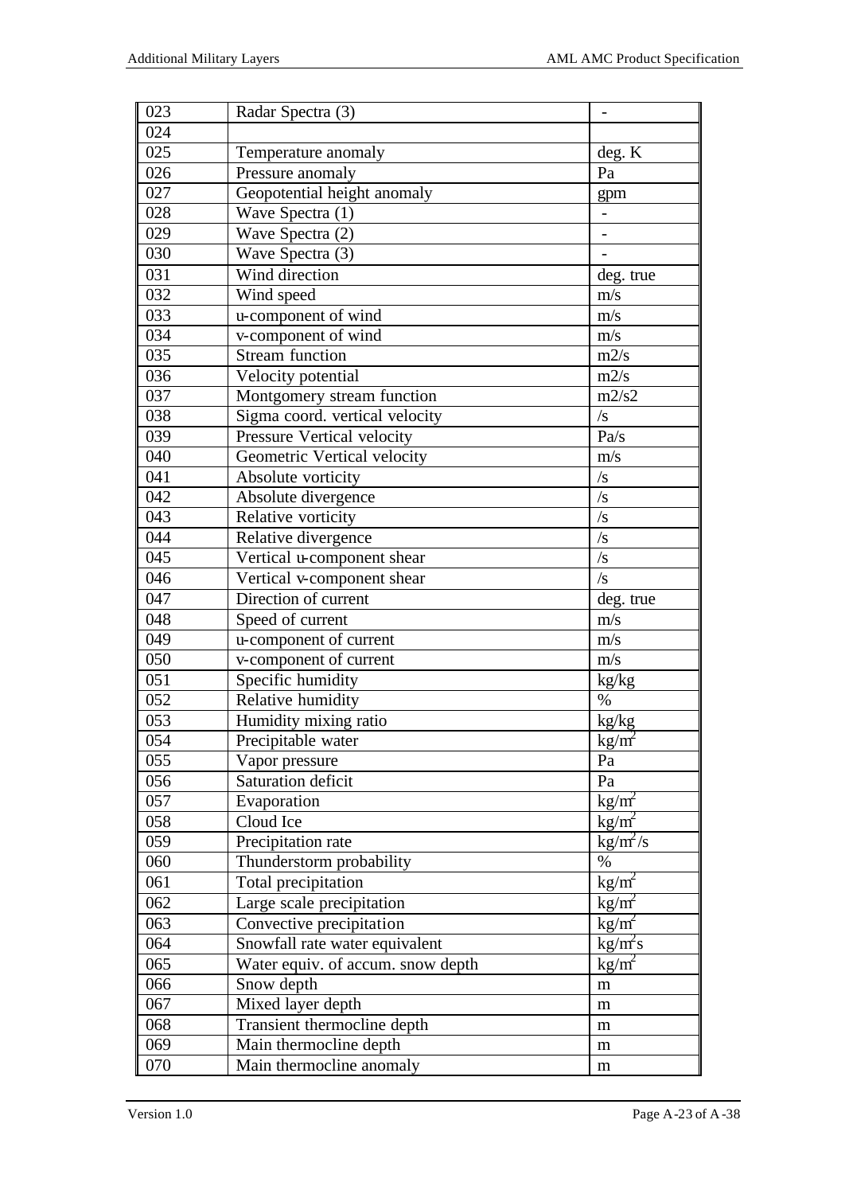| 023 | Radar Spectra (3) | - |
|---|---|---|
| 024 | | |
| 025 | Temperature anomaly | deg. K |
| 026 | Pressure anomaly | Pa |
| 027 | Geopotential height anomaly | gpm |
| 028 | Wave Spectra (1) | - |
| 029 | Wave Spectra (2) | - |
| 030 | Wave Spectra (3) | - |
| 031 | Wind direction | deg. true |
| 032 | Wind speed | m/s |
| 033 | u-component of wind | m/s |
| 034 | v-component of wind | m/s |
| 035 | Stream function | m2/s |
| 036 | Velocity potential | m2/s |
| 037 | Montgomery stream function | m2/s2 |
| 038 | Sigma coord. vertical velocity | /s |
| 039 | Pressure Vertical velocity | Pa/s |
| 040 | Geometric Vertical velocity | m/s |
| 041 | Absolute vorticity | /s |
| 042 | Absolute divergence | /s |
| 043 | Relative vorticity | /s |
| 044 | Relative divergence | /s |
| 045 | Vertical u-component shear | /s |
| 046 | Vertical v-component shear | /s |
| 047 | Direction of current | deg. true |
| 048 | Speed of current | m/s |
| 049 | u-component of current | m/s |
| 050 | v-component of current | m/s |
| 051 | Specific humidity | kg/kg |
| 052 | Relative humidity | % |
| 053 | Humidity mixing ratio | kg/kg |
| 054 | Precipitable water | $kg/m^2$ |
| 055 | Vapor pressure | Pa |
| 056 | Saturation deficit | Pa |
| 057 | Evaporation | $kg/m^2$ |
| 058 | Cloud Ice | $kg/m^2$ |
| 059 | Precipitation rate | $kg/m^2/s$ |
| 060 | Thunderstorm probability | % |
| 061 | Total precipitation | $kg/m^2$ |
| 062 | Large scale precipitation | $kg/m^2$ |
| 063 | Convective precipitation | $kg/m^2$ |
| 064 | Snowfall rate water equivalent | $kg/m^2s$ |
| 065 | Water equiv. of accum. snow depth | $kg/m^2$ |
| 066 | Snow depth | m |
| 067 | Mixed layer depth | m |
| 068 | Transient thermocline depth | m |
| 069 | Main thermocline depth | m |
| 070 | Main thermocline anomaly | m |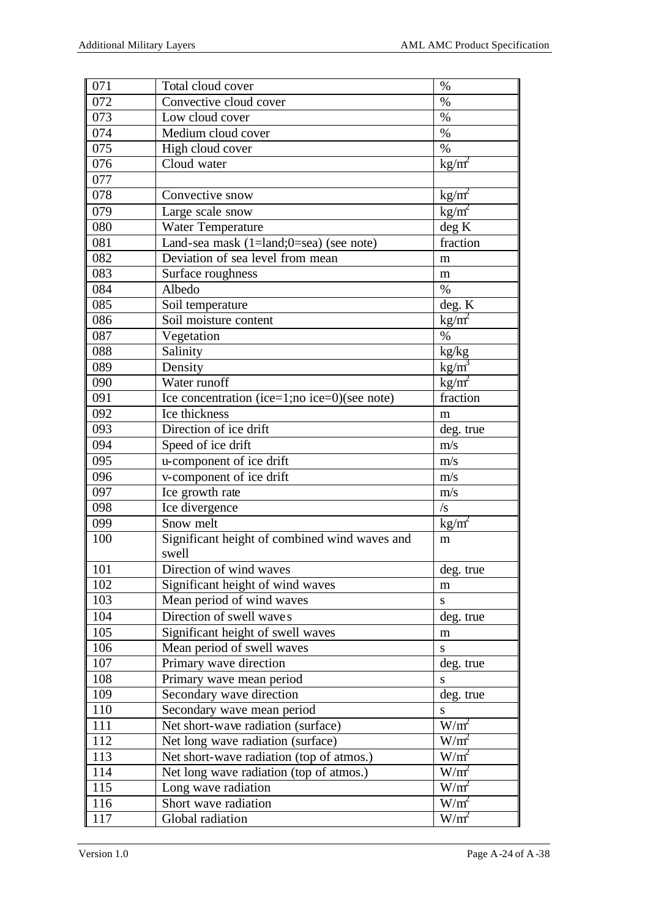| 071 | Total cloud cover | % |
|---|---|---|
| 072 | Convective cloud cover | % |
| 073 | Low cloud cover | % |
| 074 | Medium cloud cover | % |
| 075 | High cloud cover | % |
| 076 | Cloud water | $kg/m^2$ |
| 077 | | |
| 078 | Convective snow | $kg/m^2$ |
| 079 | Large scale snow | $kg/m^2$ |
| 080 | Water Temperature | deg K |
| 081 | Land-sea mask (1=land;0=sea) (see note) | fraction |
| 082 | Deviation of sea level from mean | m |
| 083 | Surface roughness | m |
| 084 | Albedo | % |
| 085 | Soil temperature | deg. K |
| 086 | Soil moisture content | $kg/m^2$ |
| 087 | Vegetation | % |
| 088 | Salinity | kg/kg |
| 089 | Density | $kg/m^3$ |
| 090 | Water runoff | $kg/m^2$ |
| 091 | Ice concentration (ice=1;no ice=0)(see note) | fraction |
| 092 | Ice thickness | m |
| 093 | Direction of ice drift | deg. true |
| 094 | Speed of ice drift | m/s |
| 095 | u-component of ice drift | m/s |
| 096 | v-component of ice drift | m/s |
| 097 | Ice growth rate | m/s |
| 098 | Ice divergence | /s |
| 099 | Snow melt | $kg/m^2$ |
| 100 | Significant height of combined wind waves and swell | m |
| 101 | Direction of wind waves | deg. true |
| 102 | Significant height of wind waves | m |
| 103 | Mean period of wind waves | s |
| 104 | Direction of swell waves | deg. true |
| 105 | Significant height of swell waves | m |
| 106 | Mean period of swell waves | s |
| 107 | Primary wave direction | deg. true |
| 108 | Primary wave mean period | s |
| 109 | Secondary wave direction | deg. true |
| 110 | Secondary wave mean period | s |
| 111 | Net short-wave radiation (surface) | $W/m^2$ |
| 112 | Net long wave radiation (surface) | $W/m^2$ |
| 113 | Net short-wave radiation (top of atmos.) | $W/m^2$ |
| 114 | Net long wave radiation (top of atmos.) | $W/m^2$ |
| 115 | Long wave radiation | $W/m^2$ |
| 116 | Short wave radiation | $W/m^2$ |
| 117 | Global radiation | $W/m^2$ |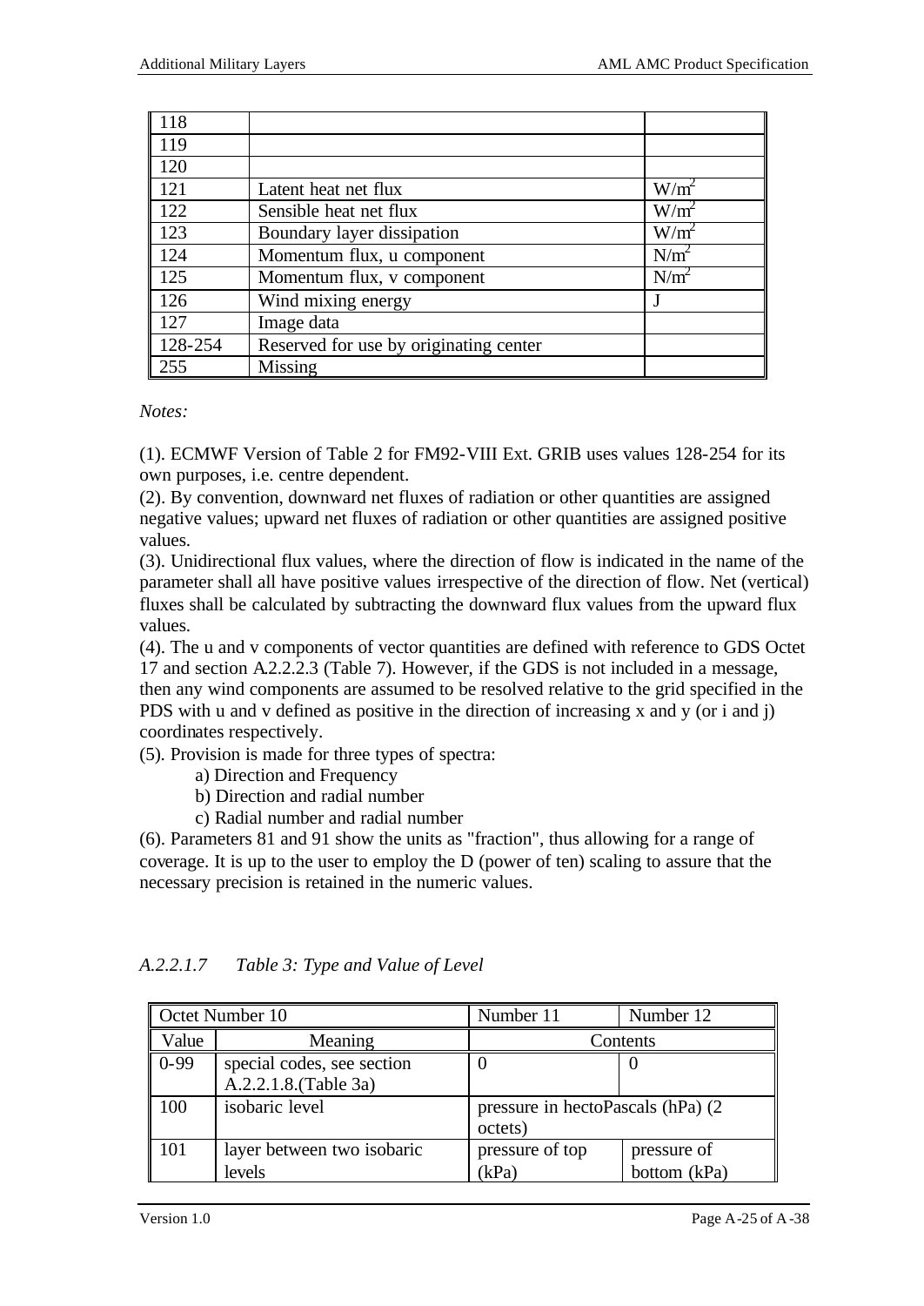| | | |
|---|---|---|
| 118 | | |
| 119 | | |
| 120 | | |
| 121 | Latent heat net flux | $W/m^2$ |
| 122 | Sensible heat net flux | $W/m^2$ |
| 123 | Boundary layer dissipation | $W/m^2$ |
| 124 | Momentum flux, u component | $N/m^2$ |
| 125 | Momentum flux, v component | $N/m^2$ |
| 126 | Wind mixing energy | J |
| 127 | Image data | |
| 128-254 | Reserved for use by originating center | |
| 255 | Missing | |

*Notes:*

(1). ECMWF Version of Table 2 for FM92-VIII Ext. GRIB uses values 128-254 for its own purposes, i.e. centre dependent.
(2). By convention, downward net fluxes of radiation or other quantities are assigned negative values; upward net fluxes of radiation or other quantities are assigned positive values.
(3). Unidirectional flux values, where the direction of flow is indicated in the name of the parameter shall all have positive values irrespective of the direction of flow. Net (vertical) fluxes shall be calculated by subtracting the downward flux values from the upward flux values.
(4). The u and v components of vector quantities are defined with reference to GDS Octet 17 and section A.2.2.2.3 (Table 7). However, if the GDS is not included in a message, then any wind components are assumed to be resolved relative to the grid specified in the PDS with u and v defined as positive in the direction of increasing x and y (or i and j) coordinates respectively.
(5). Provision is made for three types of spectra:

   a) Direction and Frequency
   b) Direction and radial number
   c) Radial number and radial number

(6). Parameters 81 and 91 show the units as "fraction", thus allowing for a range of coverage. It is up to the user to employ the D (power of ten) scaling to assure that the necessary precision is retained in the numeric values.

### *A.2.2.1.7 Table 3: Type and Value of Level*

| Octet Number 10 | | Number 11 | Number 12 |
|---|---|---|---|
| Value | Meaning | Contents | |
| 0-99 | special codes, see section A.2.2.1.8.(Table 3a) | 0 | 0 |
| 100 | isobaric level | pressure in hectoPascals (hPa) (2 octets) | |
| 101 | layer between two isobaric levels | pressure of top (kPa) | pressure of bottom (kPa) |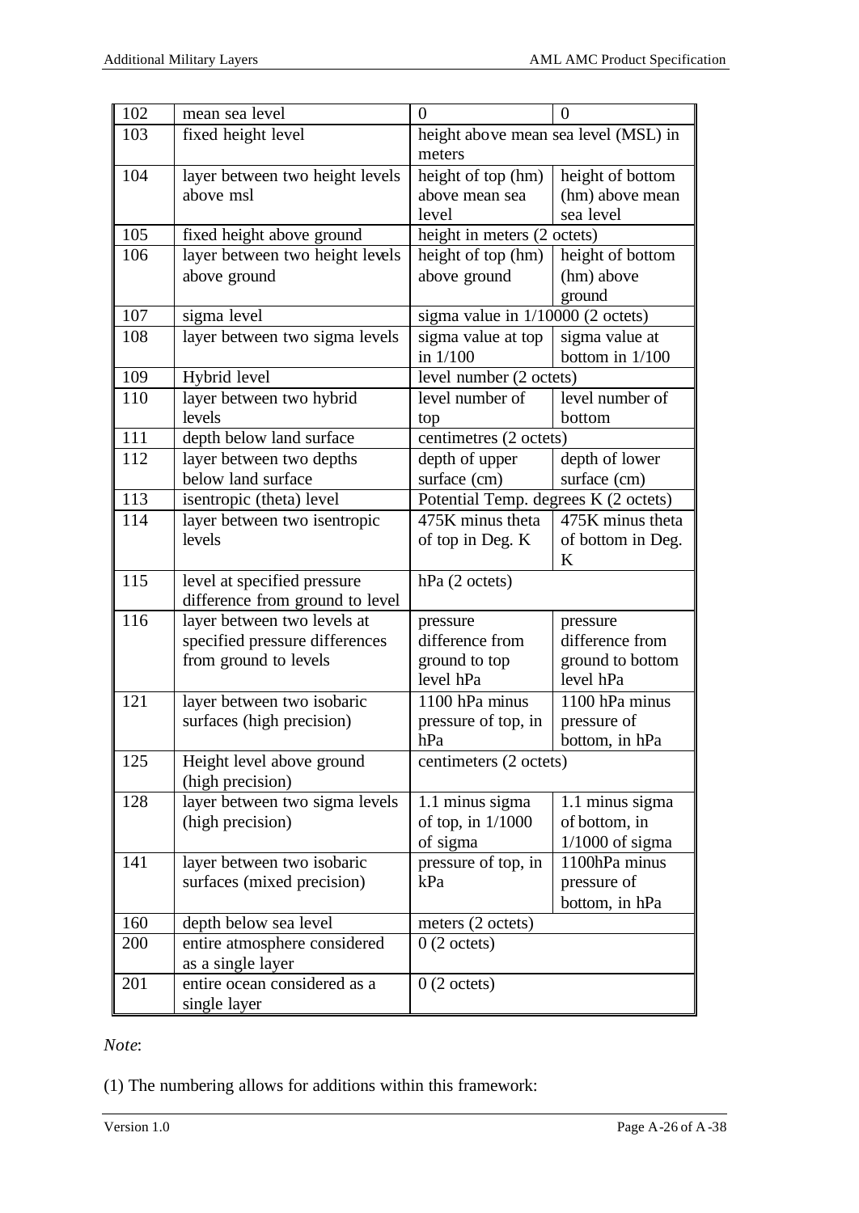| | | | |
|---|---|---|---|
| 102 | mean sea level | 0 | 0 |
| 103 | fixed height level | height above mean sea level (MSL) in meters | |
| 104 | layer between two height levels above msl | height of top (hm) above mean sea level | height of bottom (hm) above mean sea level |
| 105 | fixed height above ground | height in meters (2 octets) | |
| 106 | layer between two height levels above ground | height of top (hm) above ground | height of bottom (hm) above ground |
| 107 | sigma level | sigma value in 1/10000 (2 octets) | |
| 108 | layer between two sigma levels | sigma value at top in 1/100 | sigma value at bottom in 1/100 |
| 109 | Hybrid level | level number (2 octets) | |
| 110 | layer between two hybrid levels | level number of top | level number of bottom |
| 111 | depth below land surface | centimetres (2 octets) | |
| 112 | layer between two depths below land surface | depth of upper surface (cm) | depth of lower surface (cm) |
| 113 | isentropic (theta) level | Potential Temp. degrees K (2 octets) | |
| 114 | layer between two isentropic levels | 475K minus theta of top in Deg. K | 475K minus theta of bottom in Deg. K |
| 115 | level at specified pressure difference from ground to level | hPa (2 octets) | |
| 116 | layer between two levels at specified pressure differences from ground to levels | pressure difference from ground to top level hPa | pressure difference from ground to bottom level hPa |
| 121 | layer between two isobaric surfaces (high precision) | 1100 hPa minus pressure of top, in hPa | 1100 hPa minus pressure of bottom, in hPa |
| 125 | Height level above ground (high precision) | centimeters (2 octets) | |
| 128 | layer between two sigma levels (high precision) | 1.1 minus sigma of top, in 1/1000 of sigma | 1.1 minus sigma of bottom, in 1/1000 of sigma |
| 141 | layer between two isobaric surfaces (mixed precision) | pressure of top, in kPa | 1100hPa minus pressure of bottom, in hPa |
| 160 | depth below sea level | meters (2 octets) | |
| 200 | entire atmosphere considered as a single layer | 0 (2 octets) | |
| 201 | entire ocean considered as a single layer | 0 (2 octets) | |

*Note*:

(1) The numbering allows for additions within this framework: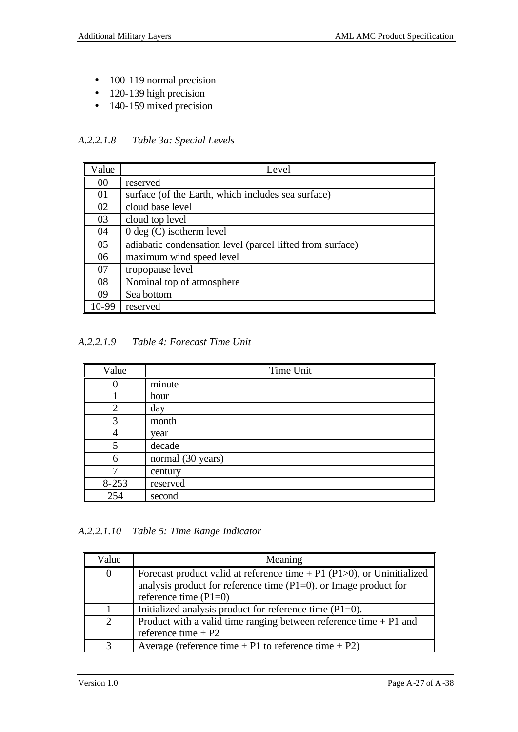- 100-119 normal precision
- 120-139 high precision
- 140-159 mixed precision

*A.2.2.1.8 Table 3a: Special Levels*

| Value | Level |
|---|---|
| 00 | reserved |
| 01 | surface (of the Earth, which includes sea surface) |
| 02 | cloud base level |
| 03 | cloud top level |
| 04 | 0 deg (C) isotherm level |
| 05 | adiabatic condensation level (parcel lifted from surface) |
| 06 | maximum wind speed level |
| 07 | tropopause level |
| 08 | Nominal top of atmosphere |
| 09 | Sea bottom |
| 10-99 | reserved |

*A.2.2.1.9 Table 4: Forecast Time Unit*

| Value | Time Unit |
|---|---|
| 0 | minute |
| 1 | hour |
| 2 | day |
| 3 | month |
| 4 | year |
| 5 | decade |
| 6 | normal (30 years) |
| 7 | century |
| 8-253 | reserved |
| 254 | second |

*A.2.2.1.10 Table 5: Time Range Indicator*

| Value | Meaning |
|---|---|
| 0 | Forecast product valid at reference time + P1 (P1>0), or Uninitialized analysis product for reference time (P1=0). or Image product for reference time (P1=0) |
| 1 | Initialized analysis product for reference time (P1=0). |
| 2 | Product with a valid time ranging between reference time + P1 and reference time + P2 |
| 3 | Average (reference time + P1 to reference time + P2) |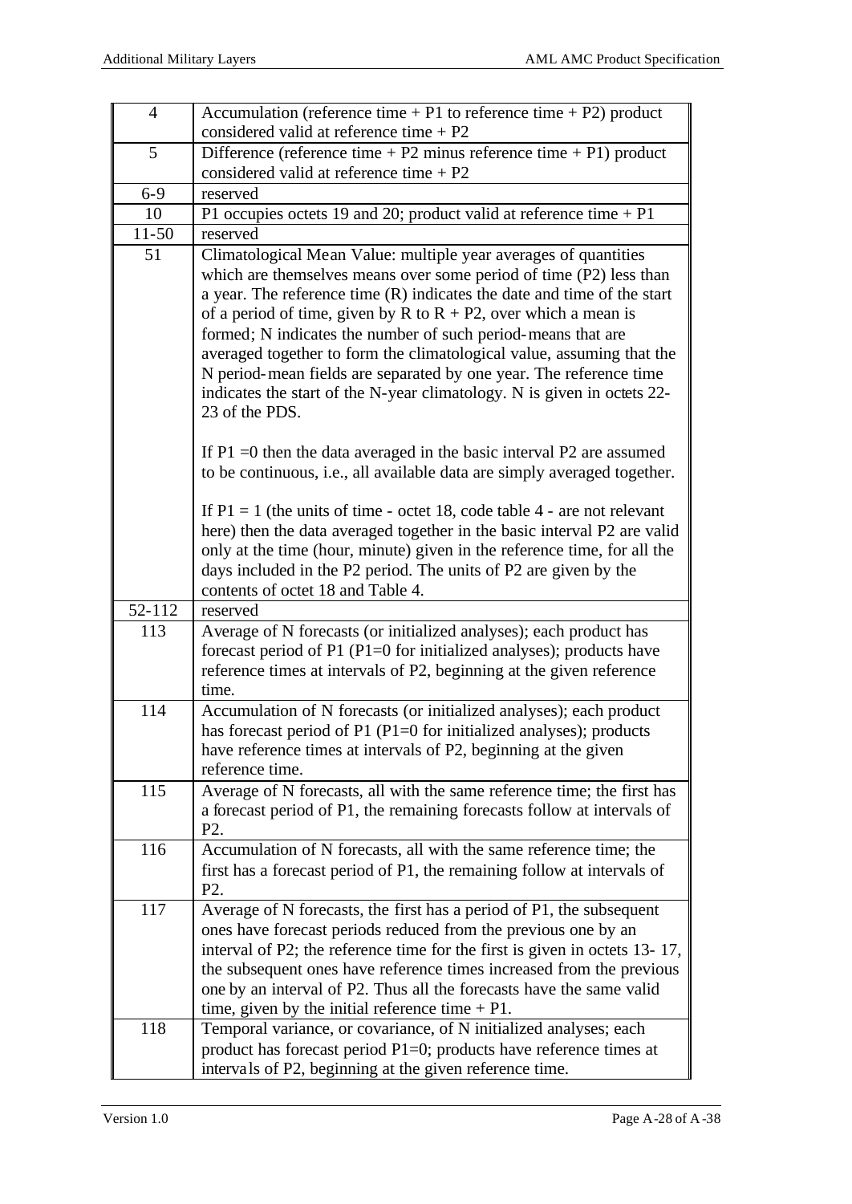| | |
|---|---|
| 4 | Accumulation (reference time + P1 to reference time + P2) product considered valid at reference time + P2 |
| 5 | Difference (reference time + P2 minus reference time + P1) product considered valid at reference time + P2 |
| 6-9 | reserved |
| 10 | P1 occupies octets 19 and 20; product valid at reference time + P1 |
| 11-50 | reserved |
| 51 | Climatological Mean Value: multiple year averages of quantities which are themselves means over some period of time (P2) less than a year. The reference time (R) indicates the date and time of the start of a period of time, given by R to R + P2, over which a mean is formed; N indicates the number of such period-means that are averaged together to form the climatological value, assuming that the N period-mean fields are separated by one year. The reference time indicates the start of the N-year climatology. N is given in octets 22-23 of the PDS.<br><br>If P1 =0 then the data averaged in the basic interval P2 are assumed to be continuous, i.e., all available data are simply averaged together.<br><br>If P1 = 1 (the units of time - octet 18, code table 4 - are not relevant here) then the data averaged together in the basic interval P2 are valid only at the time (hour, minute) given in the reference time, for all the days included in the P2 period. The units of P2 are given by the contents of octet 18 and Table 4. |
| 52-112 | reserved |
| 113 | Average of N forecasts (or initialized analyses); each product has forecast period of P1 (P1=0 for initialized analyses); products have reference times at intervals of P2, beginning at the given reference time. |
| 114 | Accumulation of N forecasts (or initialized analyses); each product has forecast period of P1 (P1=0 for initialized analyses); products have reference times at intervals of P2, beginning at the given reference time. |
| 115 | Average of N forecasts, all with the same reference time; the first has a forecast period of P1, the remaining forecasts follow at intervals of P2. |
| 116 | Accumulation of N forecasts, all with the same reference time; the first has a forecast period of P1, the remaining follow at intervals of P2. |
| 117 | Average of N forecasts, the first has a period of P1, the subsequent ones have forecast periods reduced from the previous one by an interval of P2; the reference time for the first is given in octets 13- 17, the subsequent ones have reference times increased from the previous one by an interval of P2. Thus all the forecasts have the same valid time, given by the initial reference time + P1. |
| 118 | Temporal variance, or covariance, of N initialized analyses; each product has forecast period P1=0; products have reference times at intervals of P2, beginning at the given reference time. |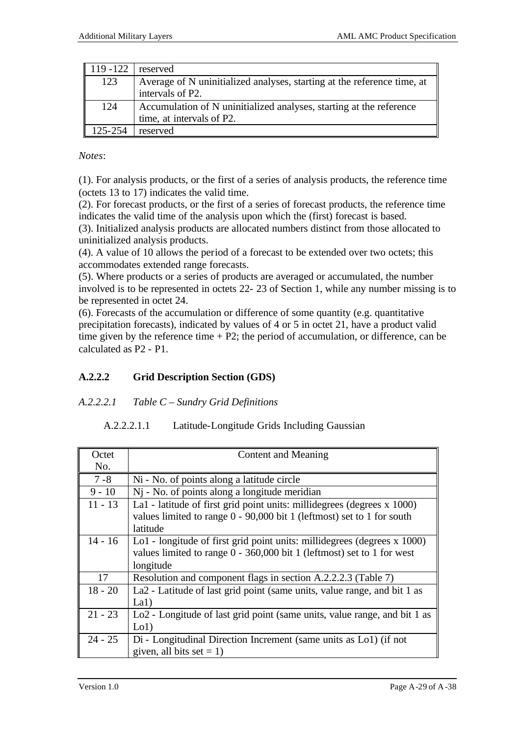| | |
|---|---|
| 119 -122 | reserved |
| 123 | Average of N uninitialized analyses, starting at the reference time, at intervals of P2. |
| 124 | Accumulation of N uninitialized analyses, starting at the reference time, at intervals of P2. |
| 125-254 | reserved |

*Notes*:

(1). For analysis products, or the first of a series of analysis products, the reference time (octets 13 to 17) indicates the valid time.
(2). For forecast products, or the first of a series of forecast products, the reference time indicates the valid time of the analysis upon which the (first) forecast is based.
(3). Initialized analysis products are allocated numbers distinct from those allocated to uninitialized analysis products.
(4). A value of 10 allows the period of a forecast to be extended over two octets; this accommodates extended range forecasts.
(5). Where products or a series of products are averaged or accumulated, the number involved is to be represented in octets 22- 23 of Section 1, while any number missing is to be represented in octet 24.
(6). Forecasts of the accumulation or difference of some quantity (e.g. quantitative precipitation forecasts), indicated by values of 4 or 5 in octet 21, have a product valid time given by the reference time + P2; the period of accumulation, or difference, can be calculated as P2 - P1.

### A.2.2.2 Grid Description Section (GDS)

#### *A.2.2.2.1 Table C – Sundry Grid Definitions*

##### A.2.2.2.1.1 Latitude-Longitude Grids Including Gaussian

| Octet No. | Content and Meaning |
|---|---|
| 7 -8 | Ni - No. of points along a latitude circle |
| 9 - 10 | Nj - No. of points along a longitude meridian |
| 11 - 13 | La1 - latitude of first grid point units: millidegrees (degrees x 1000) values limited to range 0 - 90,000 bit 1 (leftmost) set to 1 for south latitude |
| 14 - 16 | Lo1 - longitude of first grid point units: millidegrees (degrees x 1000) values limited to range 0 - 360,000 bit 1 (leftmost) set to 1 for west longitude |
| 17 | Resolution and component flags in section A.2.2.2.3 (Table 7) |
| 18 - 20 | La2 - Latitude of last grid point (same units, value range, and bit 1 as La1) |
| 21 - 23 | Lo2 - Longitude of last grid point (same units, value range, and bit 1 as Lo1) |
| 24 - 25 | Di - Longitudinal Direction Increment (same units as Lo1) (if not given, all bits set = 1) |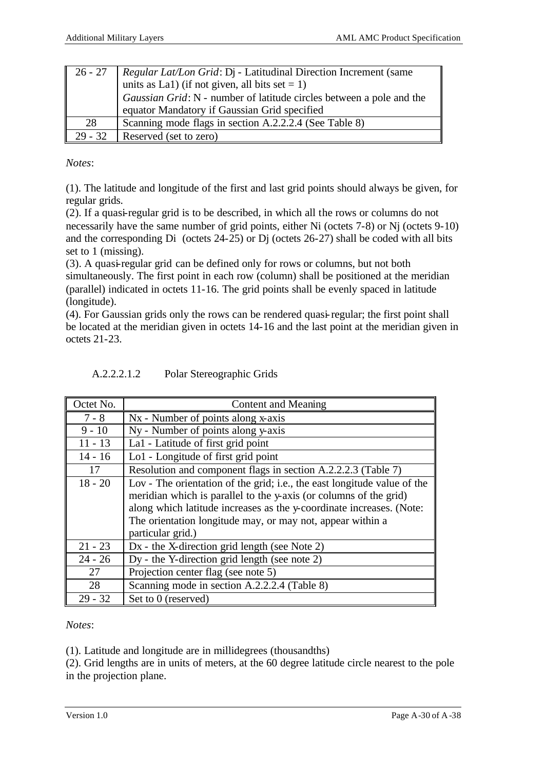| | |
|---|---|
| 26 - 27 | *Regular Lat/Lon Grid*: Dj - Latitudinal Direction Increment (same units as La1) (if not given, all bits set = 1) *Gaussian Grid*: N - number of latitude circles between a pole and the equator Mandatory if Gaussian Grid specified |
| 28 | Scanning mode flags in section A.2.2.2.4 (See Table 8) |
| 29 - 32 | Reserved (set to zero) |

*Notes*:

(1). The latitude and longitude of the first and last grid points should always be given, for regular grids.
(2). If a quasi-regular grid is to be described, in which all the rows or columns do not necessarily have the same number of grid points, either Ni (octets 7-8) or Nj (octets 9-10) and the corresponding Di (octets 24-25) or Dj (octets 26-27) shall be coded with all bits set to 1 (missing).
(3). A quasi-regular grid can be defined only for rows or columns, but not both simultaneously. The first point in each row (column) shall be positioned at the meridian (parallel) indicated in octets 11-16. The grid points shall be evenly spaced in latitude (longitude).
(4). For Gaussian grids only the rows can be rendered quasi-regular; the first point shall be located at the meridian given in octets 14-16 and the last point at the meridian given in octets 21-23.

A.2.2.2.1.2 Polar Stereographic Grids

| Octet No. | Content and Meaning |
|---|---|
| 7 - 8 | Nx - Number of points along x-axis |
| 9 - 10 | Ny - Number of points along y-axis |
| 11 - 13 | La1 - Latitude of first grid point |
| 14 - 16 | Lo1 - Longitude of first grid point |
| 17 | Resolution and component flags in section A.2.2.2.3 (Table 7) |
| 18 - 20 | Lov - The orientation of the grid; i.e., the east longitude value of the meridian which is parallel to the y-axis (or columns of the grid) along which latitude increases as the y-coordinate increases. (Note: The orientation longitude may, or may not, appear within a particular grid.) |
| 21 - 23 | Dx - the X-direction grid length (see Note 2) |
| 24 - 26 | Dy - the Y-direction grid length (see note 2) |
| 27 | Projection center flag (see note 5) |
| 28 | Scanning mode in section A.2.2.2.4 (Table 8) |
| 29 - 32 | Set to 0 (reserved) |

*Notes*:

(1). Latitude and longitude are in millidegrees (thousandths)
(2). Grid lengths are in units of meters, at the 60 degree latitude circle nearest to the pole in the projection plane.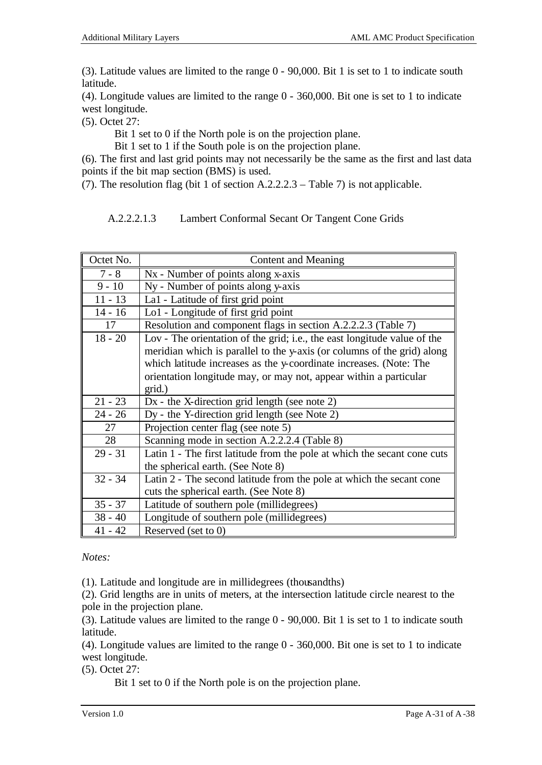(3). Latitude values are limited to the range 0 - 90,000. Bit 1 is set to 1 to indicate south latitude.

(4). Longitude values are limited to the range 0 - 360,000. Bit one is set to 1 to indicate west longitude.

(5). Octet 27:

Bit 1 set to 0 if the North pole is on the projection plane.

Bit 1 set to 1 if the South pole is on the projection plane.

(6). The first and last grid points may not necessarily be the same as the first and last data points if the bit map section (BMS) is used.

(7). The resolution flag (bit 1 of section A.2.2.2.3 – Table 7) is not applicable.

#### A.2.2.2.1.3 Lambert Conformal Secant Or Tangent Cone Grids

| Octet No. | Content and Meaning |
|---|---|
| 7 - 8 | Nx - Number of points along x-axis |
| 9 - 10 | Ny - Number of points along y-axis |
| 11 - 13 | La1 - Latitude of first grid point |
| 14 - 16 | Lo1 - Longitude of first grid point |
| 17 | Resolution and component flags in section A.2.2.2.3 (Table 7) |
| 18 - 20 | Lov - The orientation of the grid; i.e., the east longitude value of the meridian which is parallel to the y-axis (or columns of the grid) along which latitude increases as the y-coordinate increases. (Note: The orientation longitude may, or may not, appear within a particular grid.) |
| 21 - 23 | Dx - the X-direction grid length (see note 2) |
| 24 - 26 | Dy - the Y-direction grid length (see Note 2) |
| 27 | Projection center flag (see note 5) |
| 28 | Scanning mode in section A.2.2.2.4 (Table 8) |
| 29 - 31 | Latin 1 - The first latitude from the pole at which the secant cone cuts the spherical earth. (See Note 8) |
| 32 - 34 | Latin 2 - The second latitude from the pole at which the secant cone cuts the spherical earth. (See Note 8) |
| 35 - 37 | Latitude of southern pole (millidegrees) |
| 38 - 40 | Longitude of southern pole (millidegrees) |
| 41 - 42 | Reserved (set to 0) |

*Notes:*

(1). Latitude and longitude are in millidegrees (thousandths)

(2). Grid lengths are in units of meters, at the intersection latitude circle nearest to the pole in the projection plane.

(3). Latitude values are limited to the range 0 - 90,000. Bit 1 is set to 1 to indicate south latitude.

(4). Longitude values are limited to the range 0 - 360,000. Bit one is set to 1 to indicate west longitude.

(5). Octet 27:

Bit 1 set to 0 if the North pole is on the projection plane.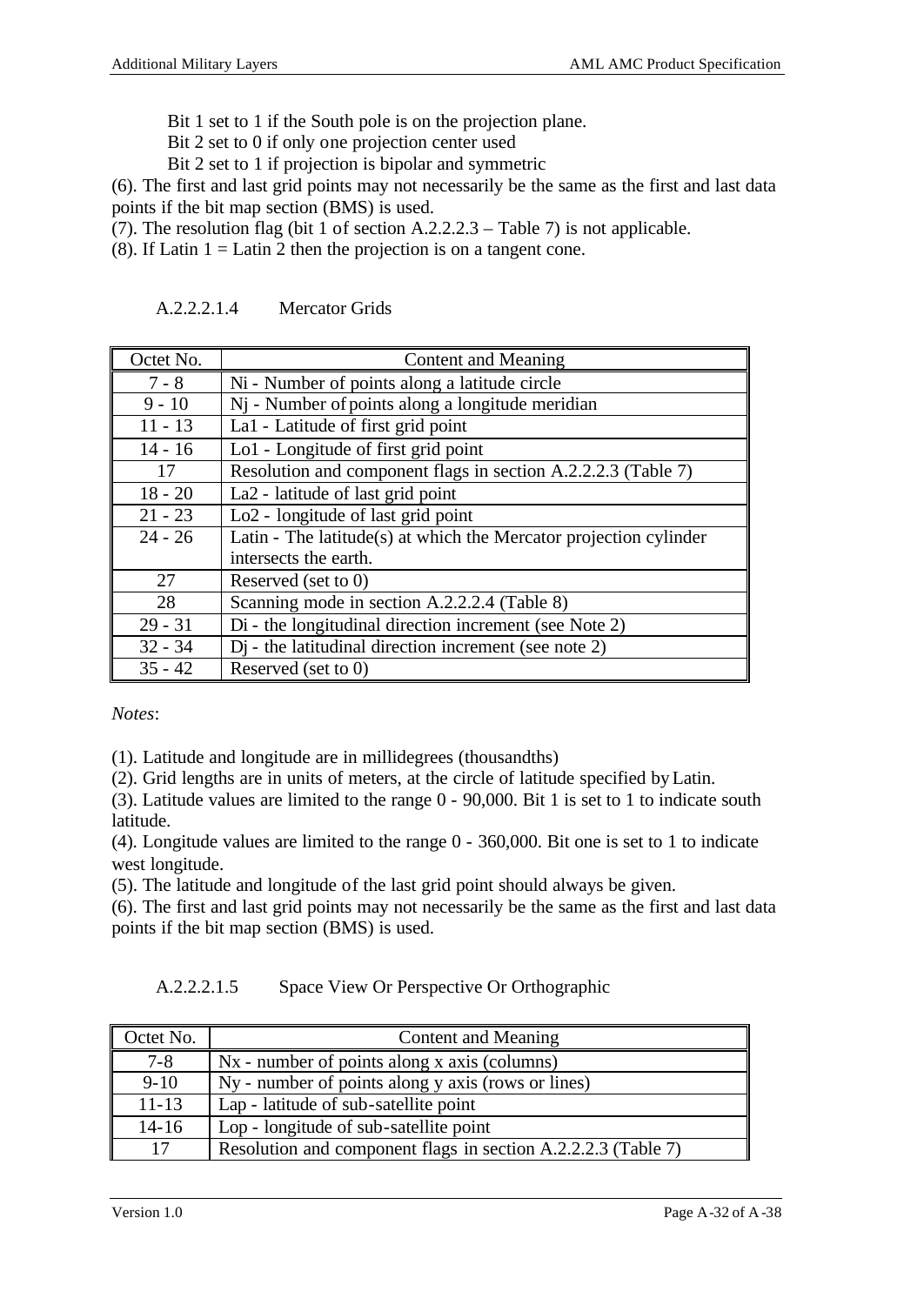Bit 1 set to 1 if the South pole is on the projection plane.

Bit 2 set to 0 if only one projection center used

Bit 2 set to 1 if projection is bipolar and symmetric

(6). The first and last grid points may not necessarily be the same as the first and last data points if the bit map section (BMS) is used.

(7). The resolution flag (bit 1 of section A.2.2.2.3 – Table 7) is not applicable.

(8). If Latin 1 = Latin 2 then the projection is on a tangent cone.

A.2.2.2.1.4 Mercator Grids

| Octet No. | Content and Meaning |
|---|---|
| 7 - 8 | Ni - Number of points along a latitude circle |
| 9 - 10 | Nj - Number of points along a longitude meridian |
| 11 - 13 | La1 - Latitude of first grid point |
| 14 - 16 | Lo1 - Longitude of first grid point |
| 17 | Resolution and component flags in section A.2.2.2.3 (Table 7) |
| 18 - 20 | La2 - latitude of last grid point |
| 21 - 23 | Lo2 - longitude of last grid point |
| 24 - 26 | Latin - The latitude(s) at which the Mercator projection cylinder intersects the earth. |
| 27 | Reserved (set to 0) |
| 28 | Scanning mode in section A.2.2.2.4 (Table 8) |
| 29 - 31 | Di - the longitudinal direction increment (see Note 2) |
| 32 - 34 | Dj - the latitudinal direction increment (see note 2) |
| 35 - 42 | Reserved (set to 0) |

*Notes*:

(1). Latitude and longitude are in millidegrees (thousandths)

(2). Grid lengths are in units of meters, at the circle of latitude specified by Latin.

(3). Latitude values are limited to the range 0 - 90,000. Bit 1 is set to 1 to indicate south latitude.

(4). Longitude values are limited to the range 0 - 360,000. Bit one is set to 1 to indicate west longitude.

(5). The latitude and longitude of the last grid point should always be given.

(6). The first and last grid points may not necessarily be the same as the first and last data points if the bit map section (BMS) is used.

A.2.2.2.1.5 Space View Or Perspective Or Orthographic

| Octet No. | Content and Meaning |
|---|---|
| 7-8 | Nx - number of points along x axis (columns) |
| 9-10 | Ny - number of points along y axis (rows or lines) |
| 11-13 | Lap - latitude of sub-satellite point |
| 14-16 | Lop - longitude of sub-satellite point |
| 17 | Resolution and component flags in section A.2.2.2.3 (Table 7) |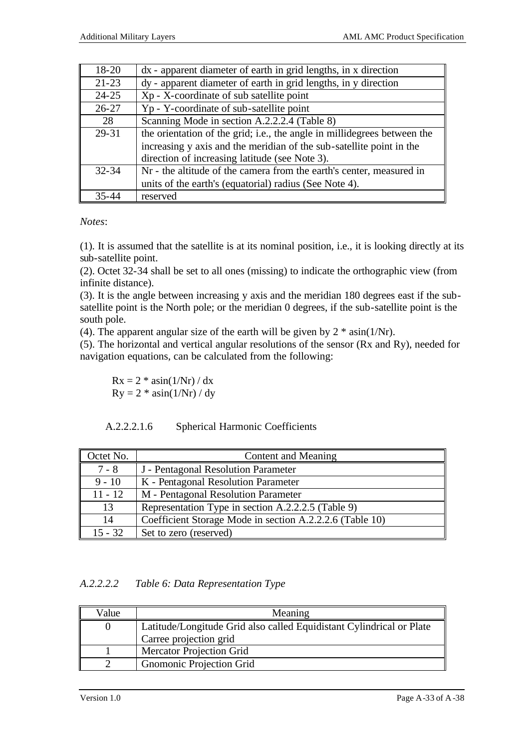| | |
|---|---|
| 18-20 | dx - apparent diameter of earth in grid lengths, in x direction |
| 21-23 | dy - apparent diameter of earth in grid lengths, in y direction |
| 24-25 | Xp - X-coordinate of sub satellite point |
| 26-27 | Yp - Y-coordinate of sub-satellite point |
| 28 | Scanning Mode in section A.2.2.2.4 (Table 8) |
| 29-31 | the orientation of the grid; i.e., the angle in millidegrees between the increasing y axis and the meridian of the sub-satellite point in the direction of increasing latitude (see Note 3). |
| 32-34 | Nr - the altitude of the camera from the earth's center, measured in units of the earth's (equatorial) radius (See Note 4). |
| 35-44 | reserved |

*Notes*:

(1). It is assumed that the satellite is at its nominal position, i.e., it is looking directly at its sub-satellite point.
(2). Octet 32-34 shall be set to all ones (missing) to indicate the orthographic view (from infinite distance).
(3). It is the angle between increasing y axis and the meridian 180 degrees east if the sub-satellite point is the North pole; or the meridian 0 degrees, if the sub-satellite point is the south pole.
(4). The apparent angular size of the earth will be given by $2 * \text{asin}(1/Nr)$.
(5). The horizontal and vertical angular resolutions of the sensor (Rx and Ry), needed for navigation equations, can be calculated from the following:

$$Rx = 2 * \text{asin}(1/Nr) / dx$$
$$Ry = 2 * \text{asin}(1/Nr) / dy$$

A.2.2.2.1.6 Spherical Harmonic Coefficients

| Octet No. | Content and Meaning |
|---|---|
| 7 - 8 | J - Pentagonal Resolution Parameter |
| 9 - 10 | K - Pentagonal Resolution Parameter |
| 11 - 12 | M - Pentagonal Resolution Parameter |
| 13 | Representation Type in section A.2.2.2.5 (Table 9) |
| 14 | Coefficient Storage Mode in section A.2.2.2.6 (Table 10) |
| 15 - 32 | Set to zero (reserved) |

*A.2.2.2.2 Table 6: Data Representation Type*

| Value | Meaning |
|---|---|
| 0 | Latitude/Longitude Grid also called Equidistant Cylindrical or Plate Carree projection grid |
| 1 | Mercator Projection Grid |
| 2 | Gnomonic Projection Grid |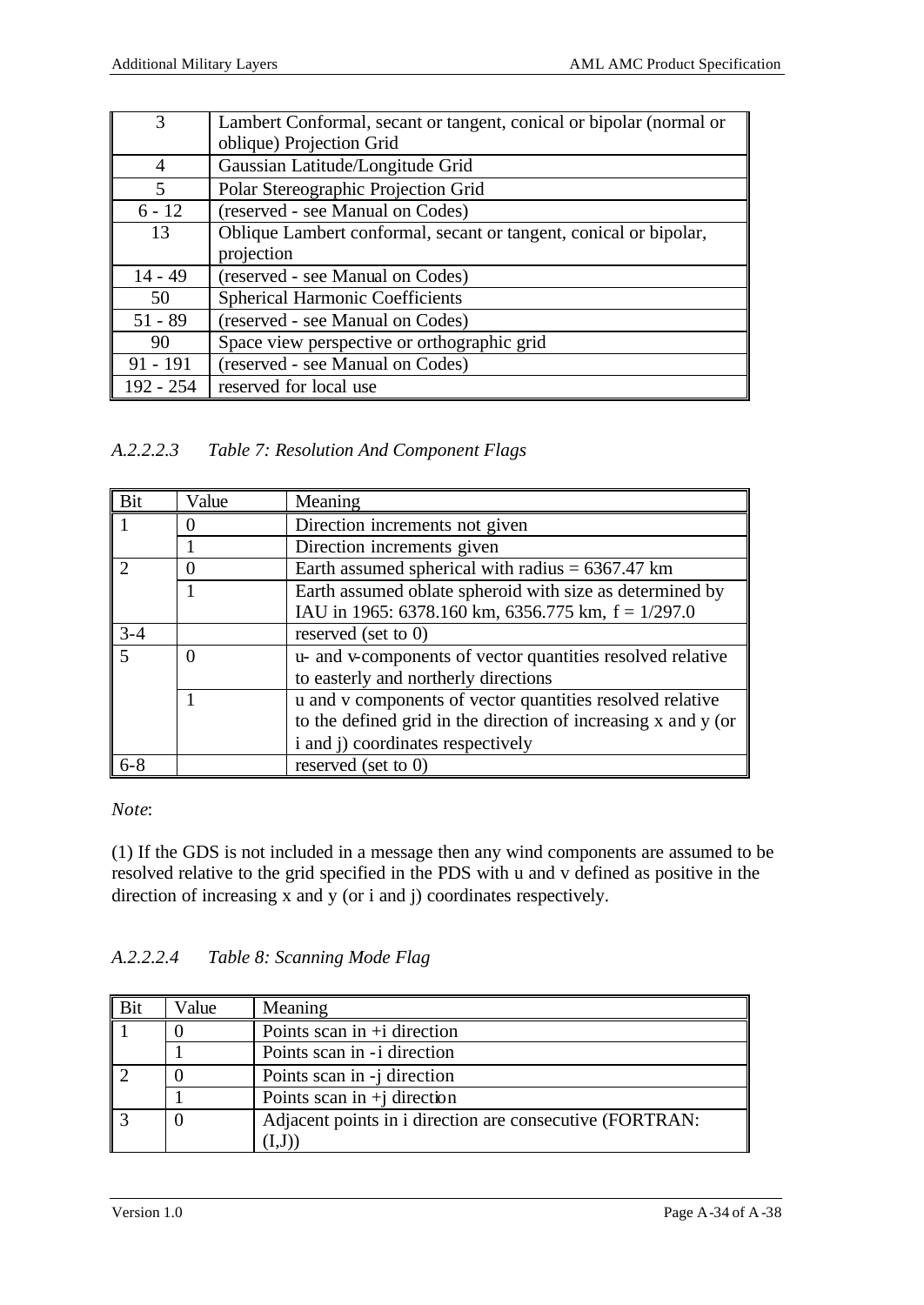| | |
|---|---|
| 3 | Lambert Conformal, secant or tangent, conical or bipolar (normal or oblique) Projection Grid |
| 4 | Gaussian Latitude/Longitude Grid |
| 5 | Polar Stereographic Projection Grid |
| 6 - 12 | (reserved - see Manual on Codes) |
| 13 | Oblique Lambert conformal, secant or tangent, conical or bipolar, projection |
| 14 - 49 | (reserved - see Manual on Codes) |
| 50 | Spherical Harmonic Coefficients |
| 51 - 89 | (reserved - see Manual on Codes) |
| 90 | Space view perspective or orthographic grid |
| 91 - 191 | (reserved - see Manual on Codes) |
| 192 - 254 | reserved for local use |

#### *A.2.2.2.3 Table 7: Resolution And Component Flags*

| Bit | Value | Meaning |
|---|---|---|
| 1 | 0 | Direction increments not given |
| | 1 | Direction increments given |
| 2 | 0 | Earth assumed spherical with radius = 6367.47 km |
| | 1 | Earth assumed oblate spheroid with size as determined by IAU in 1965: 6378.160 km, 6356.775 km, f = 1/297.0 |
| 3-4 | | reserved (set to 0) |
| 5 | 0 | u- and v-components of vector quantities resolved relative to easterly and northerly directions |
| | 1 | u and v components of vector quantities resolved relative to the defined grid in the direction of increasing x and y (or i and j) coordinates respectively |
| 6-8 | | reserved (set to 0) |

*Note*:

(1) If the GDS is not included in a message then any wind components are assumed to be resolved relative to the grid specified in the PDS with u and v defined as positive in the direction of increasing x and y (or i and j) coordinates respectively.

#### *A.2.2.2.4 Table 8: Scanning Mode Flag*

| Bit | Value | Meaning |
|---|---|---|
| 1 | 0 | Points scan in +i direction |
| | 1 | Points scan in -i direction |
| 2 | 0 | Points scan in -j direction |
| | 1 | Points scan in +j direction |
| 3 | 0 | Adjacent points in i direction are consecutive (FORTRAN: (I,J)) |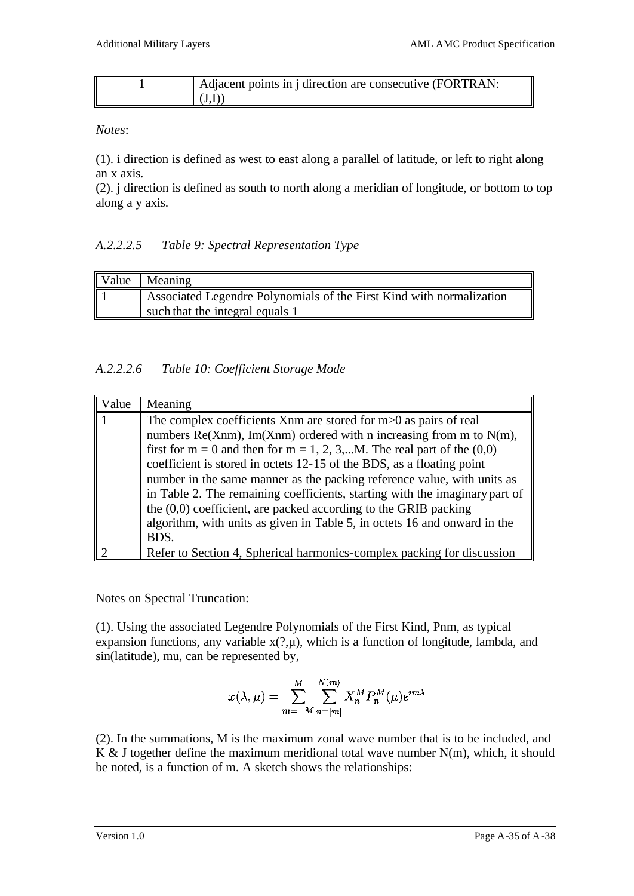|  | 1 | Adjacent points in j direction are consecutive (FORTRAN: (J,I)) |
|---|---|---|

*Notes*:

(1). i direction is defined as west to east along a parallel of latitude, or left to right along an x axis.
(2). j direction is defined as south to north along a meridian of longitude, or bottom to top along a y axis.

### *A.2.2.2.5 Table 9: Spectral Representation Type*

| Value | Meaning |
|---|---|
| 1 | Associated Legendre Polynomials of the First Kind with normalization such that the integral equals 1 |

### *A.2.2.2.6 Table 10: Coefficient Storage Mode*

| Value | Meaning |
|---|---|
| 1 | The complex coefficients Xnm are stored for m>0 as pairs of real numbers Re(Xnm), Im(Xnm) ordered with n increasing from m to N(m), first for m = 0 and then for m = 1, 2, 3,...M. The real part of the (0,0) coefficient is stored in octets 12-15 of the BDS, as a floating point number in the same manner as the packing reference value, with units as in Table 2. The remaining coefficients, starting with the imaginary part of the (0,0) coefficient, are packed according to the GRIB packing algorithm, with units as given in Table 5, in octets 16 and onward in the BDS. |
| 2 | Refer to Section 4, Spherical harmonics-complex packing for discussion |

Notes on Spectral Truncation:

(1). Using the associated Legendre Polynomials of the First Kind, Pnm, as typical expansion functions, any variable x(?,µ), which is a function of longitude, lambda, and sin(latitude), mu, can be represented by,

$$x(\lambda, \mu) = \sum_{m=-M}^{M} \sum_{n=|m|}^{N(m)} X_n^M P_n^M(\mu) e^{im\lambda}$$

(2). In the summations, M is the maximum zonal wave number that is to be included, and K & J together define the maximum meridional total wave number N(m), which, it should be noted, is a function of m. A sketch shows the relationships: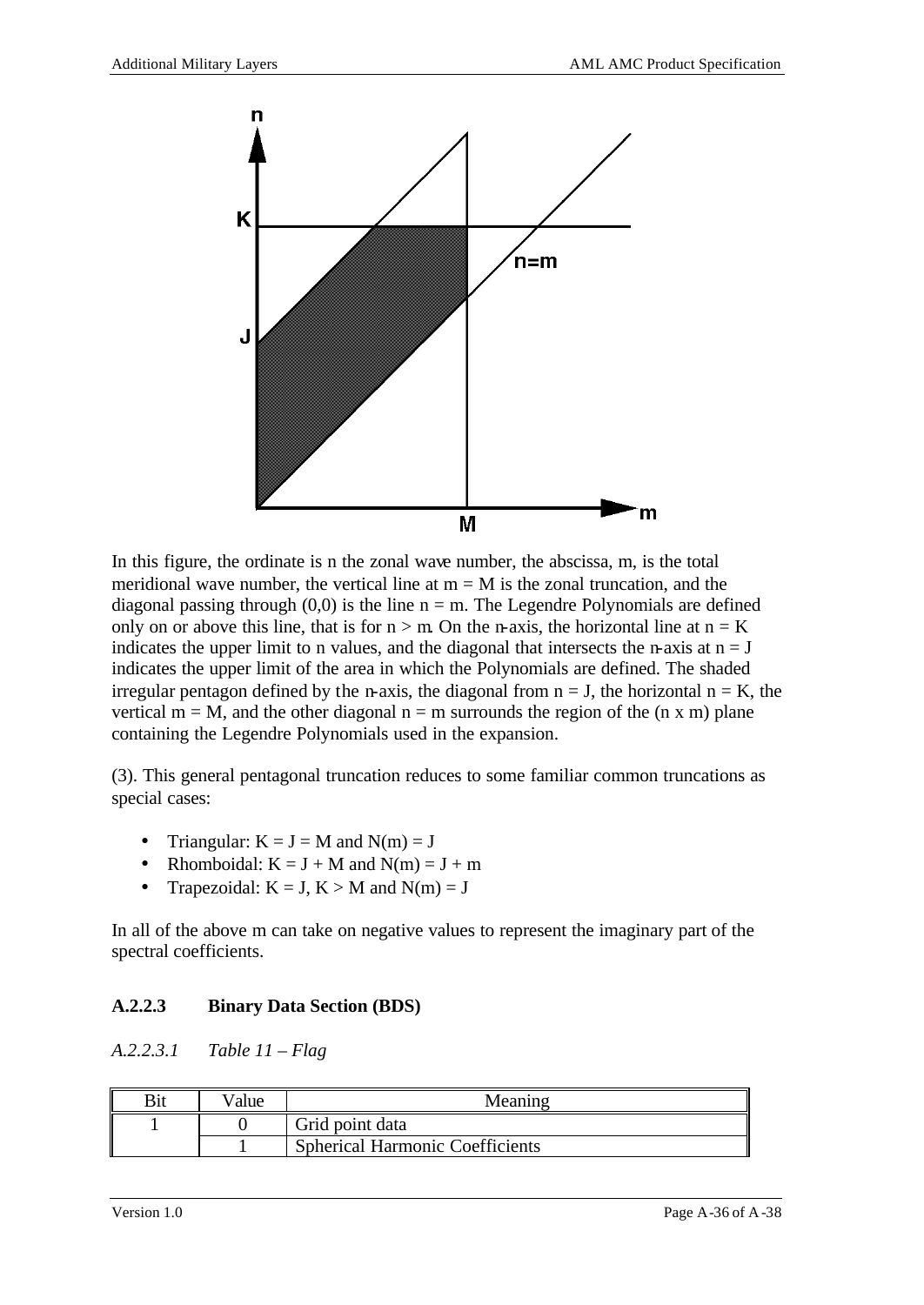In this figure, the ordinate is n the zonal wave number, the abscissa, m, is the total meridional wave number, the vertical line at $m = M$ is the zonal truncation, and the diagonal passing through (0,0) is the line $n = m$. The Legendre Polynomials are defined only on or above this line, that is for $n > m$. On the n-axis, the horizontal line at $n = K$ indicates the upper limit to n values, and the diagonal that intersects the n-axis at $n = J$ indicates the upper limit of the area in which the Polynomials are defined. The shaded irregular pentagon defined by the n-axis, the diagonal from $n = J$, the horizontal $n = K$, the vertical $m = M$, and the other diagonal $n = m$ surrounds the region of the (n x m) plane containing the Legendre Polynomials used in the expansion.

(3). This general pentagonal truncation reduces to some familiar common truncations as special cases:

- Triangular: $K = J = M$ and $N(m) = J$
- Rhomboidal: $K = J + M$ and $N(m) = J + m$
- Trapezoidal: $K = J$, $K > M$ and $N(m) = J$

In all of the above m can take on negative values to represent the imaginary part of the spectral coefficients.

### A.2.2.3 Binary Data Section (BDS)

*A.2.2.3.1 Table 11 – Flag*

| Bit | Value | Meaning |
|---|---|---|
| 1 | 0 | Grid point data |
| | 1 | Spherical Harmonic Coefficients |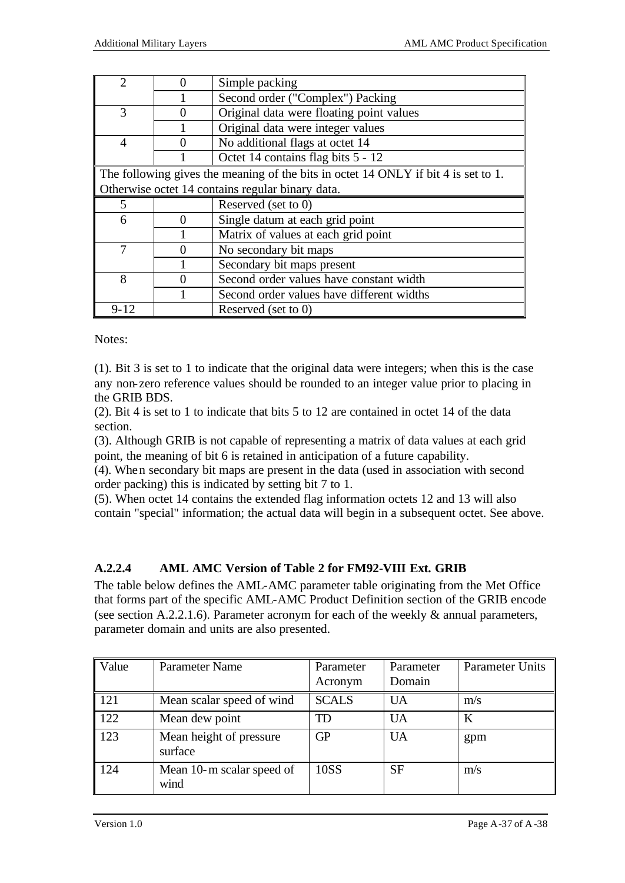| | | |
|---|---|---|
| 2 | 0 | Simple packing |
| | 1 | Second order ("Complex") Packing |
| 3 | 0 | Original data were floating point values |
| | 1 | Original data were integer values |
| 4 | 0 | No additional flags at octet 14 |
| | 1 | Octet 14 contains flag bits 5 - 12 |
| The following gives the meaning of the bits in octet 14 ONLY if bit 4 is set to 1. Otherwise octet 14 contains regular binary data. | | |
| 5 | | Reserved (set to 0) |
| 6 | 0 | Single datum at each grid point |
| | 1 | Matrix of values at each grid point |
| 7 | 0 | No secondary bit maps |
| | 1 | Secondary bit maps present |
| 8 | 0 | Second order values have constant width |
| | 1 | Second order values have different widths |
| 9-12 | | Reserved (set to 0) |

Notes:

(1). Bit 3 is set to 1 to indicate that the original data were integers; when this is the case any non-zero reference values should be rounded to an integer value prior to placing in the GRIB BDS.
(2). Bit 4 is set to 1 to indicate that bits 5 to 12 are contained in octet 14 of the data section.
(3). Although GRIB is not capable of representing a matrix of data values at each grid point, the meaning of bit 6 is retained in anticipation of a future capability.
(4). When secondary bit maps are present in the data (used in association with second order packing) this is indicated by setting bit 7 to 1.
(5). When octet 14 contains the extended flag information octets 12 and 13 will also contain "special" information; the actual data will begin in a subsequent octet. See above.

#### A.2.2.4 AML AMC Version of Table 2 for FM92-VIII Ext. GRIB

The table below defines the AML-AMC parameter table originating from the Met Office that forms part of the specific AML-AMC Product Definition section of the GRIB encode (see section A.2.2.1.6). Parameter acronym for each of the weekly & annual parameters, parameter domain and units are also presented.

| Value | Parameter Name | Parameter Acronym | Parameter Domain | Parameter Units |
|---|---|---|---|---|
| 121 | Mean scalar speed of wind | SCALS | UA | m/s |
| 122 | Mean dew point | TD | UA | K |
| 123 | Mean height of pressure surface | GP | UA | gpm |
| 124 | Mean 10-m scalar speed of wind | 10SS | SF | m/s |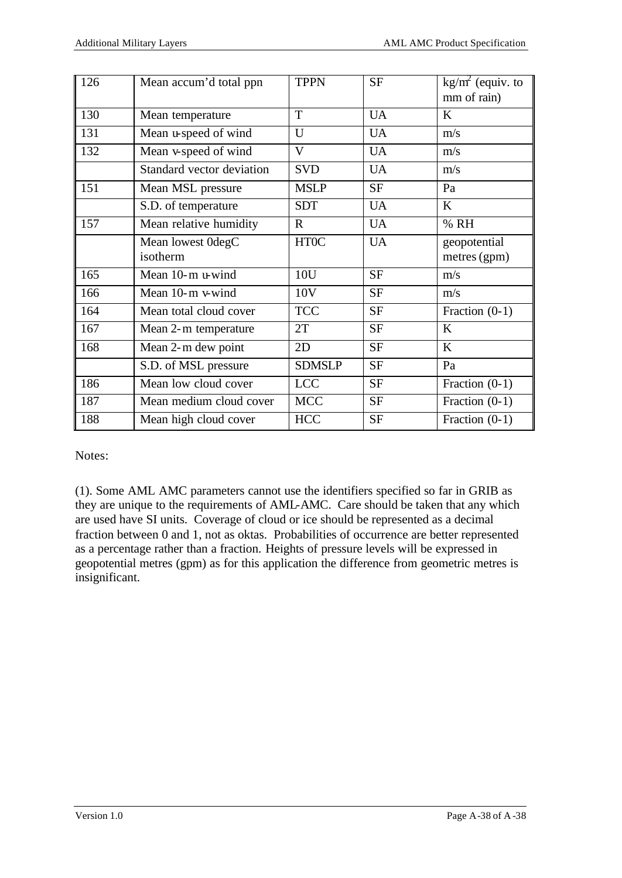| | | | | |
|---|---|---|---|---|
| 126 | Mean accum'd total ppn | TPPN | SF | $kg/m^2$ (equiv. to mm of rain) |
| 130 | Mean temperature | T | UA | K |
| 131 | Mean u-speed of wind | U | UA | m/s |
| 132 | Mean v-speed of wind | V | UA | m/s |
| | Standard vector deviation | SVD | UA | m/s |
| 151 | Mean MSL pressure | MSLP | SF | Pa |
| | S.D. of temperature | SDT | UA | K |
| 157 | Mean relative humidity | R | UA | % RH |
| | Mean lowest 0degC isotherm | HT0C | UA | geopotential metres (gpm) |
| 165 | Mean 10-m u-wind | 10U | SF | m/s |
| 166 | Mean 10-m v-wind | 10V | SF | m/s |
| 164 | Mean total cloud cover | TCC | SF | Fraction (0-1) |
| 167 | Mean 2-m temperature | 2T | SF | K |
| 168 | Mean 2-m dew point | 2D | SF | K |
| | S.D. of MSL pressure | SDMSLP | SF | Pa |
| 186 | Mean low cloud cover | LCC | SF | Fraction (0-1) |
| 187 | Mean medium cloud cover | MCC | SF | Fraction (0-1) |
| 188 | Mean high cloud cover | HCC | SF | Fraction (0-1) |

Notes:

(1). Some AML AMC parameters cannot use the identifiers specified so far in GRIB as they are unique to the requirements of AML-AMC. Care should be taken that any which are used have SI units. Coverage of cloud or ice should be represented as a decimal fraction between 0 and 1, not as oktas. Probabilities of occurrence are better represented as a percentage rather than a fraction. Heights of pressure levels will be expressed in geopotential metres (gpm) as for this application the difference from geometric metres is insignificant.